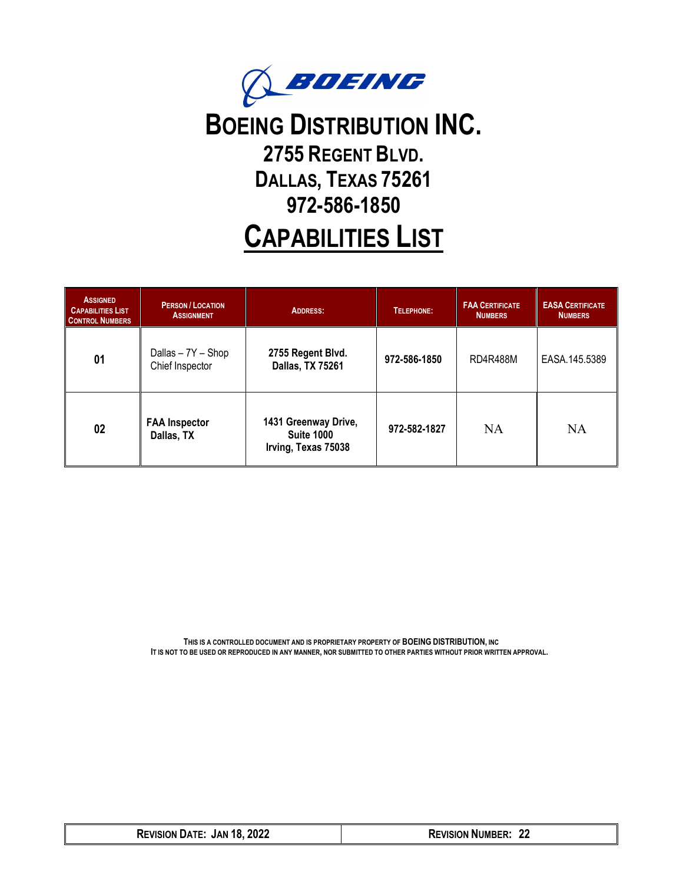BOEING

# BOEING DISTRIBUTION INC.

## 2755 REGENT BLVD.
## DALLAS, TEXAS 75261
## 972-586-1850

# CAPABILITIES LIST

| ASSIGNED CAPABILITIES LIST CONTROL NUMBERS | PERSON / LOCATION ASSIGNMENT | ADDRESS: | TELEPHONE: | FAA CERTIFICATE NUMBERS | EASA CERTIFICATE NUMBERS |
|---|---|---|---|---|---|
| **01** | Dallas – 7Y – Shop Chief Inspector | **2755 Regent Blvd. Dallas, TX 75261** | **972-586-1850** | RD4R488M | EASA.145.5389 |
| **02** | **FAA Inspector Dallas, TX** | **1431 Greenway Drive, Suite 1000 Irving, Texas 75038** | **972-582-1827** | NA | NA |

**THIS IS A CONTROLLED DOCUMENT AND IS PROPRIETARY PROPERTY OF BOEING DISTRIBUTION, INC**
**IT IS NOT TO BE USED OR REPRODUCED IN ANY MANNER, NOR SUBMITTED TO OTHER PARTIES WITHOUT PRIOR WRITTEN APPROVAL.**

| REVISION DATE: JAN 18, 2022 | REVISION NUMBER: 22 |
|---|---|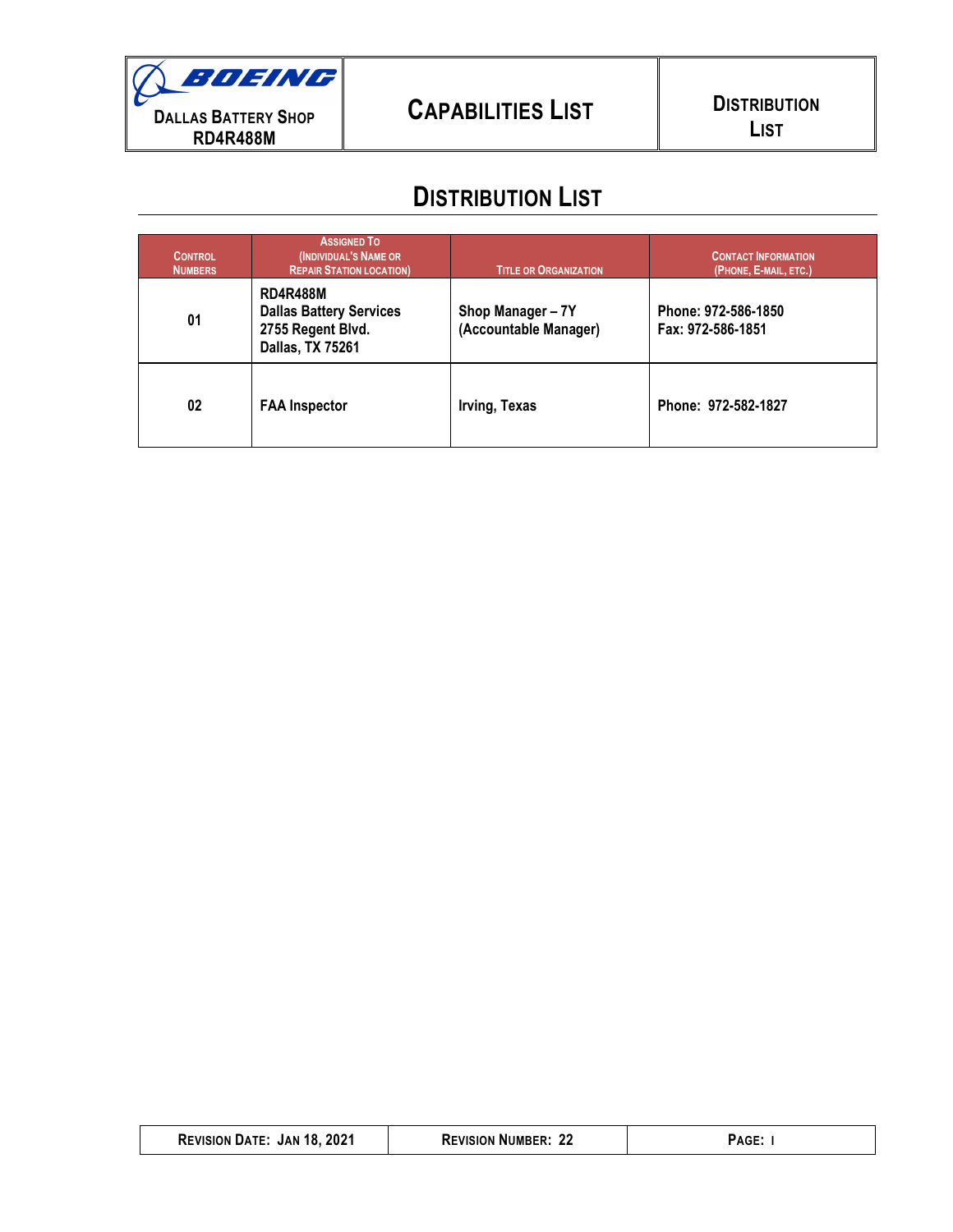# DISTRIBUTION LIST

| CONTROL NUMBERS | ASSIGNED TO (INDIVIDUAL'S NAME OR REPAIR STATION LOCATION) | TITLE OR ORGANIZATION | CONTACT INFORMATION (PHONE, E-MAIL, ETC.) |
|---|---|---|---|
| 01 | **RD4R488M**<br>**Dallas Battery Services**<br>**2755 Regent Blvd.**<br>**Dallas, TX 75261** | **Shop Manager – 7Y**<br>**(Accountable Manager)** | **Phone: 972-586-1850**<br>**Fax: 972-586-1851** |
| 02 | **FAA Inspector** | **Irving, Texas** | **Phone: 972-582-1827** |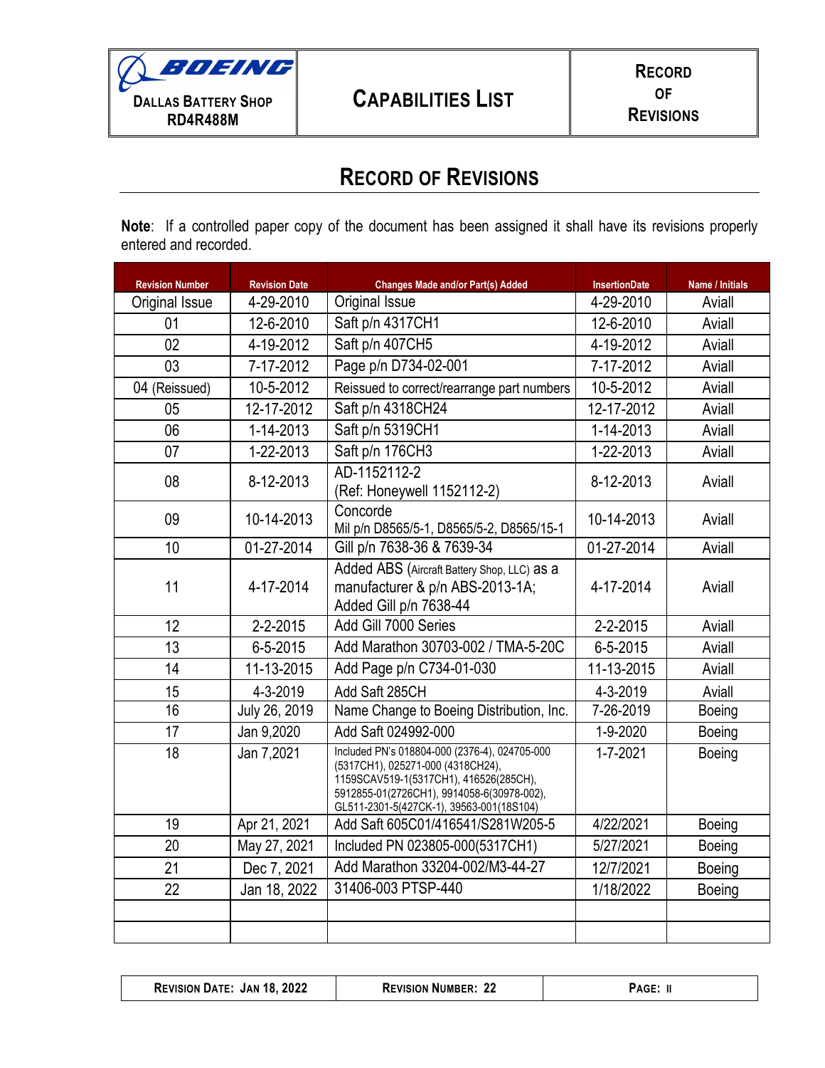# RECORD OF REVISIONS

**Note**: If a controlled paper copy of the document has been assigned it shall have its revisions properly entered and recorded.

| Revision Number | Revision Date | Changes Made and/or Part(s) Added | InsertionDate | Name / Initials |
|---|---|---|---|---|
| Original Issue | 4-29-2010 | Original Issue | 4-29-2010 | Aviall |
| 01 | 12-6-2010 | Saft p/n 4317CH1 | 12-6-2010 | Aviall |
| 02 | 4-19-2012 | Saft p/n 407CH5 | 4-19-2012 | Aviall |
| 03 | 7-17-2012 | Page p/n D734-02-001 | 7-17-2012 | Aviall |
| 04 (Reissued) | 10-5-2012 | Reissued to correct/rearrange part numbers | 10-5-2012 | Aviall |
| 05 | 12-17-2012 | Saft p/n 4318CH24 | 12-17-2012 | Aviall |
| 06 | 1-14-2013 | Saft p/n 5319CH1 | 1-14-2013 | Aviall |
| 07 | 1-22-2013 | Saft p/n 176CH3 | 1-22-2013 | Aviall |
| 08 | 8-12-2013 | AD-1152112-2<br>(Ref: Honeywell 1152112-2) | 8-12-2013 | Aviall |
| 09 | 10-14-2013 | Concorde<br>Mil p/n D8565/5-1, D8565/5-2, D8565/15-1 | 10-14-2013 | Aviall |
| 10 | 01-27-2014 | Gill p/n 7638-36 & 7639-34 | 01-27-2014 | Aviall |
| 11 | 4-17-2014 | Added ABS (Aircraft Battery Shop, LLC) as a manufacturer & p/n ABS-2013-1A; Added Gill p/n 7638-44 | 4-17-2014 | Aviall |
| 12 | 2-2-2015 | Add Gill 7000 Series | 2-2-2015 | Aviall |
| 13 | 6-5-2015 | Add Marathon 30703-002 / TMA-5-20C | 6-5-2015 | Aviall |
| 14 | 11-13-2015 | Add Page p/n C734-01-030 | 11-13-2015 | Aviall |
| 15 | 4-3-2019 | Add Saft 285CH | 4-3-2019 | Aviall |
| 16 | July 26, 2019 | Name Change to Boeing Distribution, Inc. | 7-26-2019 | Boeing |
| 17 | Jan 9,2020 | Add Saft 024992-000 | 1-9-2020 | Boeing |
| 18 | Jan 7,2021 | Included PN's 018804-000 (2376-4), 024705-000 (5317CH1), 025271-000 (4318CH24), 1159SCAV519-1(5317CH1), 416526(285CH), 5912855-01(2726CH1), 9914058-6(30978-002), GL511-2301-5(427CK-1), 39563-001(18S104) | 1-7-2021 | Boeing |
| 19 | Apr 21, 2021 | Add Saft 605C01/416541/S281W205-5 | 4/22/2021 | Boeing |
| 20 | May 27, 2021 | Included PN 023805-000(5317CH1) | 5/27/2021 | Boeing |
| 21 | Dec 7, 2021 | Add Marathon 33204-002/M3-44-27 | 12/7/2021 | Boeing |
| 22 | Jan 18, 2022 | 31406-003 PTSP-440 | 1/18/2022 | Boeing |
| | | | | |
| | | | | |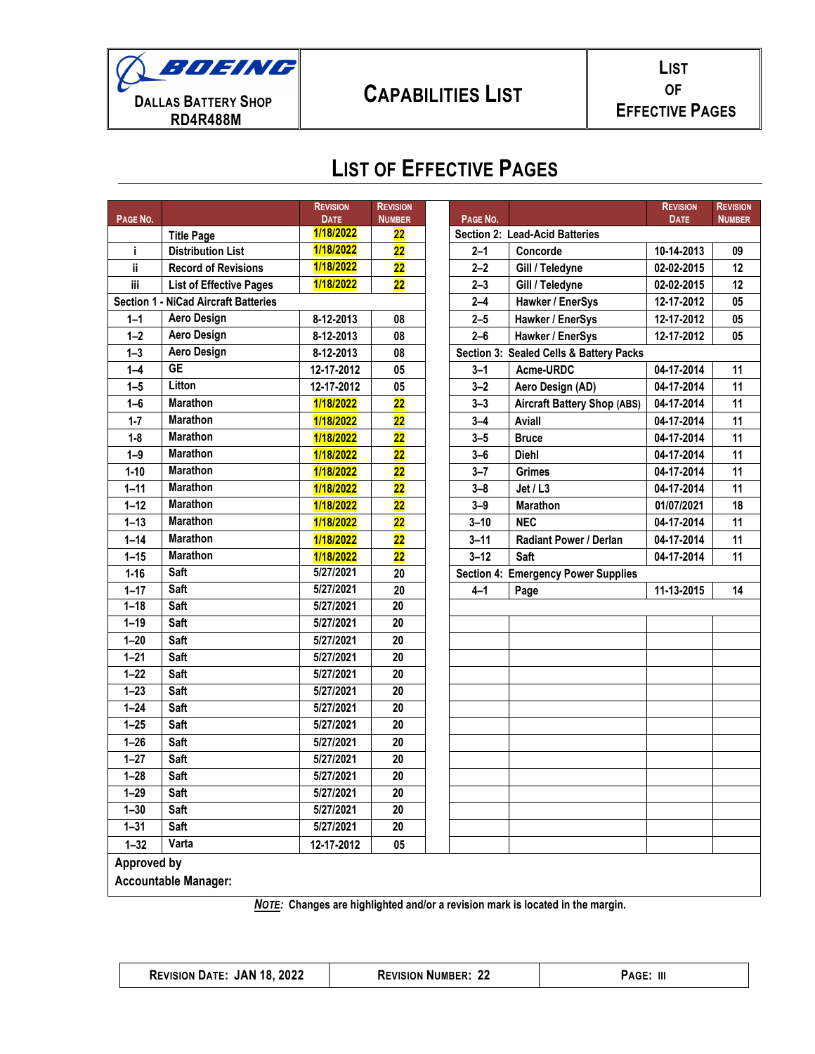# LIST OF EFFECTIVE PAGES

| Page No. | | Revision Date | Revision Number |
|---|---|---|---|
| | Title Page | 1/18/2022 | 22 |
| i | Distribution List | 1/18/2022 | 22 |
| ii | Record of Revisions | 1/18/2022 | 22 |
| iii | List of Effective Pages | 1/18/2022 | 22 |
| **Section 1 - NiCad Aircraft Batteries** | | | |
| 1–1 | Aero Design | 8-12-2013 | 08 |
| 1–2 | Aero Design | 8-12-2013 | 08 |
| 1–3 | Aero Design | 8-12-2013 | 08 |
| 1–4 | GE | 12-17-2012 | 05 |
| 1–5 | Litton | 12-17-2012 | 05 |
| 1–6 | Marathon | 1/18/2022 | 22 |
| 1-7 | Marathon | 1/18/2022 | 22 |
| 1-8 | Marathon | 1/18/2022 | 22 |
| 1–9 | Marathon | 1/18/2022 | 22 |
| 1-10 | Marathon | 1/18/2022 | 22 |
| 1–11 | Marathon | 1/18/2022 | 22 |
| 1–12 | Marathon | 1/18/2022 | 22 |
| 1–13 | Marathon | 1/18/2022 | 22 |
| 1–14 | Marathon | 1/18/2022 | 22 |
| 1–15 | Marathon | 1/18/2022 | 22 |
| 1-16 | Saft | 5/27/2021 | 20 |
| 1–17 | Saft | 5/27/2021 | 20 |
| 1–18 | Saft | 5/27/2021 | 20 |
| 1–19 | Saft | 5/27/2021 | 20 |
| 1–20 | Saft | 5/27/2021 | 20 |
| 1–21 | Saft | 5/27/2021 | 20 |
| 1–22 | Saft | 5/27/2021 | 20 |
| 1–23 | Saft | 5/27/2021 | 20 |
| 1–24 | Saft | 5/27/2021 | 20 |
| 1–25 | Saft | 5/27/2021 | 20 |
| 1–26 | Saft | 5/27/2021 | 20 |
| 1–27 | Saft | 5/27/2021 | 20 |
| 1–28 | Saft | 5/27/2021 | 20 |
| 1–29 | Saft | 5/27/2021 | 20 |
| 1–30 | Saft | 5/27/2021 | 20 |
| 1–31 | Saft | 5/27/2021 | 20 |
| 1–32 | Varta | 12-17-2012 | 05 |

| Page No. | | Revision Date | Revision Number |
|---|---|---|---|
| **Section 2: Lead-Acid Batteries** | | | |
| 2–1 | Concorde | 10-14-2013 | 09 |
| 2–2 | Gill / Teledyne | 02-02-2015 | 12 |
| 2–3 | Gill / Teledyne | 02-02-2015 | 12 |
| 2–4 | Hawker / EnerSys | 12-17-2012 | 05 |
| 2–5 | Hawker / EnerSys | 12-17-2012 | 05 |
| 2–6 | Hawker / EnerSys | 12-17-2012 | 05 |
| **Section 3: Sealed Cells & Battery Packs** | | | |
| 3–1 | Acme-URDC | 04-17-2014 | 11 |
| 3–2 | Aero Design (AD) | 04-17-2014 | 11 |
| 3–3 | Aircraft Battery Shop (ABS) | 04-17-2014 | 11 |
| 3–4 | Aviall | 04-17-2014 | 11 |
| 3–5 | Bruce | 04-17-2014 | 11 |
| 3–6 | Diehl | 04-17-2014 | 11 |
| 3–7 | Grimes | 04-17-2014 | 11 |
| 3–8 | Jet / L3 | 04-17-2014 | 11 |
| 3–9 | Marathon | 01/07/2021 | 18 |
| 3–10 | NEC | 04-17-2014 | 11 |
| 3–11 | Radiant Power / Derlan | 04-17-2014 | 11 |
| 3–12 | Saft | 04-17-2014 | 11 |
| **Section 4: Emergency Power Supplies** | | | |
| 4–1 | Page | 11-13-2015 | 14 |

Approved by
Accountable Manager:

***NOTE*: Changes are highlighted and/or a revision mark is located in the margin.**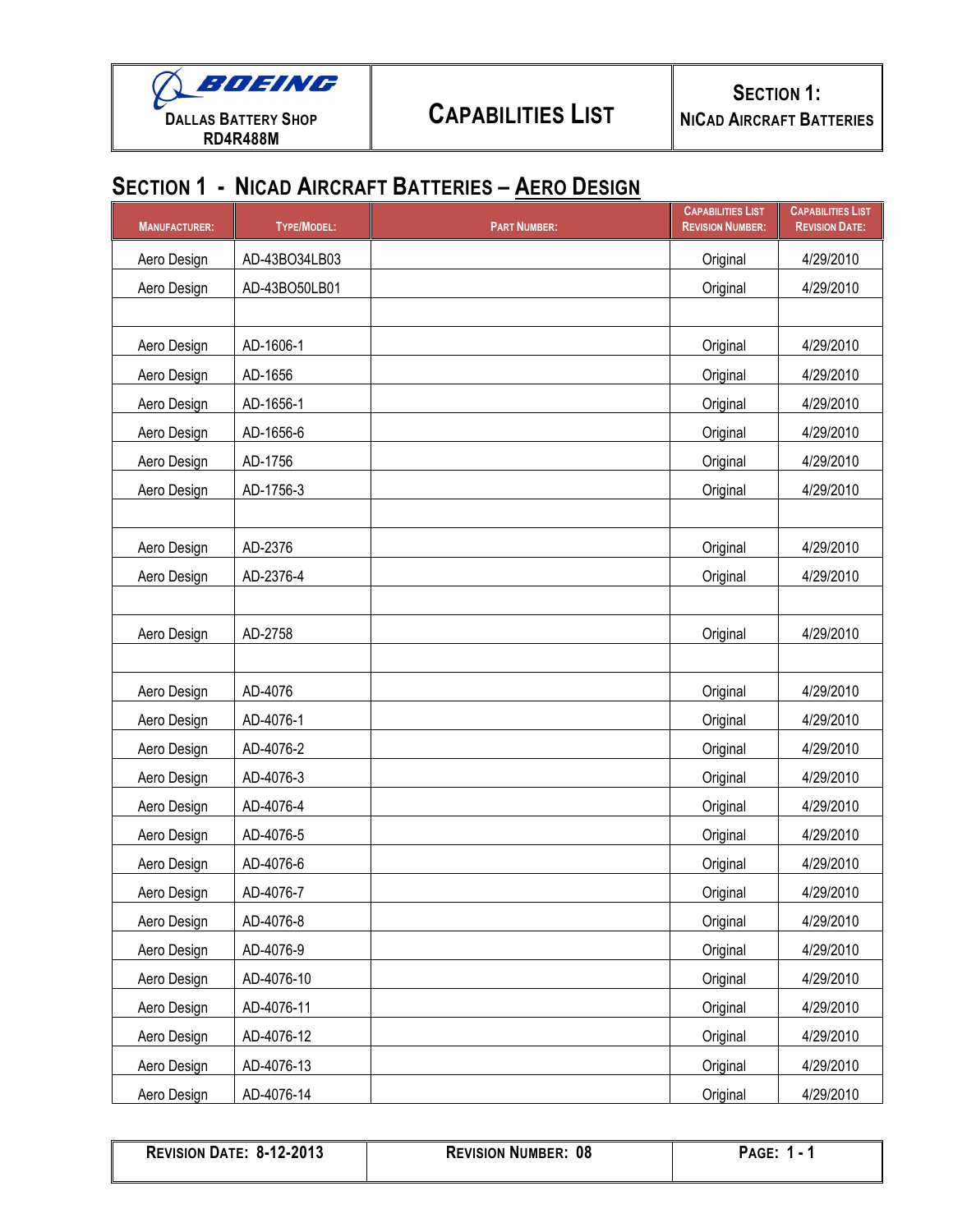| BOEING<br>Dallas Battery Shop<br>RD4R488M | Capabilities List | Section 1:<br>NiCad Aircraft Batteries |
|---|---|---|

## Section 1 - NiCad Aircraft Batteries – Aero Design

| Manufacturer: | Type/Model: | Part Number: | Capabilities List Revision Number: | Capabilities List Revision Date: |
|---|---|---|---|---|
| Aero Design | AD-43BO34LB03 | | Original | 4/29/2010 |
| Aero Design | AD-43BO50LB01 | | Original | 4/29/2010 |
| | | | | |
| Aero Design | AD-1606-1 | | Original | 4/29/2010 |
| Aero Design | AD-1656 | | Original | 4/29/2010 |
| Aero Design | AD-1656-1 | | Original | 4/29/2010 |
| Aero Design | AD-1656-6 | | Original | 4/29/2010 |
| Aero Design | AD-1756 | | Original | 4/29/2010 |
| Aero Design | AD-1756-3 | | Original | 4/29/2010 |
| | | | | |
| Aero Design | AD-2376 | | Original | 4/29/2010 |
| Aero Design | AD-2376-4 | | Original | 4/29/2010 |
| | | | | |
| Aero Design | AD-2758 | | Original | 4/29/2010 |
| | | | | |
| Aero Design | AD-4076 | | Original | 4/29/2010 |
| Aero Design | AD-4076-1 | | Original | 4/29/2010 |
| Aero Design | AD-4076-2 | | Original | 4/29/2010 |
| Aero Design | AD-4076-3 | | Original | 4/29/2010 |
| Aero Design | AD-4076-4 | | Original | 4/29/2010 |
| Aero Design | AD-4076-5 | | Original | 4/29/2010 |
| Aero Design | AD-4076-6 | | Original | 4/29/2010 |
| Aero Design | AD-4076-7 | | Original | 4/29/2010 |
| Aero Design | AD-4076-8 | | Original | 4/29/2010 |
| Aero Design | AD-4076-9 | | Original | 4/29/2010 |
| Aero Design | AD-4076-10 | | Original | 4/29/2010 |
| Aero Design | AD-4076-11 | | Original | 4/29/2010 |
| Aero Design | AD-4076-12 | | Original | 4/29/2010 |
| Aero Design | AD-4076-13 | | Original | 4/29/2010 |
| Aero Design | AD-4076-14 | | Original | 4/29/2010 |

| Revision Date: 8-12-2013 | Revision Number: 08 | Page: 1 - 1 |
|---|---|---|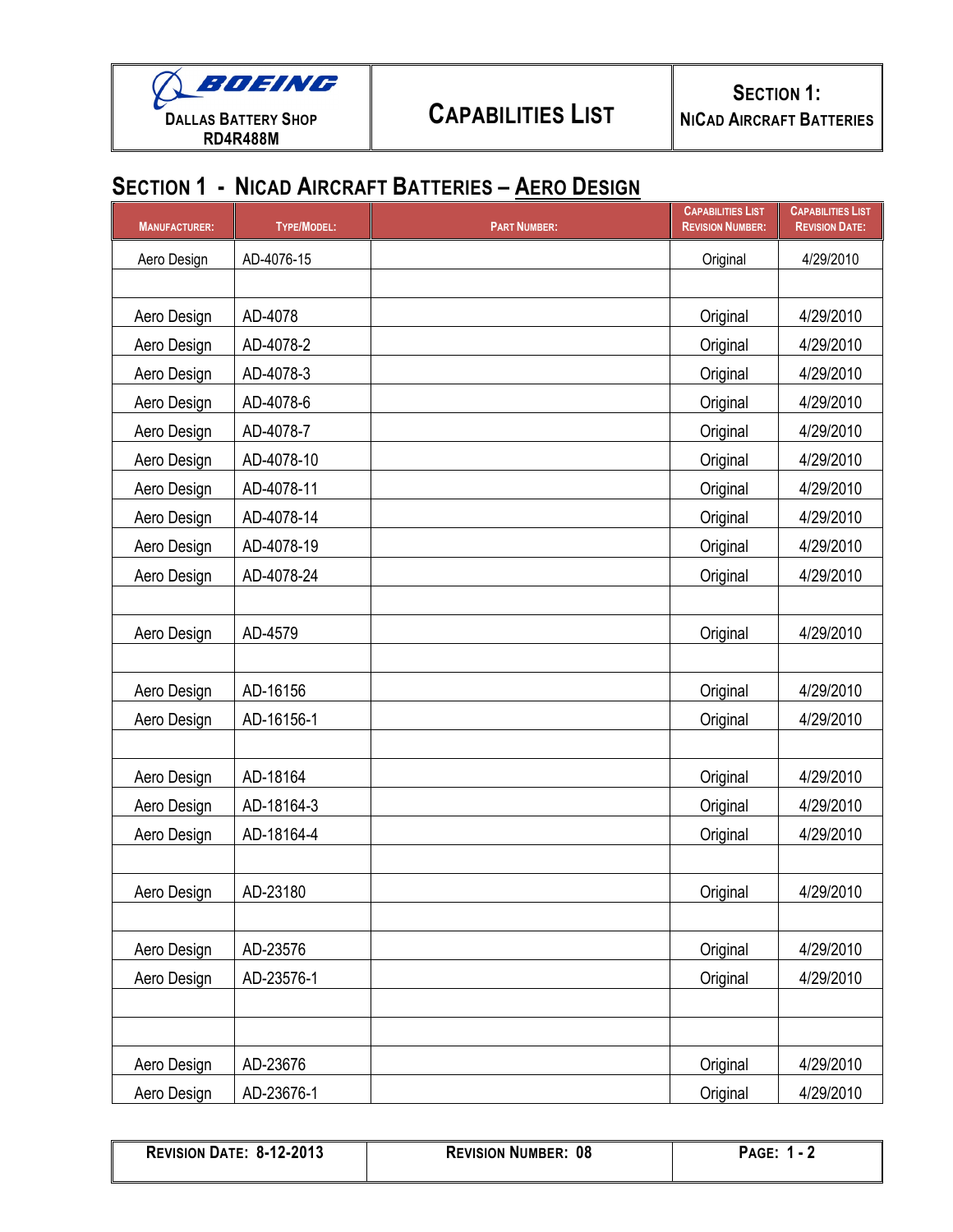## Section 1 - NiCad Aircraft Batteries – Aero Design

| Manufacturer: | Type/Model: | Part Number: | Capabilities List Revision Number: | Capabilities List Revision Date: |
|---|---|---|---|---|
| Aero Design | AD-4076-15 | | Original | 4/29/2010 |
| | | | | |
| Aero Design | AD-4078 | | Original | 4/29/2010 |
| Aero Design | AD-4078-2 | | Original | 4/29/2010 |
| Aero Design | AD-4078-3 | | Original | 4/29/2010 |
| Aero Design | AD-4078-6 | | Original | 4/29/2010 |
| Aero Design | AD-4078-7 | | Original | 4/29/2010 |
| Aero Design | AD-4078-10 | | Original | 4/29/2010 |
| Aero Design | AD-4078-11 | | Original | 4/29/2010 |
| Aero Design | AD-4078-14 | | Original | 4/29/2010 |
| Aero Design | AD-4078-19 | | Original | 4/29/2010 |
| Aero Design | AD-4078-24 | | Original | 4/29/2010 |
| | | | | |
| Aero Design | AD-4579 | | Original | 4/29/2010 |
| | | | | |
| Aero Design | AD-16156 | | Original | 4/29/2010 |
| Aero Design | AD-16156-1 | | Original | 4/29/2010 |
| | | | | |
| Aero Design | AD-18164 | | Original | 4/29/2010 |
| Aero Design | AD-18164-3 | | Original | 4/29/2010 |
| Aero Design | AD-18164-4 | | Original | 4/29/2010 |
| | | | | |
| Aero Design | AD-23180 | | Original | 4/29/2010 |
| | | | | |
| Aero Design | AD-23576 | | Original | 4/29/2010 |
| Aero Design | AD-23576-1 | | Original | 4/29/2010 |
| | | | | |
| | | | | |
| Aero Design | AD-23676 | | Original | 4/29/2010 |
| Aero Design | AD-23676-1 | | Original | 4/29/2010 |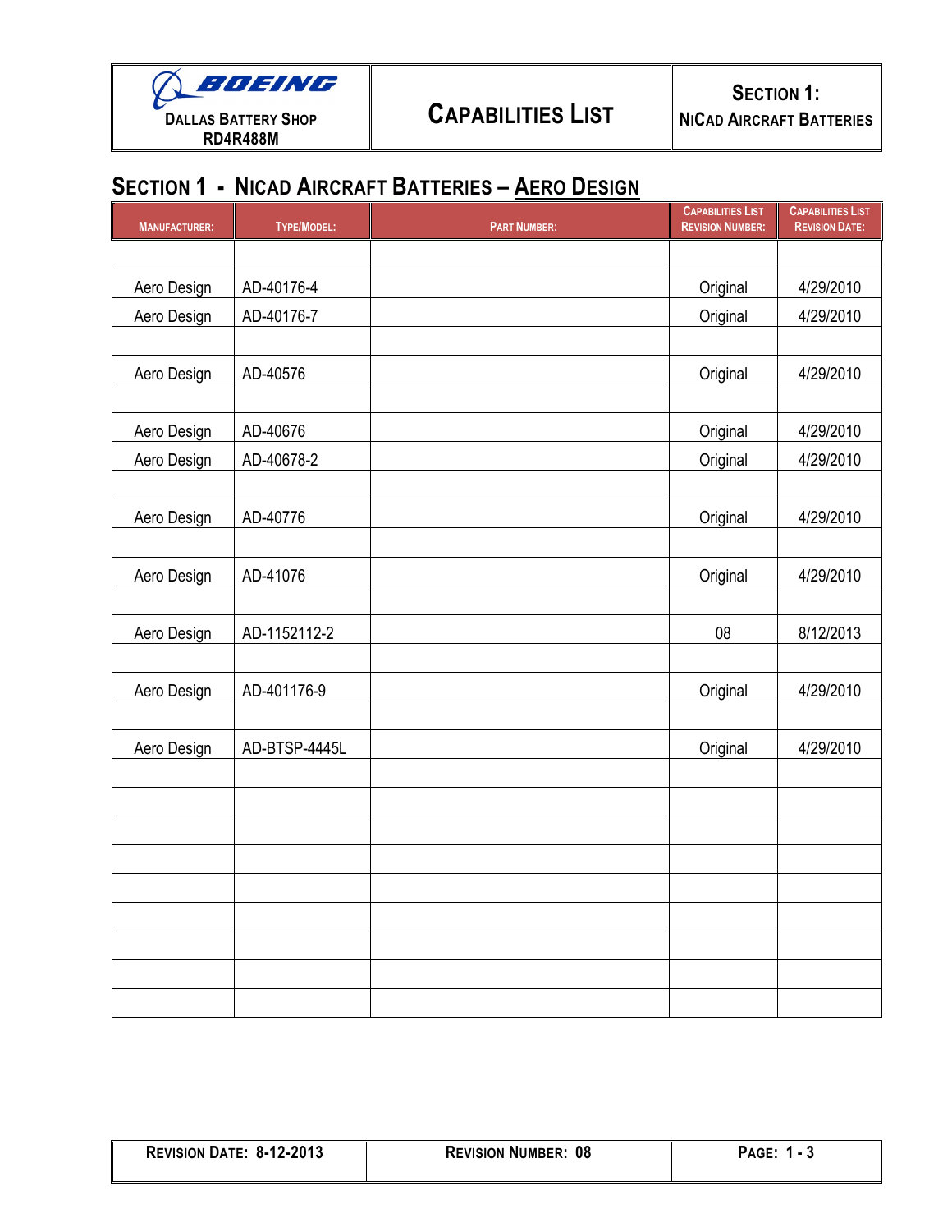## Section 1 - NiCad Aircraft Batteries – Aero Design

| Manufacturer: | Type/Model: | Part Number: | Capabilities List Revision Number: | Capabilities List Revision Date: |
|---|---|---|---|---|
| Aero Design | AD-40176-4 | | Original | 4/29/2010 |
| Aero Design | AD-40176-7 | | Original | 4/29/2010 |
| Aero Design | AD-40576 | | Original | 4/29/2010 |
| Aero Design | AD-40676 | | Original | 4/29/2010 |
| Aero Design | AD-40678-2 | | Original | 4/29/2010 |
| Aero Design | AD-40776 | | Original | 4/29/2010 |
| Aero Design | AD-41076 | | Original | 4/29/2010 |
| Aero Design | AD-1152112-2 | | 08 | 8/12/2013 |
| Aero Design | AD-401176-9 | | Original | 4/29/2010 |
| Aero Design | AD-BTSP-4445L | | Original | 4/29/2010 |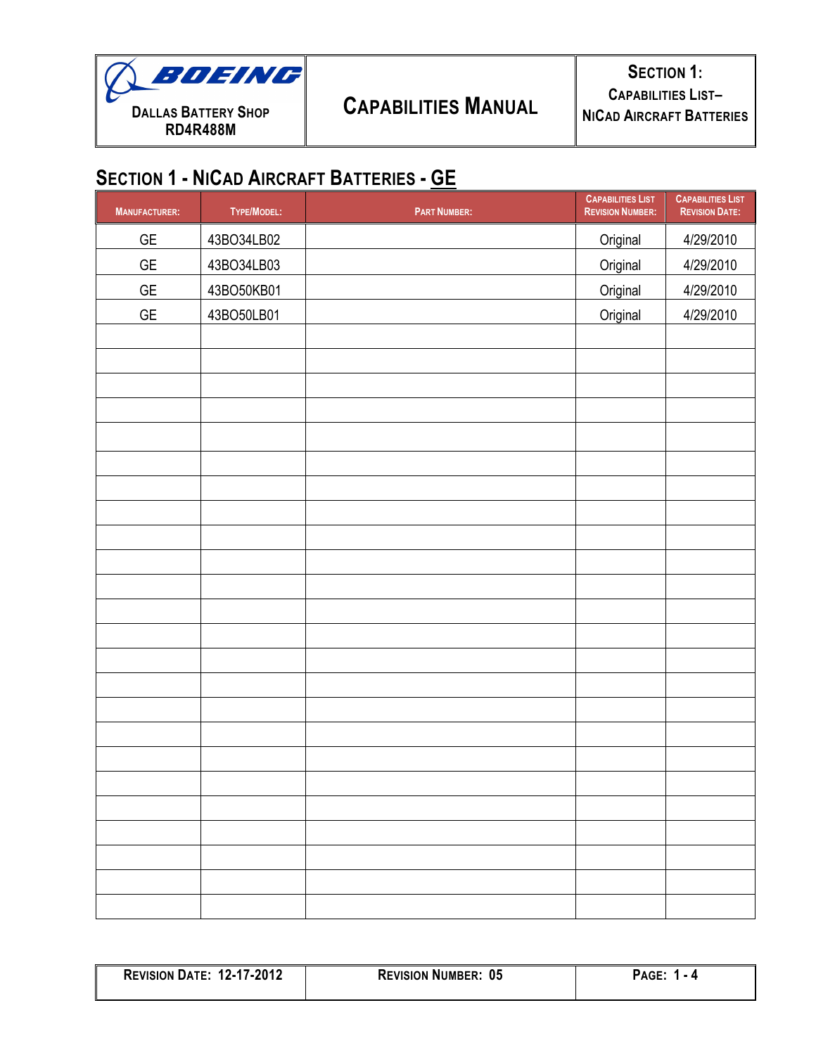## Section 1 - NiCad Aircraft Batteries - GE

| Manufacturer: | Type/Model: | Part Number: | Capabilities List Revision Number: | Capabilities List Revision Date: |
|---|---|---|---|---|
| GE | 43BO34LB02 | | Original | 4/29/2010 |
| GE | 43BO34LB03 | | Original | 4/29/2010 |
| GE | 43BO50KB01 | | Original | 4/29/2010 |
| GE | 43BO50LB01 | | Original | 4/29/2010 |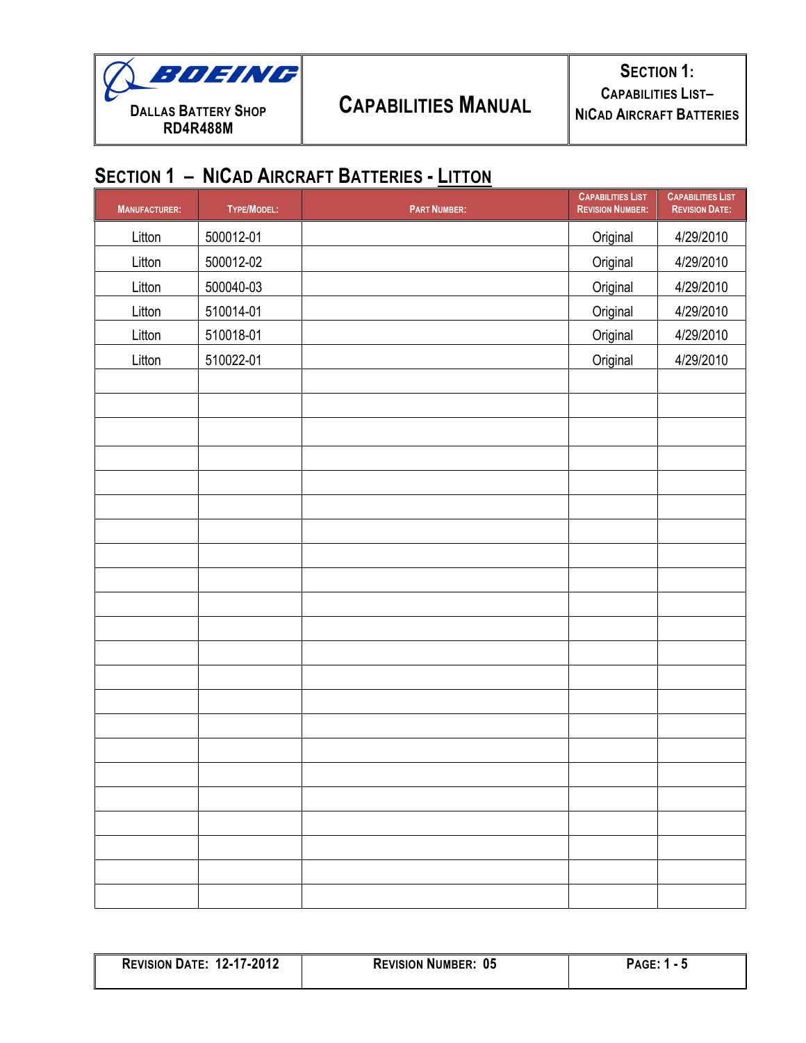## SECTION 1 – NICAD AIRCRAFT BATTERIES - LITTON

| MANUFACTURER: | TYPE/MODEL: | PART NUMBER: | CAPABILITIES LIST REVISION NUMBER: | CAPABILITIES LIST REVISION DATE: |
|---|---|---|---|---|
| Litton | 500012-01 | | Original | 4/29/2010 |
| Litton | 500012-02 | | Original | 4/29/2010 |
| Litton | 500040-03 | | Original | 4/29/2010 |
| Litton | 510014-01 | | Original | 4/29/2010 |
| Litton | 510018-01 | | Original | 4/29/2010 |
| Litton | 510022-01 | | Original | 4/29/2010 |
| | | | | |
| | | | | |
| | | | | |
| | | | | |
| | | | | |
| | | | | |
| | | | | |
| | | | | |
| | | | | |
| | | | | |
| | | | | |
| | | | | |
| | | | | |
| | | | | |
| | | | | |
| | | | | |
| | | | | |
| | | | | |
| | | | | |
| | | | | |
| | | | | |
| | | | | |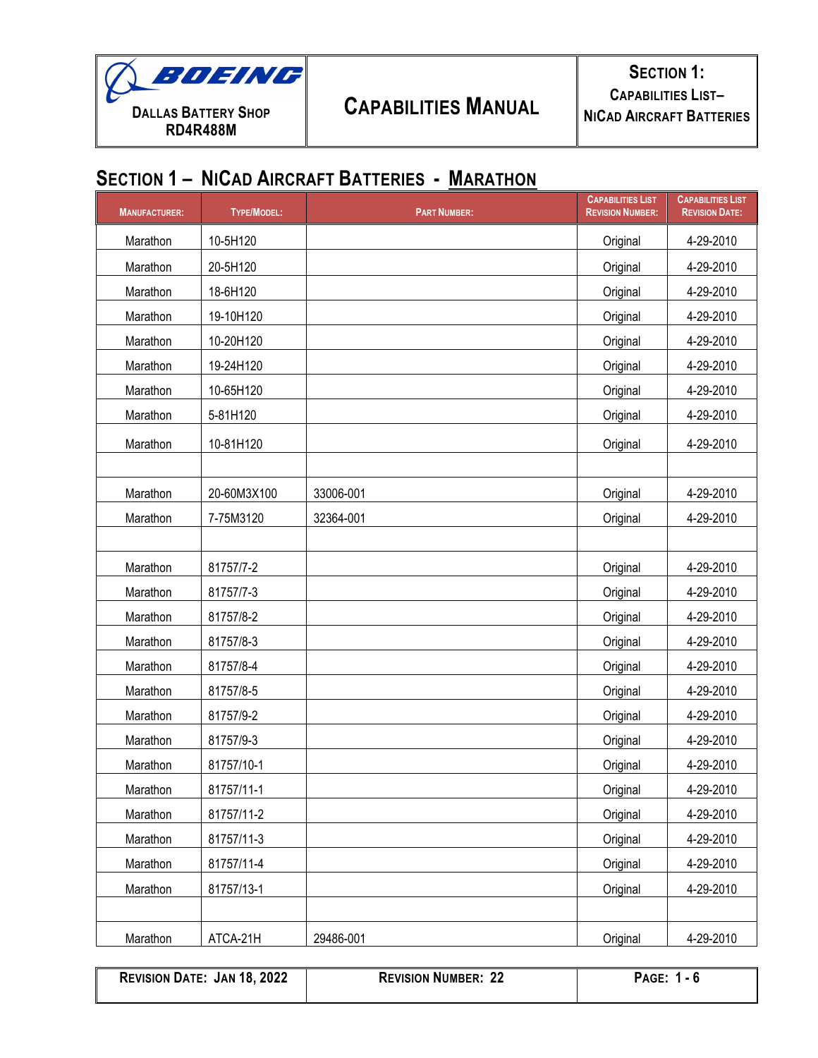## SECTION 1 – NICAD AIRCRAFT BATTERIES - MARATHON

| MANUFACTURER: | TYPE/MODEL: | PART NUMBER: | CAPABILITIES LIST REVISION NUMBER: | CAPABILITIES LIST REVISION DATE: |
|---|---|---|---|---|
| Marathon | 10-5H120 | | Original | 4-29-2010 |
| Marathon | 20-5H120 | | Original | 4-29-2010 |
| Marathon | 18-6H120 | | Original | 4-29-2010 |
| Marathon | 19-10H120 | | Original | 4-29-2010 |
| Marathon | 10-20H120 | | Original | 4-29-2010 |
| Marathon | 19-24H120 | | Original | 4-29-2010 |
| Marathon | 10-65H120 | | Original | 4-29-2010 |
| Marathon | 5-81H120 | | Original | 4-29-2010 |
| Marathon | 10-81H120 | | Original | 4-29-2010 |
| | | | | |
| Marathon | 20-60M3X100 | 33006-001 | Original | 4-29-2010 |
| Marathon | 7-75M3120 | 32364-001 | Original | 4-29-2010 |
| | | | | |
| Marathon | 81757/7-2 | | Original | 4-29-2010 |
| Marathon | 81757/7-3 | | Original | 4-29-2010 |
| Marathon | 81757/8-2 | | Original | 4-29-2010 |
| Marathon | 81757/8-3 | | Original | 4-29-2010 |
| Marathon | 81757/8-4 | | Original | 4-29-2010 |
| Marathon | 81757/8-5 | | Original | 4-29-2010 |
| Marathon | 81757/9-2 | | Original | 4-29-2010 |
| Marathon | 81757/9-3 | | Original | 4-29-2010 |
| Marathon | 81757/10-1 | | Original | 4-29-2010 |
| Marathon | 81757/11-1 | | Original | 4-29-2010 |
| Marathon | 81757/11-2 | | Original | 4-29-2010 |
| Marathon | 81757/11-3 | | Original | 4-29-2010 |
| Marathon | 81757/11-4 | | Original | 4-29-2010 |
| Marathon | 81757/13-1 | | Original | 4-29-2010 |
| | | | | |
| Marathon | ATCA-21H | 29486-001 | Original | 4-29-2010 |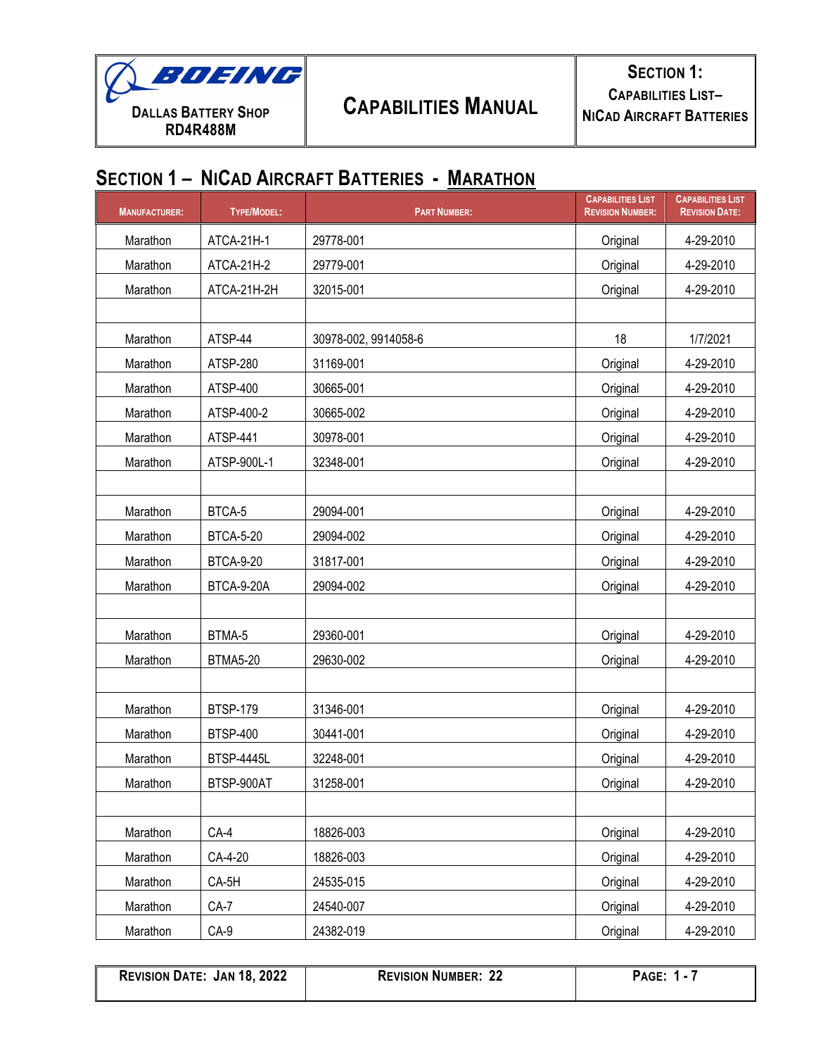## SECTION 1 – NICAD AIRCRAFT BATTERIES - MARATHON

| MANUFACTURER: | TYPE/MODEL: | PART NUMBER: | CAPABILITIES LIST REVISION NUMBER: | CAPABILITIES LIST REVISION DATE: |
|---|---|---|---|---|
| Marathon | ATCA-21H-1 | 29778-001 | Original | 4-29-2010 |
| Marathon | ATCA-21H-2 | 29779-001 | Original | 4-29-2010 |
| Marathon | ATCA-21H-2H | 32015-001 | Original | 4-29-2010 |
| | | | | |
| Marathon | ATSP-44 | 30978-002, 9914058-6 | 18 | 1/7/2021 |
| Marathon | ATSP-280 | 31169-001 | Original | 4-29-2010 |
| Marathon | ATSP-400 | 30665-001 | Original | 4-29-2010 |
| Marathon | ATSP-400-2 | 30665-002 | Original | 4-29-2010 |
| Marathon | ATSP-441 | 30978-001 | Original | 4-29-2010 |
| Marathon | ATSP-900L-1 | 32348-001 | Original | 4-29-2010 |
| | | | | |
| Marathon | BTCA-5 | 29094-001 | Original | 4-29-2010 |
| Marathon | BTCA-5-20 | 29094-002 | Original | 4-29-2010 |
| Marathon | BTCA-9-20 | 31817-001 | Original | 4-29-2010 |
| Marathon | BTCA-9-20A | 29094-002 | Original | 4-29-2010 |
| | | | | |
| Marathon | BTMA-5 | 29360-001 | Original | 4-29-2010 |
| Marathon | BTMA5-20 | 29630-002 | Original | 4-29-2010 |
| | | | | |
| Marathon | BTSP-179 | 31346-001 | Original | 4-29-2010 |
| Marathon | BTSP-400 | 30441-001 | Original | 4-29-2010 |
| Marathon | BTSP-4445L | 32248-001 | Original | 4-29-2010 |
| Marathon | BTSP-900AT | 31258-001 | Original | 4-29-2010 |
| | | | | |
| Marathon | CA-4 | 18826-003 | Original | 4-29-2010 |
| Marathon | CA-4-20 | 18826-003 | Original | 4-29-2010 |
| Marathon | CA-5H | 24535-015 | Original | 4-29-2010 |
| Marathon | CA-7 | 24540-007 | Original | 4-29-2010 |
| Marathon | CA-9 | 24382-019 | Original | 4-29-2010 |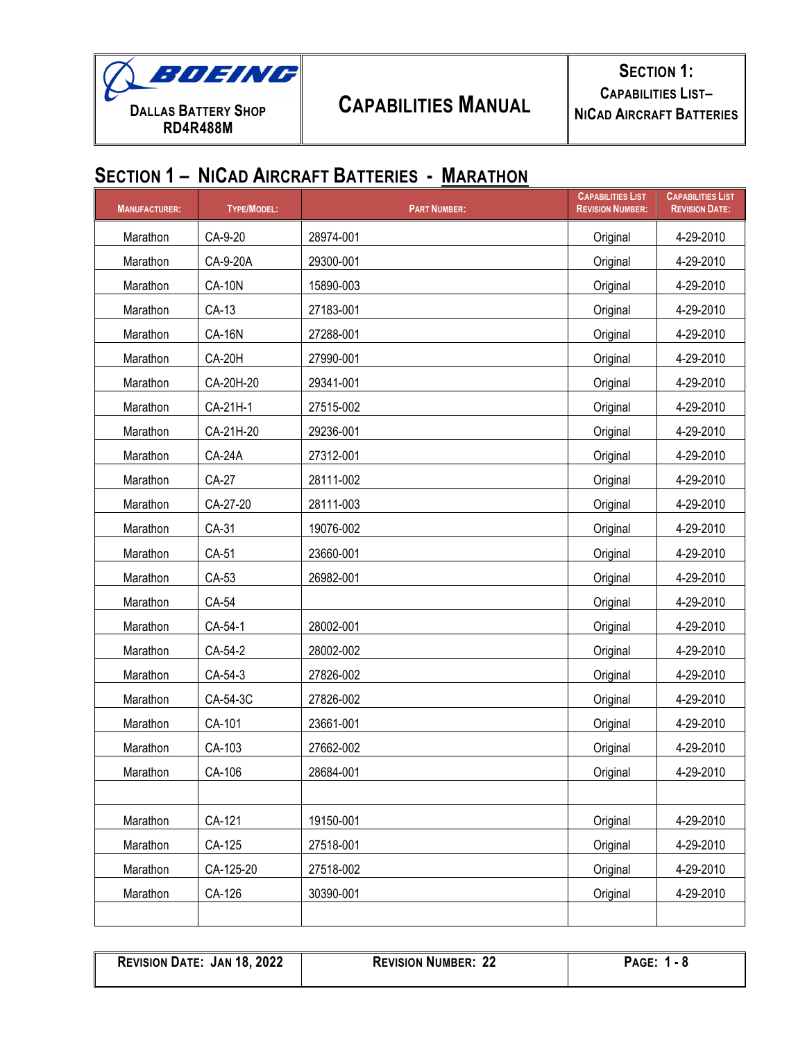## Section 1 – NiCad Aircraft Batteries - Marathon

| Manufacturer: | Type/Model: | Part Number: | Capabilities List Revision Number: | Capabilities List Revision Date: |
|---|---|---|---|---|
| Marathon | CA-9-20 | 28974-001 | Original | 4-29-2010 |
| Marathon | CA-9-20A | 29300-001 | Original | 4-29-2010 |
| Marathon | CA-10N | 15890-003 | Original | 4-29-2010 |
| Marathon | CA-13 | 27183-001 | Original | 4-29-2010 |
| Marathon | CA-16N | 27288-001 | Original | 4-29-2010 |
| Marathon | CA-20H | 27990-001 | Original | 4-29-2010 |
| Marathon | CA-20H-20 | 29341-001 | Original | 4-29-2010 |
| Marathon | CA-21H-1 | 27515-002 | Original | 4-29-2010 |
| Marathon | CA-21H-20 | 29236-001 | Original | 4-29-2010 |
| Marathon | CA-24A | 27312-001 | Original | 4-29-2010 |
| Marathon | CA-27 | 28111-002 | Original | 4-29-2010 |
| Marathon | CA-27-20 | 28111-003 | Original | 4-29-2010 |
| Marathon | CA-31 | 19076-002 | Original | 4-29-2010 |
| Marathon | CA-51 | 23660-001 | Original | 4-29-2010 |
| Marathon | CA-53 | 26982-001 | Original | 4-29-2010 |
| Marathon | CA-54 | | Original | 4-29-2010 |
| Marathon | CA-54-1 | 28002-001 | Original | 4-29-2010 |
| Marathon | CA-54-2 | 28002-002 | Original | 4-29-2010 |
| Marathon | CA-54-3 | 27826-002 | Original | 4-29-2010 |
| Marathon | CA-54-3C | 27826-002 | Original | 4-29-2010 |
| Marathon | CA-101 | 23661-001 | Original | 4-29-2010 |
| Marathon | CA-103 | 27662-002 | Original | 4-29-2010 |
| Marathon | CA-106 | 28684-001 | Original | 4-29-2010 |
| | | | | |
| Marathon | CA-121 | 19150-001 | Original | 4-29-2010 |
| Marathon | CA-125 | 27518-001 | Original | 4-29-2010 |
| Marathon | CA-125-20 | 27518-002 | Original | 4-29-2010 |
| Marathon | CA-126 | 30390-001 | Original | 4-29-2010 |
| | | | | |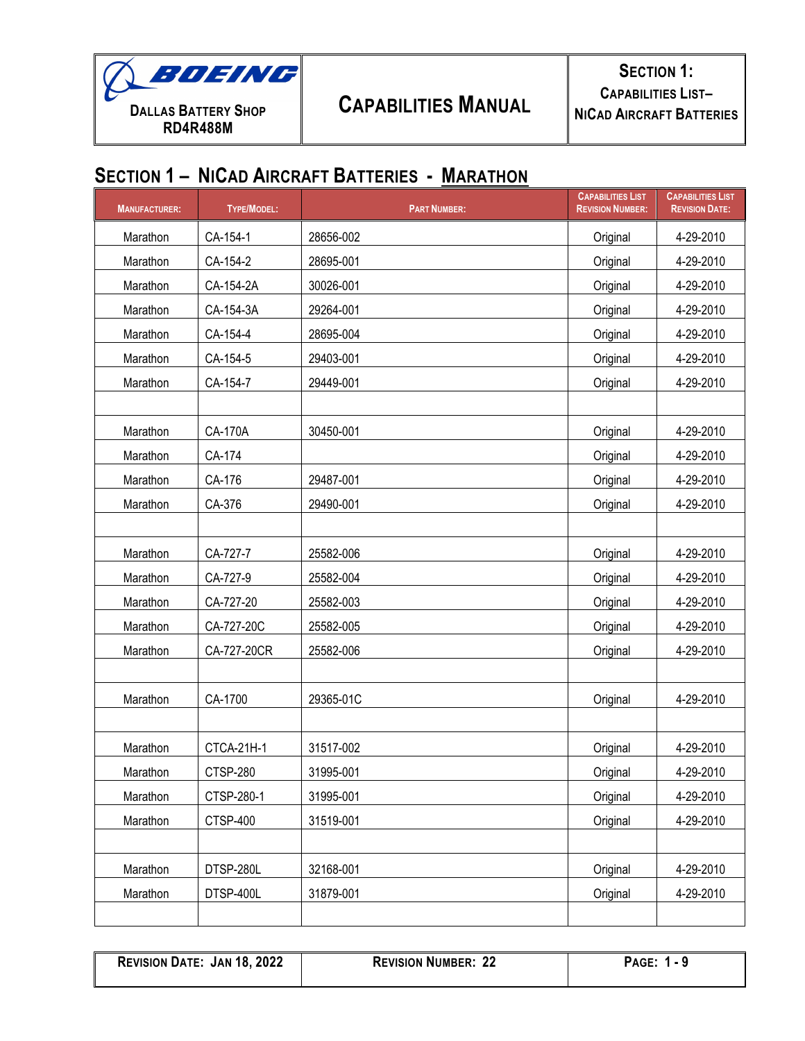## Section 1 – NiCad Aircraft Batteries - Marathon

| Manufacturer: | Type/Model: | Part Number: | Capabilities List Revision Number: | Capabilities List Revision Date: |
|---|---|---|---|---|
| Marathon | CA-154-1 | 28656-002 | Original | 4-29-2010 |
| Marathon | CA-154-2 | 28695-001 | Original | 4-29-2010 |
| Marathon | CA-154-2A | 30026-001 | Original | 4-29-2010 |
| Marathon | CA-154-3A | 29264-001 | Original | 4-29-2010 |
| Marathon | CA-154-4 | 28695-004 | Original | 4-29-2010 |
| Marathon | CA-154-5 | 29403-001 | Original | 4-29-2010 |
| Marathon | CA-154-7 | 29449-001 | Original | 4-29-2010 |
| | | | | |
| Marathon | CA-170A | 30450-001 | Original | 4-29-2010 |
| Marathon | CA-174 | | Original | 4-29-2010 |
| Marathon | CA-176 | 29487-001 | Original | 4-29-2010 |
| Marathon | CA-376 | 29490-001 | Original | 4-29-2010 |
| | | | | |
| Marathon | CA-727-7 | 25582-006 | Original | 4-29-2010 |
| Marathon | CA-727-9 | 25582-004 | Original | 4-29-2010 |
| Marathon | CA-727-20 | 25582-003 | Original | 4-29-2010 |
| Marathon | CA-727-20C | 25582-005 | Original | 4-29-2010 |
| Marathon | CA-727-20CR | 25582-006 | Original | 4-29-2010 |
| | | | | |
| Marathon | CA-1700 | 29365-01C | Original | 4-29-2010 |
| | | | | |
| Marathon | CTCA-21H-1 | 31517-002 | Original | 4-29-2010 |
| Marathon | CTSP-280 | 31995-001 | Original | 4-29-2010 |
| Marathon | CTSP-280-1 | 31995-001 | Original | 4-29-2010 |
| Marathon | CTSP-400 | 31519-001 | Original | 4-29-2010 |
| | | | | |
| Marathon | DTSP-280L | 32168-001 | Original | 4-29-2010 |
| Marathon | DTSP-400L | 31879-001 | Original | 4-29-2010 |
| | | | | |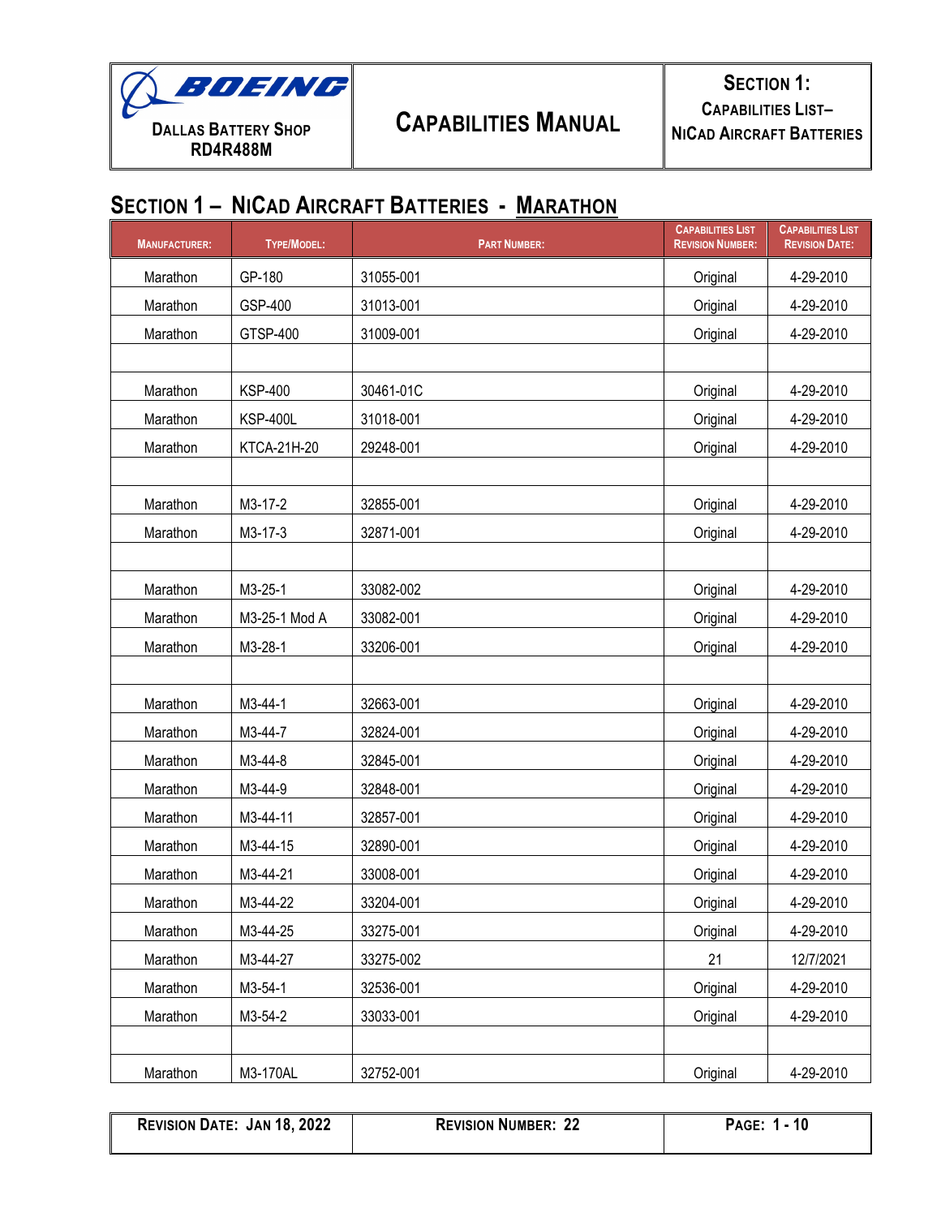## SECTION 1 – NICAD AIRCRAFT BATTERIES - MARATHON

| MANUFACTURER: | TYPE/MODEL: | PART NUMBER: | CAPABILITIES LIST REVISION NUMBER: | CAPABILITIES LIST REVISION DATE: |
|---|---|---|---|---|
| Marathon | GP-180 | 31055-001 | Original | 4-29-2010 |
| Marathon | GSP-400 | 31013-001 | Original | 4-29-2010 |
| Marathon | GTSP-400 | 31009-001 | Original | 4-29-2010 |
| | | | | |
| Marathon | KSP-400 | 30461-01C | Original | 4-29-2010 |
| Marathon | KSP-400L | 31018-001 | Original | 4-29-2010 |
| Marathon | KTCA-21H-20 | 29248-001 | Original | 4-29-2010 |
| | | | | |
| Marathon | M3-17-2 | 32855-001 | Original | 4-29-2010 |
| Marathon | M3-17-3 | 32871-001 | Original | 4-29-2010 |
| | | | | |
| Marathon | M3-25-1 | 33082-002 | Original | 4-29-2010 |
| Marathon | M3-25-1 Mod A | 33082-001 | Original | 4-29-2010 |
| Marathon | M3-28-1 | 33206-001 | Original | 4-29-2010 |
| | | | | |
| Marathon | M3-44-1 | 32663-001 | Original | 4-29-2010 |
| Marathon | M3-44-7 | 32824-001 | Original | 4-29-2010 |
| Marathon | M3-44-8 | 32845-001 | Original | 4-29-2010 |
| Marathon | M3-44-9 | 32848-001 | Original | 4-29-2010 |
| Marathon | M3-44-11 | 32857-001 | Original | 4-29-2010 |
| Marathon | M3-44-15 | 32890-001 | Original | 4-29-2010 |
| Marathon | M3-44-21 | 33008-001 | Original | 4-29-2010 |
| Marathon | M3-44-22 | 33204-001 | Original | 4-29-2010 |
| Marathon | M3-44-25 | 33275-001 | Original | 4-29-2010 |
| Marathon | M3-44-27 | 33275-002 | 21 | 12/7/2021 |
| Marathon | M3-54-1 | 32536-001 | Original | 4-29-2010 |
| Marathon | M3-54-2 | 33033-001 | Original | 4-29-2010 |
| | | | | |
| Marathon | M3-170AL | 32752-001 | Original | 4-29-2010 |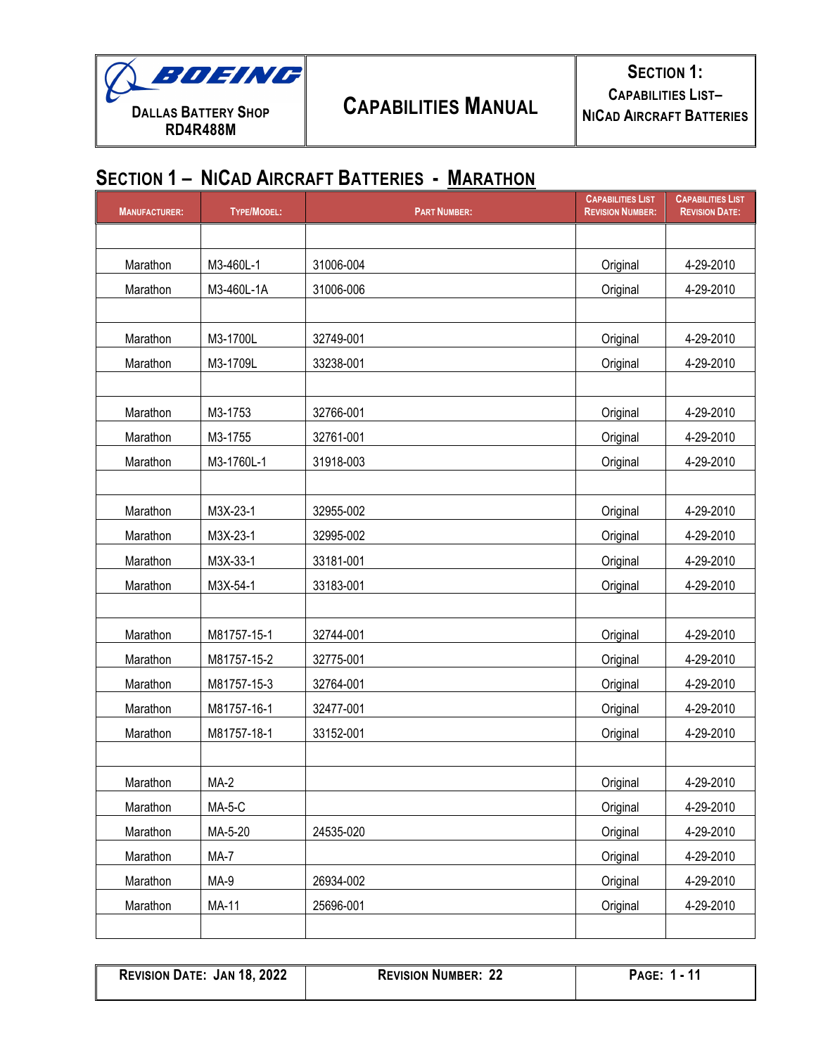## SECTION 1 – NICAD AIRCRAFT BATTERIES - MARATHON

| MANUFACTURER: | TYPE/MODEL: | PART NUMBER: | CAPABILITIES LIST REVISION NUMBER: | CAPABILITIES LIST REVISION DATE: |
|---|---|---|---|---|
| | | | | |
| Marathon | M3-460L-1 | 31006-004 | Original | 4-29-2010 |
| Marathon | M3-460L-1A | 31006-006 | Original | 4-29-2010 |
| | | | | |
| Marathon | M3-1700L | 32749-001 | Original | 4-29-2010 |
| Marathon | M3-1709L | 33238-001 | Original | 4-29-2010 |
| | | | | |
| Marathon | M3-1753 | 32766-001 | Original | 4-29-2010 |
| Marathon | M3-1755 | 32761-001 | Original | 4-29-2010 |
| Marathon | M3-1760L-1 | 31918-003 | Original | 4-29-2010 |
| | | | | |
| Marathon | M3X-23-1 | 32955-002 | Original | 4-29-2010 |
| Marathon | M3X-23-1 | 32995-002 | Original | 4-29-2010 |
| Marathon | M3X-33-1 | 33181-001 | Original | 4-29-2010 |
| Marathon | M3X-54-1 | 33183-001 | Original | 4-29-2010 |
| | | | | |
| Marathon | M81757-15-1 | 32744-001 | Original | 4-29-2010 |
| Marathon | M81757-15-2 | 32775-001 | Original | 4-29-2010 |
| Marathon | M81757-15-3 | 32764-001 | Original | 4-29-2010 |
| Marathon | M81757-16-1 | 32477-001 | Original | 4-29-2010 |
| Marathon | M81757-18-1 | 33152-001 | Original | 4-29-2010 |
| | | | | |
| Marathon | MA-2 | | Original | 4-29-2010 |
| Marathon | MA-5-C | | Original | 4-29-2010 |
| Marathon | MA-5-20 | 24535-020 | Original | 4-29-2010 |
| Marathon | MA-7 | | Original | 4-29-2010 |
| Marathon | MA-9 | 26934-002 | Original | 4-29-2010 |
| Marathon | MA-11 | 25696-001 | Original | 4-29-2010 |
| | | | | |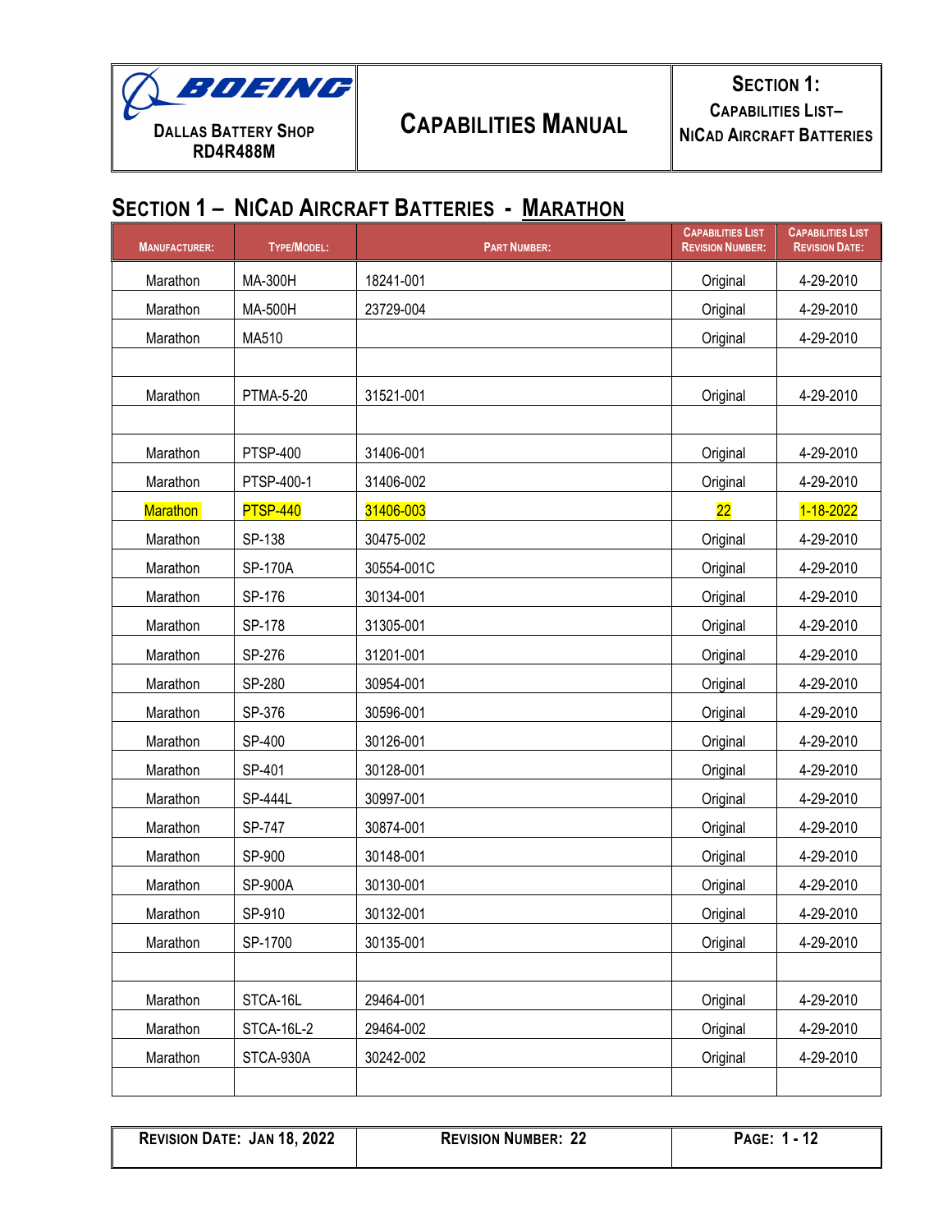## Section 1 – NiCad Aircraft Batteries - Marathon

| Manufacturer: | Type/Model: | Part Number: | Capabilities List Revision Number: | Capabilities List Revision Date: |
|---|---|---|---|---|
| Marathon | MA-300H | 18241-001 | Original | 4-29-2010 |
| Marathon | MA-500H | 23729-004 | Original | 4-29-2010 |
| Marathon | MA510 | | Original | 4-29-2010 |
| | | | | |
| Marathon | PTMA-5-20 | 31521-001 | Original | 4-29-2010 |
| | | | | |
| Marathon | PTSP-400 | 31406-001 | Original | 4-29-2010 |
| Marathon | PTSP-400-1 | 31406-002 | Original | 4-29-2010 |
| Marathon | PTSP-440 | 31406-003 | 22 | 1-18-2022 |
| Marathon | SP-138 | 30475-002 | Original | 4-29-2010 |
| Marathon | SP-170A | 30554-001C | Original | 4-29-2010 |
| Marathon | SP-176 | 30134-001 | Original | 4-29-2010 |
| Marathon | SP-178 | 31305-001 | Original | 4-29-2010 |
| Marathon | SP-276 | 31201-001 | Original | 4-29-2010 |
| Marathon | SP-280 | 30954-001 | Original | 4-29-2010 |
| Marathon | SP-376 | 30596-001 | Original | 4-29-2010 |
| Marathon | SP-400 | 30126-001 | Original | 4-29-2010 |
| Marathon | SP-401 | 30128-001 | Original | 4-29-2010 |
| Marathon | SP-444L | 30997-001 | Original | 4-29-2010 |
| Marathon | SP-747 | 30874-001 | Original | 4-29-2010 |
| Marathon | SP-900 | 30148-001 | Original | 4-29-2010 |
| Marathon | SP-900A | 30130-001 | Original | 4-29-2010 |
| Marathon | SP-910 | 30132-001 | Original | 4-29-2010 |
| Marathon | SP-1700 | 30135-001 | Original | 4-29-2010 |
| | | | | |
| Marathon | STCA-16L | 29464-001 | Original | 4-29-2010 |
| Marathon | STCA-16L-2 | 29464-002 | Original | 4-29-2010 |
| Marathon | STCA-930A | 30242-002 | Original | 4-29-2010 |
| | | | | |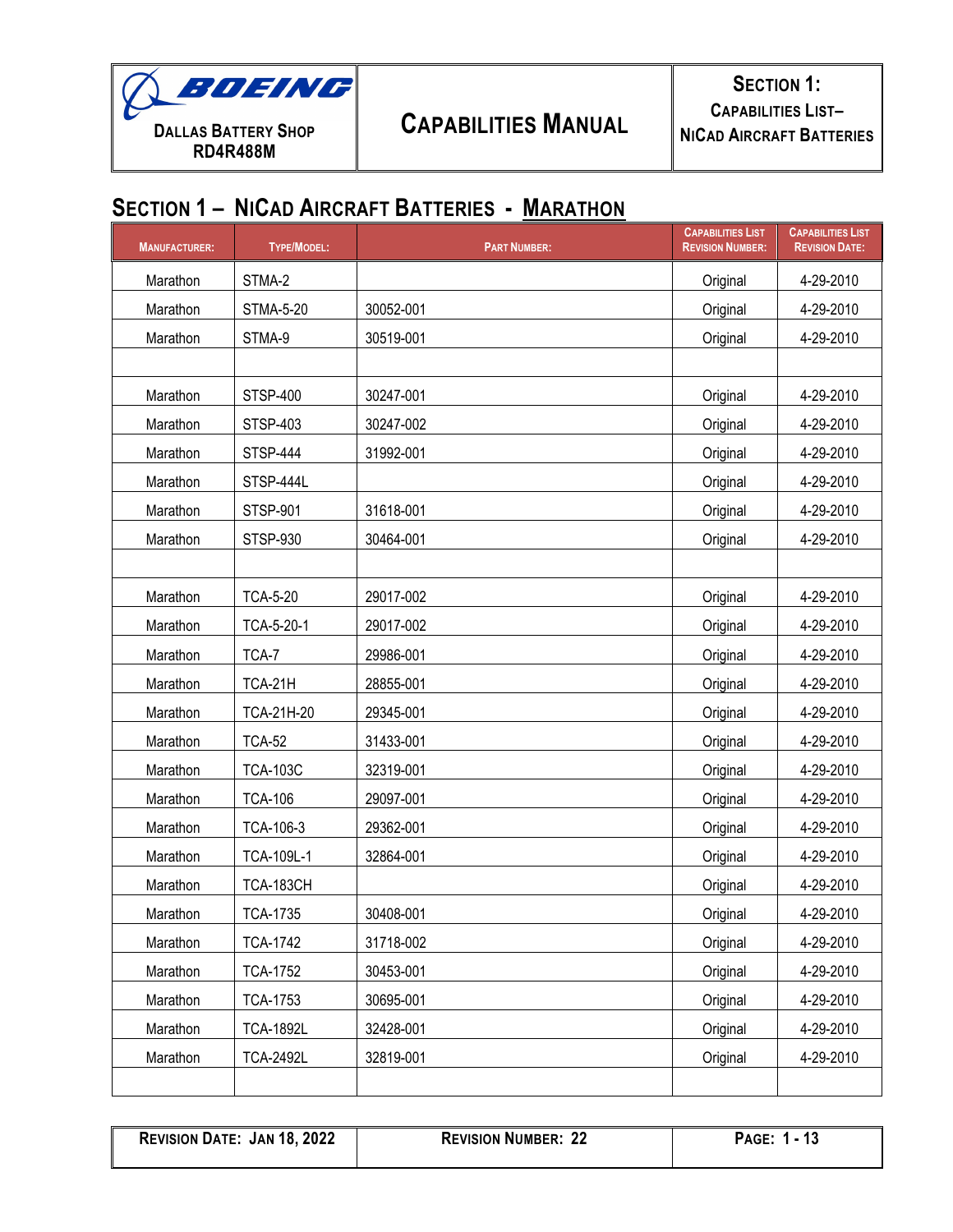## SECTION 1 – NICAD AIRCRAFT BATTERIES - MARATHON

| MANUFACTURER: | TYPE/MODEL: | PART NUMBER: | CAPABILITIES LIST REVISION NUMBER: | CAPABILITIES LIST REVISION DATE: |
|---|---|---|---|---|
| Marathon | STMA-2 | | Original | 4-29-2010 |
| Marathon | STMA-5-20 | 30052-001 | Original | 4-29-2010 |
| Marathon | STMA-9 | 30519-001 | Original | 4-29-2010 |
| | | | | |
| Marathon | STSP-400 | 30247-001 | Original | 4-29-2010 |
| Marathon | STSP-403 | 30247-002 | Original | 4-29-2010 |
| Marathon | STSP-444 | 31992-001 | Original | 4-29-2010 |
| Marathon | STSP-444L | | Original | 4-29-2010 |
| Marathon | STSP-901 | 31618-001 | Original | 4-29-2010 |
| Marathon | STSP-930 | 30464-001 | Original | 4-29-2010 |
| | | | | |
| Marathon | TCA-5-20 | 29017-002 | Original | 4-29-2010 |
| Marathon | TCA-5-20-1 | 29017-002 | Original | 4-29-2010 |
| Marathon | TCA-7 | 29986-001 | Original | 4-29-2010 |
| Marathon | TCA-21H | 28855-001 | Original | 4-29-2010 |
| Marathon | TCA-21H-20 | 29345-001 | Original | 4-29-2010 |
| Marathon | TCA-52 | 31433-001 | Original | 4-29-2010 |
| Marathon | TCA-103C | 32319-001 | Original | 4-29-2010 |
| Marathon | TCA-106 | 29097-001 | Original | 4-29-2010 |
| Marathon | TCA-106-3 | 29362-001 | Original | 4-29-2010 |
| Marathon | TCA-109L-1 | 32864-001 | Original | 4-29-2010 |
| Marathon | TCA-183CH | | Original | 4-29-2010 |
| Marathon | TCA-1735 | 30408-001 | Original | 4-29-2010 |
| Marathon | TCA-1742 | 31718-002 | Original | 4-29-2010 |
| Marathon | TCA-1752 | 30453-001 | Original | 4-29-2010 |
| Marathon | TCA-1753 | 30695-001 | Original | 4-29-2010 |
| Marathon | TCA-1892L | 32428-001 | Original | 4-29-2010 |
| Marathon | TCA-2492L | 32819-001 | Original | 4-29-2010 |
| | | | | |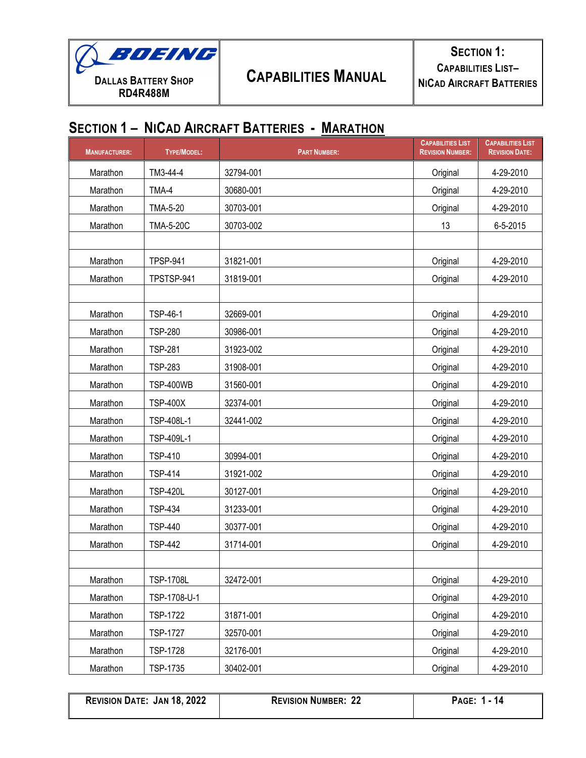## Section 1 – NiCad Aircraft Batteries - Marathon

| Manufacturer: | Type/Model: | Part Number: | Capabilities List Revision Number: | Capabilities List Revision Date: |
|---|---|---|---|---|
| Marathon | TM3-44-4 | 32794-001 | Original | 4-29-2010 |
| Marathon | TMA-4 | 30680-001 | Original | 4-29-2010 |
| Marathon | TMA-5-20 | 30703-001 | Original | 4-29-2010 |
| Marathon | TMA-5-20C | 30703-002 | 13 | 6-5-2015 |
| | | | | |
| Marathon | TPSP-941 | 31821-001 | Original | 4-29-2010 |
| Marathon | TPSTSP-941 | 31819-001 | Original | 4-29-2010 |
| | | | | |
| Marathon | TSP-46-1 | 32669-001 | Original | 4-29-2010 |
| Marathon | TSP-280 | 30986-001 | Original | 4-29-2010 |
| Marathon | TSP-281 | 31923-002 | Original | 4-29-2010 |
| Marathon | TSP-283 | 31908-001 | Original | 4-29-2010 |
| Marathon | TSP-400WB | 31560-001 | Original | 4-29-2010 |
| Marathon | TSP-400X | 32374-001 | Original | 4-29-2010 |
| Marathon | TSP-408L-1 | 32441-002 | Original | 4-29-2010 |
| Marathon | TSP-409L-1 | | Original | 4-29-2010 |
| Marathon | TSP-410 | 30994-001 | Original | 4-29-2010 |
| Marathon | TSP-414 | 31921-002 | Original | 4-29-2010 |
| Marathon | TSP-420L | 30127-001 | Original | 4-29-2010 |
| Marathon | TSP-434 | 31233-001 | Original | 4-29-2010 |
| Marathon | TSP-440 | 30377-001 | Original | 4-29-2010 |
| Marathon | TSP-442 | 31714-001 | Original | 4-29-2010 |
| | | | | |
| Marathon | TSP-1708L | 32472-001 | Original | 4-29-2010 |
| Marathon | TSP-1708-U-1 | | Original | 4-29-2010 |
| Marathon | TSP-1722 | 31871-001 | Original | 4-29-2010 |
| Marathon | TSP-1727 | 32570-001 | Original | 4-29-2010 |
| Marathon | TSP-1728 | 32176-001 | Original | 4-29-2010 |
| Marathon | TSP-1735 | 30402-001 | Original | 4-29-2010 |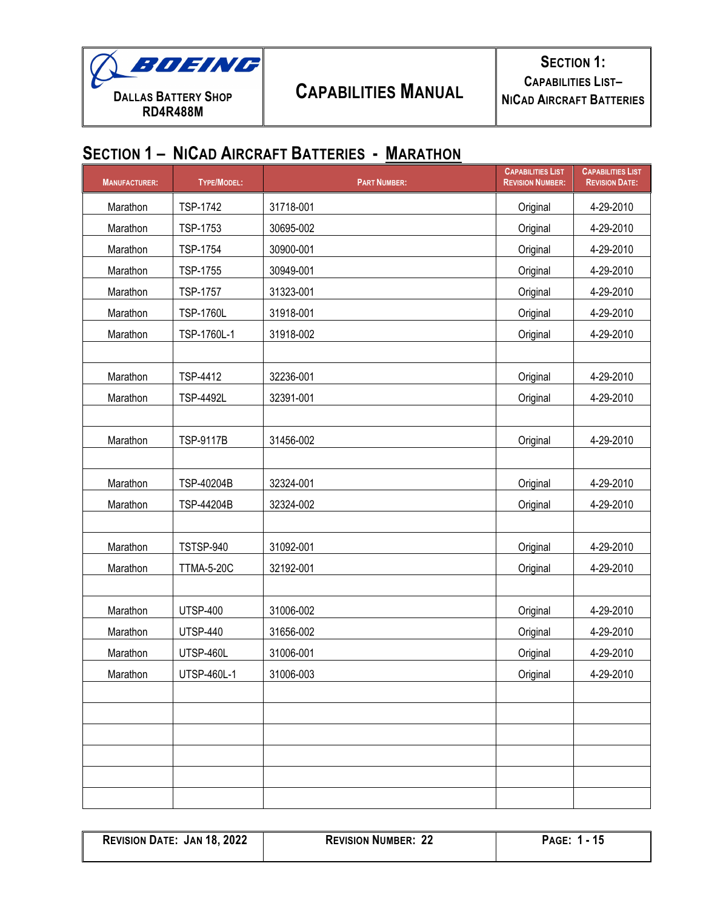## Section 1 – NiCad Aircraft Batteries - Marathon

| Manufacturer: | Type/Model: | Part Number: | Capabilities List Revision Number: | Capabilities List Revision Date: |
|---|---|---|---|---|
| Marathon | TSP-1742 | 31718-001 | Original | 4-29-2010 |
| Marathon | TSP-1753 | 30695-002 | Original | 4-29-2010 |
| Marathon | TSP-1754 | 30900-001 | Original | 4-29-2010 |
| Marathon | TSP-1755 | 30949-001 | Original | 4-29-2010 |
| Marathon | TSP-1757 | 31323-001 | Original | 4-29-2010 |
| Marathon | TSP-1760L | 31918-001 | Original | 4-29-2010 |
| Marathon | TSP-1760L-1 | 31918-002 | Original | 4-29-2010 |
| | | | | |
| Marathon | TSP-4412 | 32236-001 | Original | 4-29-2010 |
| Marathon | TSP-4492L | 32391-001 | Original | 4-29-2010 |
| | | | | |
| Marathon | TSP-9117B | 31456-002 | Original | 4-29-2010 |
| | | | | |
| Marathon | TSP-40204B | 32324-001 | Original | 4-29-2010 |
| Marathon | TSP-44204B | 32324-002 | Original | 4-29-2010 |
| | | | | |
| Marathon | TSTSP-940 | 31092-001 | Original | 4-29-2010 |
| Marathon | TTMA-5-20C | 32192-001 | Original | 4-29-2010 |
| | | | | |
| Marathon | UTSP-400 | 31006-002 | Original | 4-29-2010 |
| Marathon | UTSP-440 | 31656-002 | Original | 4-29-2010 |
| Marathon | UTSP-460L | 31006-001 | Original | 4-29-2010 |
| Marathon | UTSP-460L-1 | 31006-003 | Original | 4-29-2010 |
| | | | | |
| | | | | |
| | | | | |
| | | | | |
| | | | | |
| | | | | |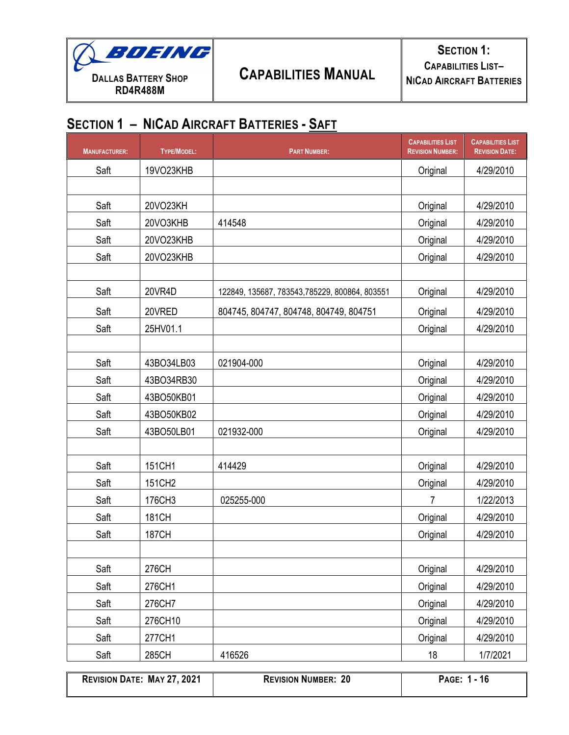## Section 1 – NiCad Aircraft Batteries - Saft

| Manufacturer: | Type/Model: | Part Number: | Capabilities List Revision Number: | Capabilities List Revision Date: |
|---|---|---|---|---|
| Saft | 19VO23KHB | | Original | 4/29/2010 |
| | | | | |
| Saft | 20VO23KH | | Original | 4/29/2010 |
| Saft | 20VO3KHB | 414548 | Original | 4/29/2010 |
| Saft | 20VO23KHB | | Original | 4/29/2010 |
| Saft | 20VO23KHB | | Original | 4/29/2010 |
| | | | | |
| Saft | 20VR4D | 122849, 135687, 783543,785229, 800864, 803551 | Original | 4/29/2010 |
| Saft | 20VRED | 804745, 804747, 804748, 804749, 804751 | Original | 4/29/2010 |
| Saft | 25HV01.1 | | Original | 4/29/2010 |
| | | | | |
| Saft | 43BO34LB03 | 021904-000 | Original | 4/29/2010 |
| Saft | 43BO34RB30 | | Original | 4/29/2010 |
| Saft | 43BO50KB01 | | Original | 4/29/2010 |
| Saft | 43BO50KB02 | | Original | 4/29/2010 |
| Saft | 43BO50LB01 | 021932-000 | Original | 4/29/2010 |
| | | | | |
| Saft | 151CH1 | 414429 | Original | 4/29/2010 |
| Saft | 151CH2 | | Original | 4/29/2010 |
| Saft | 176CH3 | 025255-000 | 7 | 1/22/2013 |
| Saft | 181CH | | Original | 4/29/2010 |
| Saft | 187CH | | Original | 4/29/2010 |
| | | | | |
| Saft | 276CH | | Original | 4/29/2010 |
| Saft | 276CH1 | | Original | 4/29/2010 |
| Saft | 276CH7 | | Original | 4/29/2010 |
| Saft | 276CH10 | | Original | 4/29/2010 |
| Saft | 277CH1 | | Original | 4/29/2010 |
| Saft | 285CH | 416526 | 18 | 1/7/2021 |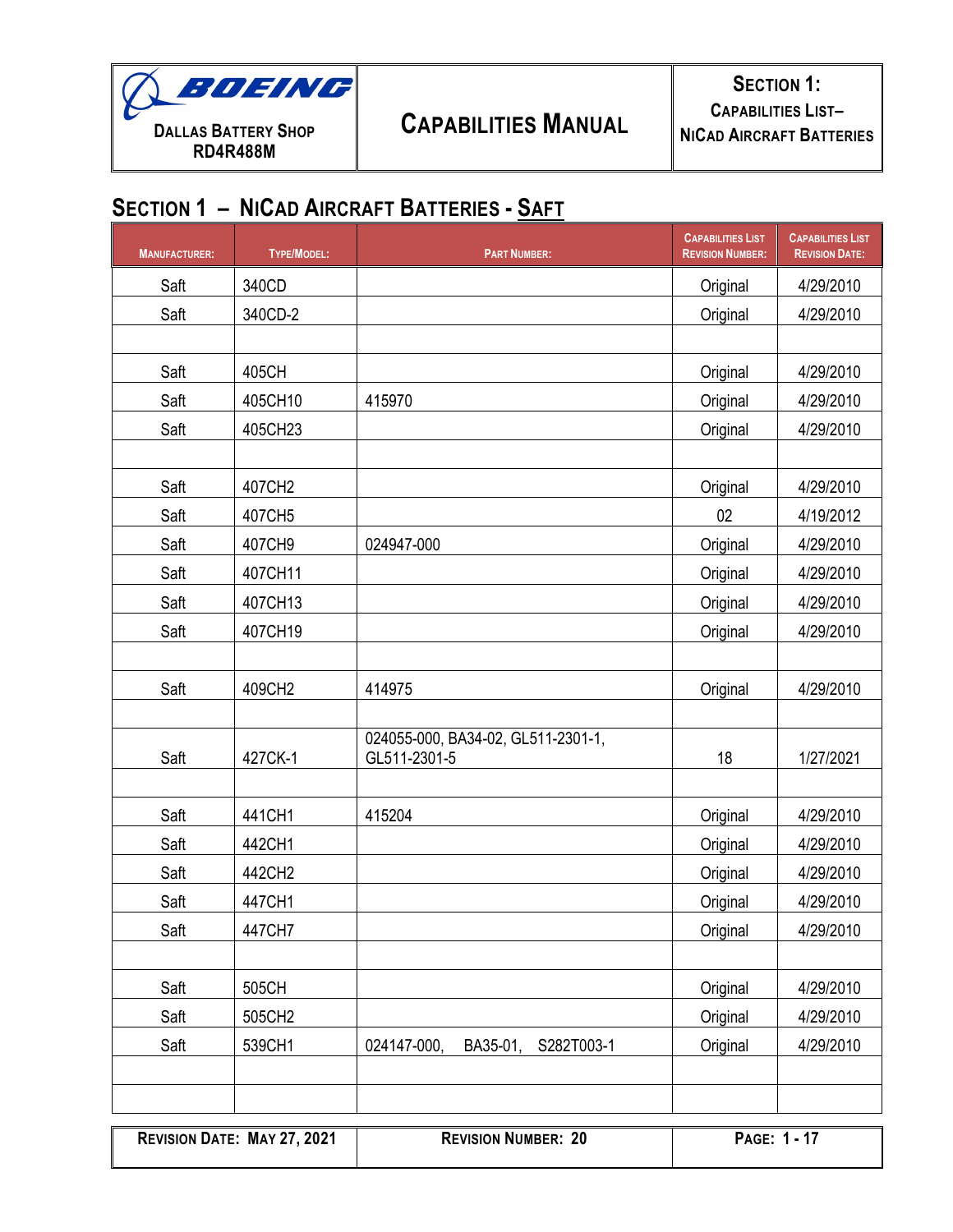## Section 1 – NiCad Aircraft Batteries - Saft

| Manufacturer: | Type/Model: | Part Number: | Capabilities List Revision Number: | Capabilities List Revision Date: |
|---|---|---|---|---|
| Saft | 340CD | | Original | 4/29/2010 |
| Saft | 340CD-2 | | Original | 4/29/2010 |
| | | | | |
| Saft | 405CH | | Original | 4/29/2010 |
| Saft | 405CH10 | 415970 | Original | 4/29/2010 |
| Saft | 405CH23 | | Original | 4/29/2010 |
| | | | | |
| Saft | 407CH2 | | Original | 4/29/2010 |
| Saft | 407CH5 | | 02 | 4/19/2012 |
| Saft | 407CH9 | 024947-000 | Original | 4/29/2010 |
| Saft | 407CH11 | | Original | 4/29/2010 |
| Saft | 407CH13 | | Original | 4/29/2010 |
| Saft | 407CH19 | | Original | 4/29/2010 |
| | | | | |
| Saft | 409CH2 | 414975 | Original | 4/29/2010 |
| | | | | |
| Saft | 427CK-1 | 024055-000, BA34-02, GL511-2301-1, GL511-2301-5 | 18 | 1/27/2021 |
| | | | | |
| Saft | 441CH1 | 415204 | Original | 4/29/2010 |
| Saft | 442CH1 | | Original | 4/29/2010 |
| Saft | 442CH2 | | Original | 4/29/2010 |
| Saft | 447CH1 | | Original | 4/29/2010 |
| Saft | 447CH7 | | Original | 4/29/2010 |
| | | | | |
| Saft | 505CH | | Original | 4/29/2010 |
| Saft | 505CH2 | | Original | 4/29/2010 |
| Saft | 539CH1 | 024147-000, BA35-01, S282T003-1 | Original | 4/29/2010 |
| | | | | |
| | | | | |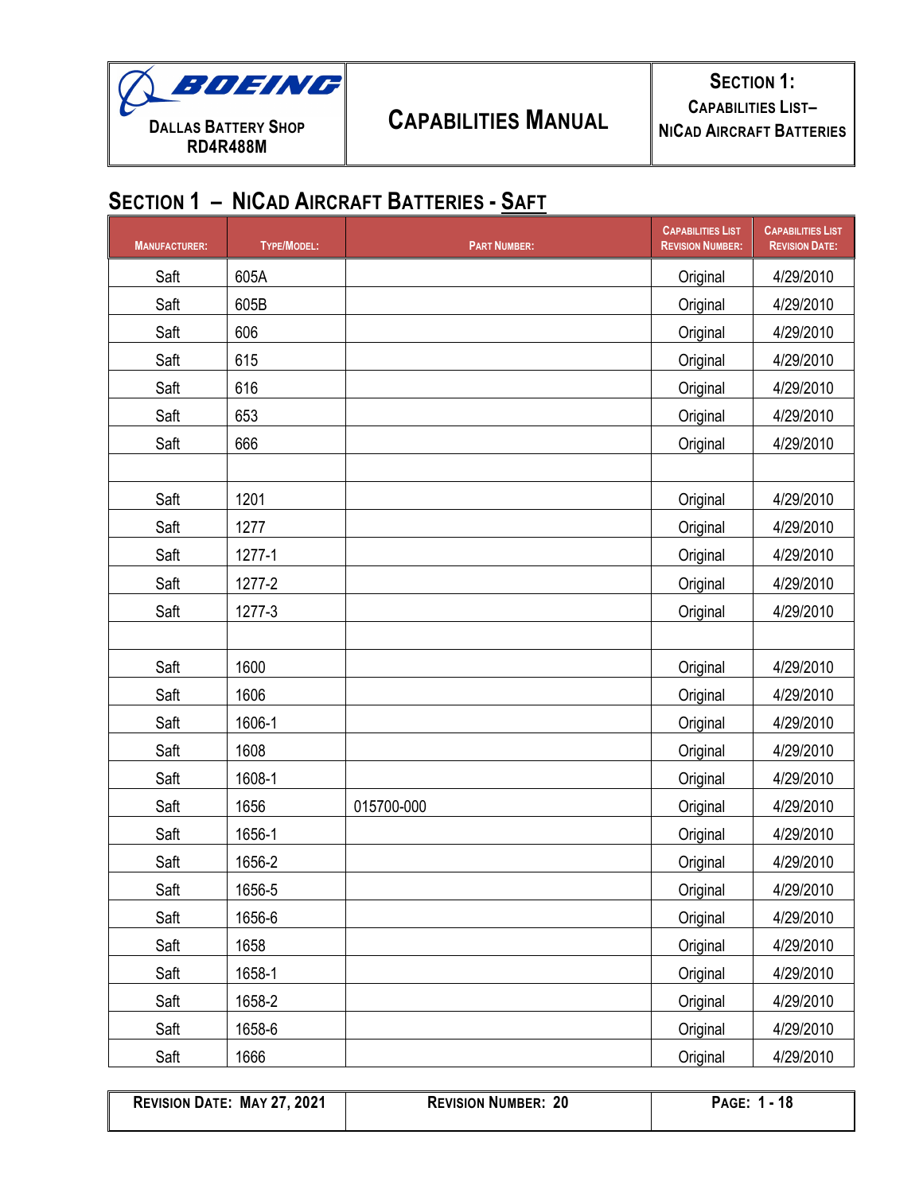## Section 1 – NiCad Aircraft Batteries - Saft

| Manufacturer: | Type/Model: | Part Number: | Capabilities List Revision Number: | Capabilities List Revision Date: |
|---|---|---|---|---|
| Saft | 605A | | Original | 4/29/2010 |
| Saft | 605B | | Original | 4/29/2010 |
| Saft | 606 | | Original | 4/29/2010 |
| Saft | 615 | | Original | 4/29/2010 |
| Saft | 616 | | Original | 4/29/2010 |
| Saft | 653 | | Original | 4/29/2010 |
| Saft | 666 | | Original | 4/29/2010 |
| | | | | |
| Saft | 1201 | | Original | 4/29/2010 |
| Saft | 1277 | | Original | 4/29/2010 |
| Saft | 1277-1 | | Original | 4/29/2010 |
| Saft | 1277-2 | | Original | 4/29/2010 |
| Saft | 1277-3 | | Original | 4/29/2010 |
| | | | | |
| Saft | 1600 | | Original | 4/29/2010 |
| Saft | 1606 | | Original | 4/29/2010 |
| Saft | 1606-1 | | Original | 4/29/2010 |
| Saft | 1608 | | Original | 4/29/2010 |
| Saft | 1608-1 | | Original | 4/29/2010 |
| Saft | 1656 | 015700-000 | Original | 4/29/2010 |
| Saft | 1656-1 | | Original | 4/29/2010 |
| Saft | 1656-2 | | Original | 4/29/2010 |
| Saft | 1656-5 | | Original | 4/29/2010 |
| Saft | 1656-6 | | Original | 4/29/2010 |
| Saft | 1658 | | Original | 4/29/2010 |
| Saft | 1658-1 | | Original | 4/29/2010 |
| Saft | 1658-2 | | Original | 4/29/2010 |
| Saft | 1658-6 | | Original | 4/29/2010 |
| Saft | 1666 | | Original | 4/29/2010 |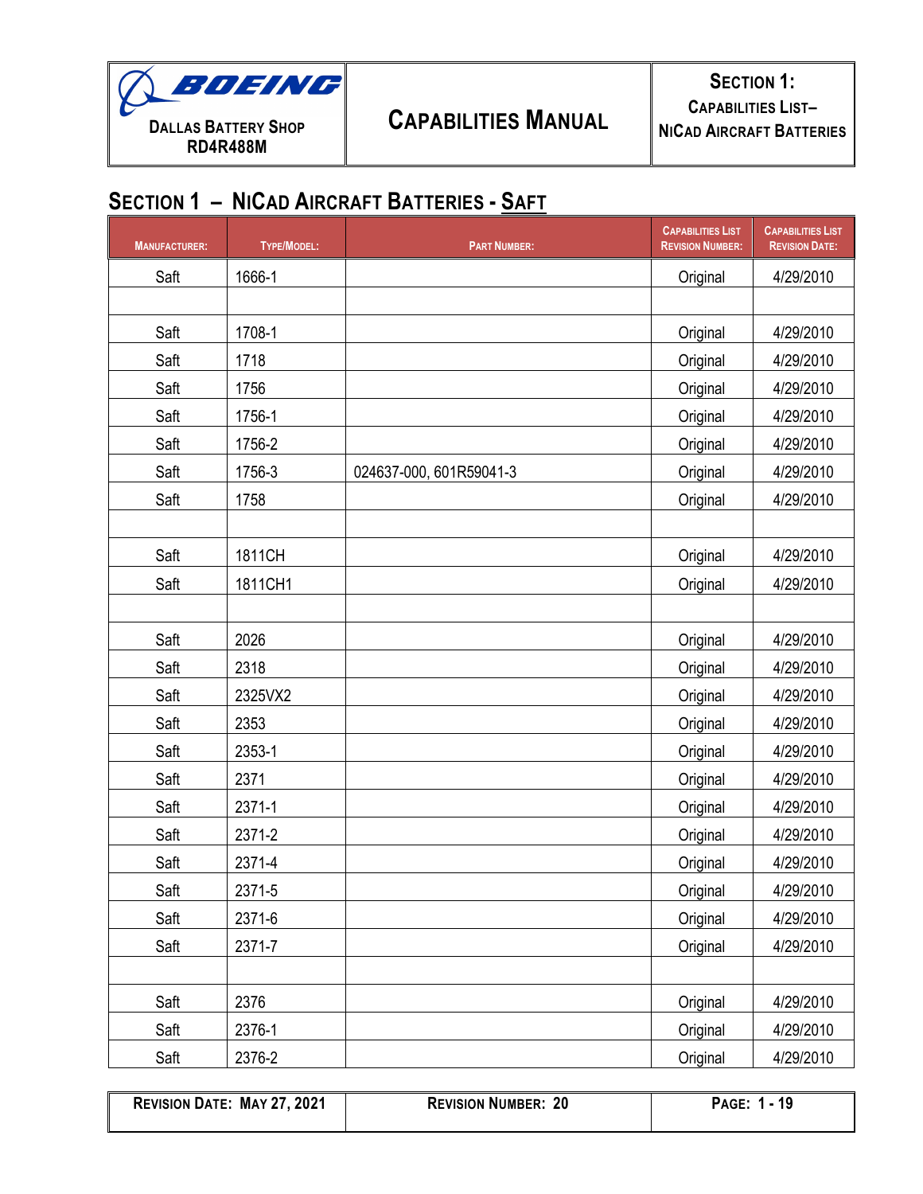## Section 1 – NiCad Aircraft Batteries - Saft

| Manufacturer: | Type/Model: | Part Number: | Capabilities List Revision Number: | Capabilities List Revision Date: |
|---|---|---|---|---|
| Saft | 1666-1 | | Original | 4/29/2010 |
| | | | | |
| Saft | 1708-1 | | Original | 4/29/2010 |
| Saft | 1718 | | Original | 4/29/2010 |
| Saft | 1756 | | Original | 4/29/2010 |
| Saft | 1756-1 | | Original | 4/29/2010 |
| Saft | 1756-2 | | Original | 4/29/2010 |
| Saft | 1756-3 | 024637-000, 601R59041-3 | Original | 4/29/2010 |
| Saft | 1758 | | Original | 4/29/2010 |
| | | | | |
| Saft | 1811CH | | Original | 4/29/2010 |
| Saft | 1811CH1 | | Original | 4/29/2010 |
| | | | | |
| Saft | 2026 | | Original | 4/29/2010 |
| Saft | 2318 | | Original | 4/29/2010 |
| Saft | 2325VX2 | | Original | 4/29/2010 |
| Saft | 2353 | | Original | 4/29/2010 |
| Saft | 2353-1 | | Original | 4/29/2010 |
| Saft | 2371 | | Original | 4/29/2010 |
| Saft | 2371-1 | | Original | 4/29/2010 |
| Saft | 2371-2 | | Original | 4/29/2010 |
| Saft | 2371-4 | | Original | 4/29/2010 |
| Saft | 2371-5 | | Original | 4/29/2010 |
| Saft | 2371-6 | | Original | 4/29/2010 |
| Saft | 2371-7 | | Original | 4/29/2010 |
| | | | | |
| Saft | 2376 | | Original | 4/29/2010 |
| Saft | 2376-1 | | Original | 4/29/2010 |
| Saft | 2376-2 | | Original | 4/29/2010 |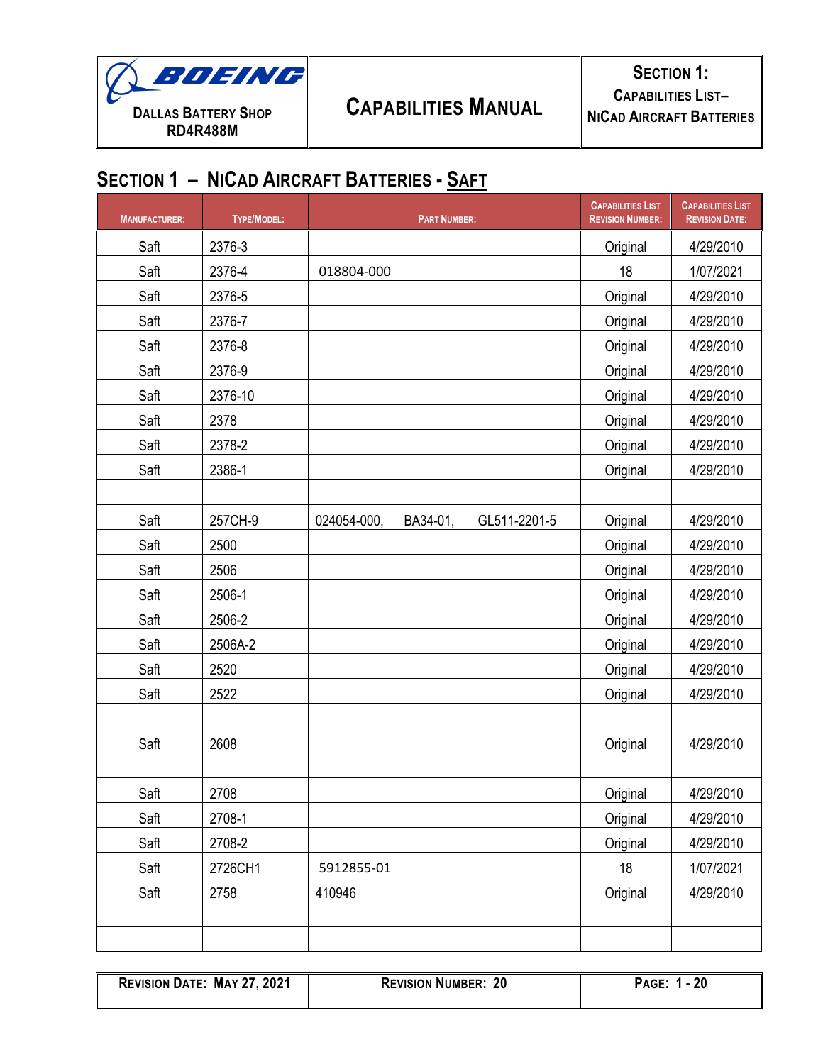## Section 1 – NiCad Aircraft Batteries - Saft

| Manufacturer: | Type/Model: | Part Number: | Capabilities List Revision Number: | Capabilities List Revision Date: |
|---|---|---|---|---|
| Saft | 2376-3 | | Original | 4/29/2010 |
| Saft | 2376-4 | 018804-000 | 18 | 1/07/2021 |
| Saft | 2376-5 | | Original | 4/29/2010 |
| Saft | 2376-7 | | Original | 4/29/2010 |
| Saft | 2376-8 | | Original | 4/29/2010 |
| Saft | 2376-9 | | Original | 4/29/2010 |
| Saft | 2376-10 | | Original | 4/29/2010 |
| Saft | 2378 | | Original | 4/29/2010 |
| Saft | 2378-2 | | Original | 4/29/2010 |
| Saft | 2386-1 | | Original | 4/29/2010 |
| | | | | |
| Saft | 257CH-9 | 024054-000, BA34-01, GL511-2201-5 | Original | 4/29/2010 |
| Saft | 2500 | | Original | 4/29/2010 |
| Saft | 2506 | | Original | 4/29/2010 |
| Saft | 2506-1 | | Original | 4/29/2010 |
| Saft | 2506-2 | | Original | 4/29/2010 |
| Saft | 2506A-2 | | Original | 4/29/2010 |
| Saft | 2520 | | Original | 4/29/2010 |
| Saft | 2522 | | Original | 4/29/2010 |
| | | | | |
| Saft | 2608 | | Original | 4/29/2010 |
| | | | | |
| Saft | 2708 | | Original | 4/29/2010 |
| Saft | 2708-1 | | Original | 4/29/2010 |
| Saft | 2708-2 | | Original | 4/29/2010 |
| Saft | 2726CH1 | 5912855-01 | 18 | 1/07/2021 |
| Saft | 2758 | 410946 | Original | 4/29/2010 |
| | | | | |
| | | | | |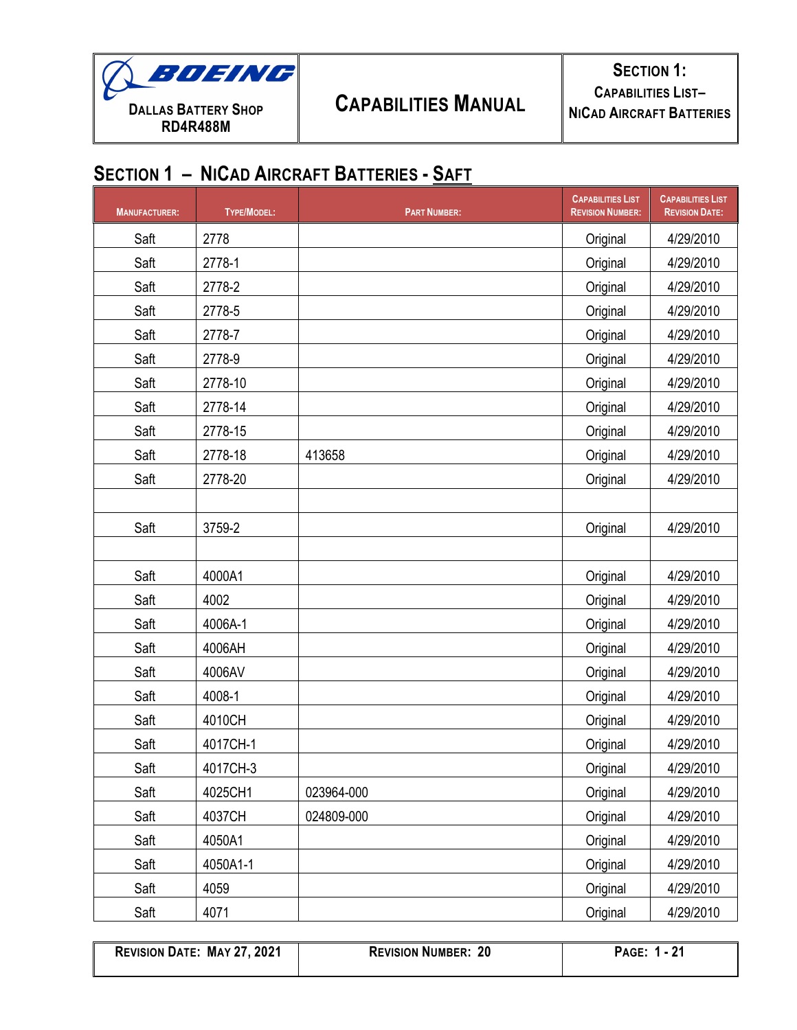## SECTION 1 – NICAD AIRCRAFT BATTERIES - SAFT

| MANUFACTURER: | TYPE/MODEL: | PART NUMBER: | CAPABILITIES LIST REVISION NUMBER: | CAPABILITIES LIST REVISION DATE: |
|---|---|---|---|---|
| Saft | 2778 | | Original | 4/29/2010 |
| Saft | 2778-1 | | Original | 4/29/2010 |
| Saft | 2778-2 | | Original | 4/29/2010 |
| Saft | 2778-5 | | Original | 4/29/2010 |
| Saft | 2778-7 | | Original | 4/29/2010 |
| Saft | 2778-9 | | Original | 4/29/2010 |
| Saft | 2778-10 | | Original | 4/29/2010 |
| Saft | 2778-14 | | Original | 4/29/2010 |
| Saft | 2778-15 | | Original | 4/29/2010 |
| Saft | 2778-18 | 413658 | Original | 4/29/2010 |
| Saft | 2778-20 | | Original | 4/29/2010 |
| | | | | |
| Saft | 3759-2 | | Original | 4/29/2010 |
| | | | | |
| Saft | 4000A1 | | Original | 4/29/2010 |
| Saft | 4002 | | Original | 4/29/2010 |
| Saft | 4006A-1 | | Original | 4/29/2010 |
| Saft | 4006AH | | Original | 4/29/2010 |
| Saft | 4006AV | | Original | 4/29/2010 |
| Saft | 4008-1 | | Original | 4/29/2010 |
| Saft | 4010CH | | Original | 4/29/2010 |
| Saft | 4017CH-1 | | Original | 4/29/2010 |
| Saft | 4017CH-3 | | Original | 4/29/2010 |
| Saft | 4025CH1 | 023964-000 | Original | 4/29/2010 |
| Saft | 4037CH | 024809-000 | Original | 4/29/2010 |
| Saft | 4050A1 | | Original | 4/29/2010 |
| Saft | 4050A1-1 | | Original | 4/29/2010 |
| Saft | 4059 | | Original | 4/29/2010 |
| Saft | 4071 | | Original | 4/29/2010 |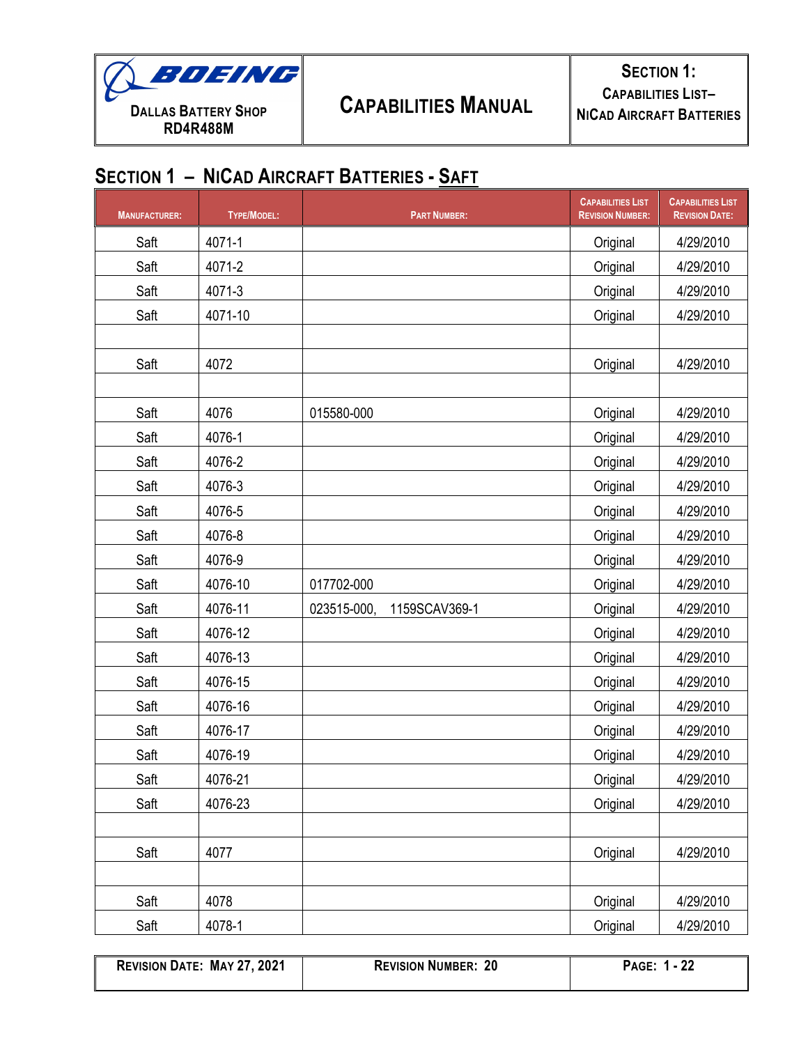## SECTION 1 – NICAD AIRCRAFT BATTERIES - SAFT

| MANUFACTURER: | TYPE/MODEL: | PART NUMBER: | CAPABILITIES LIST REVISION NUMBER: | CAPABILITIES LIST REVISION DATE: |
|---|---|---|---|---|
| Saft | 4071-1 | | Original | 4/29/2010 |
| Saft | 4071-2 | | Original | 4/29/2010 |
| Saft | 4071-3 | | Original | 4/29/2010 |
| Saft | 4071-10 | | Original | 4/29/2010 |
| | | | | |
| Saft | 4072 | | Original | 4/29/2010 |
| | | | | |
| Saft | 4076 | 015580-000 | Original | 4/29/2010 |
| Saft | 4076-1 | | Original | 4/29/2010 |
| Saft | 4076-2 | | Original | 4/29/2010 |
| Saft | 4076-3 | | Original | 4/29/2010 |
| Saft | 4076-5 | | Original | 4/29/2010 |
| Saft | 4076-8 | | Original | 4/29/2010 |
| Saft | 4076-9 | | Original | 4/29/2010 |
| Saft | 4076-10 | 017702-000 | Original | 4/29/2010 |
| Saft | 4076-11 | 023515-000, 1159SCAV369-1 | Original | 4/29/2010 |
| Saft | 4076-12 | | Original | 4/29/2010 |
| Saft | 4076-13 | | Original | 4/29/2010 |
| Saft | 4076-15 | | Original | 4/29/2010 |
| Saft | 4076-16 | | Original | 4/29/2010 |
| Saft | 4076-17 | | Original | 4/29/2010 |
| Saft | 4076-19 | | Original | 4/29/2010 |
| Saft | 4076-21 | | Original | 4/29/2010 |
| Saft | 4076-23 | | Original | 4/29/2010 |
| | | | | |
| Saft | 4077 | | Original | 4/29/2010 |
| | | | | |
| Saft | 4078 | | Original | 4/29/2010 |
| Saft | 4078-1 | | Original | 4/29/2010 |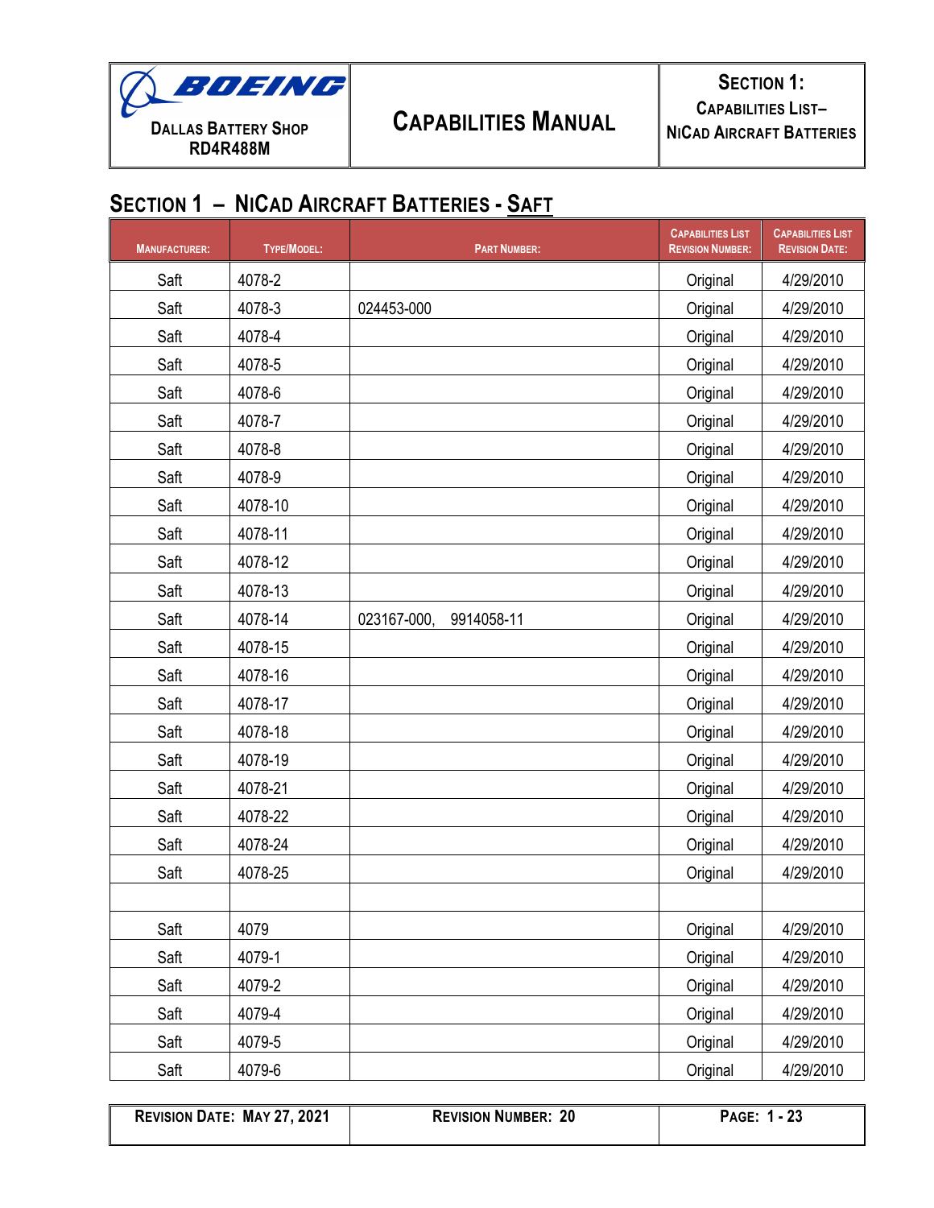## SECTION 1 – NICAD AIRCRAFT BATTERIES - SAFT

| MANUFACTURER: | TYPE/MODEL: | PART NUMBER: | CAPABILITIES LIST REVISION NUMBER: | CAPABILITIES LIST REVISION DATE: |
|---|---|---|---|---|
| Saft | 4078-2 | | Original | 4/29/2010 |
| Saft | 4078-3 | 024453-000 | Original | 4/29/2010 |
| Saft | 4078-4 | | Original | 4/29/2010 |
| Saft | 4078-5 | | Original | 4/29/2010 |
| Saft | 4078-6 | | Original | 4/29/2010 |
| Saft | 4078-7 | | Original | 4/29/2010 |
| Saft | 4078-8 | | Original | 4/29/2010 |
| Saft | 4078-9 | | Original | 4/29/2010 |
| Saft | 4078-10 | | Original | 4/29/2010 |
| Saft | 4078-11 | | Original | 4/29/2010 |
| Saft | 4078-12 | | Original | 4/29/2010 |
| Saft | 4078-13 | | Original | 4/29/2010 |
| Saft | 4078-14 | 023167-000, 9914058-11 | Original | 4/29/2010 |
| Saft | 4078-15 | | Original | 4/29/2010 |
| Saft | 4078-16 | | Original | 4/29/2010 |
| Saft | 4078-17 | | Original | 4/29/2010 |
| Saft | 4078-18 | | Original | 4/29/2010 |
| Saft | 4078-19 | | Original | 4/29/2010 |
| Saft | 4078-21 | | Original | 4/29/2010 |
| Saft | 4078-22 | | Original | 4/29/2010 |
| Saft | 4078-24 | | Original | 4/29/2010 |
| Saft | 4078-25 | | Original | 4/29/2010 |
| | | | | |
| Saft | 4079 | | Original | 4/29/2010 |
| Saft | 4079-1 | | Original | 4/29/2010 |
| Saft | 4079-2 | | Original | 4/29/2010 |
| Saft | 4079-4 | | Original | 4/29/2010 |
| Saft | 4079-5 | | Original | 4/29/2010 |
| Saft | 4079-6 | | Original | 4/29/2010 |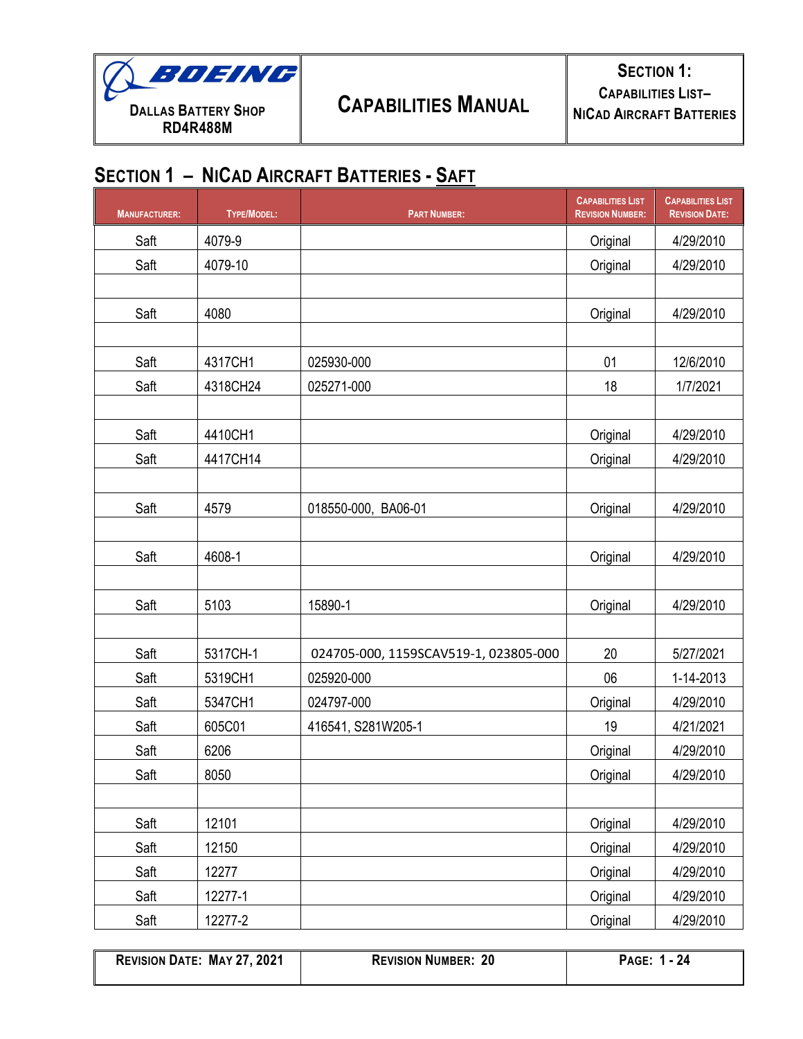## SECTION 1 – NICAD AIRCRAFT BATTERIES - SAFT

| MANUFACTURER: | TYPE/MODEL: | PART NUMBER: | CAPABILITIES LIST REVISION NUMBER: | CAPABILITIES LIST REVISION DATE: |
|---|---|---|---|---|
| Saft | 4079-9 | | Original | 4/29/2010 |
| Saft | 4079-10 | | Original | 4/29/2010 |
| | | | | |
| Saft | 4080 | | Original | 4/29/2010 |
| | | | | |
| Saft | 4317CH1 | 025930-000 | 01 | 12/6/2010 |
| Saft | 4318CH24 | 025271-000 | 18 | 1/7/2021 |
| | | | | |
| Saft | 4410CH1 | | Original | 4/29/2010 |
| Saft | 4417CH14 | | Original | 4/29/2010 |
| | | | | |
| Saft | 4579 | 018550-000, BA06-01 | Original | 4/29/2010 |
| | | | | |
| Saft | 4608-1 | | Original | 4/29/2010 |
| | | | | |
| Saft | 5103 | 15890-1 | Original | 4/29/2010 |
| | | | | |
| Saft | 5317CH-1 | 024705-000, 1159SCAV519-1, 023805-000 | 20 | 5/27/2021 |
| Saft | 5319CH1 | 025920-000 | 06 | 1-14-2013 |
| Saft | 5347CH1 | 024797-000 | Original | 4/29/2010 |
| Saft | 605C01 | 416541, S281W205-1 | 19 | 4/21/2021 |
| Saft | 6206 | | Original | 4/29/2010 |
| Saft | 8050 | | Original | 4/29/2010 |
| | | | | |
| Saft | 12101 | | Original | 4/29/2010 |
| Saft | 12150 | | Original | 4/29/2010 |
| Saft | 12277 | | Original | 4/29/2010 |
| Saft | 12277-1 | | Original | 4/29/2010 |
| Saft | 12277-2 | | Original | 4/29/2010 |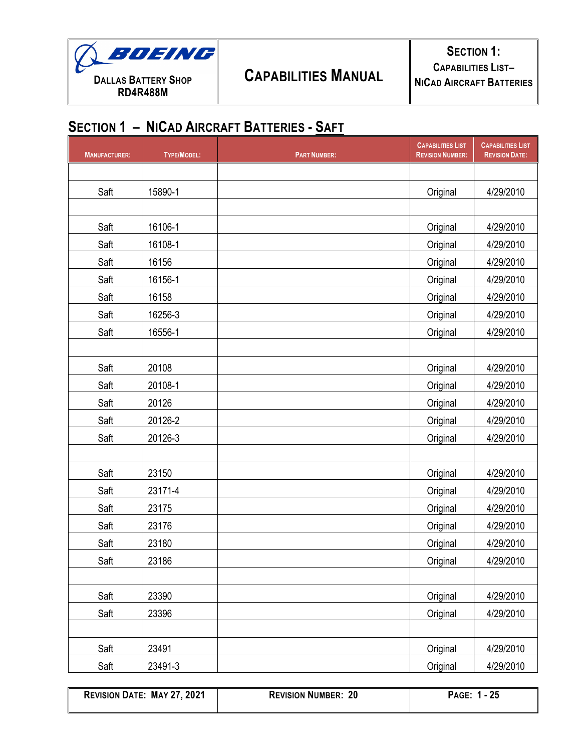## Section 1 – NiCad Aircraft Batteries - Saft

| Manufacturer: | Type/Model: | Part Number: | Capabilities List Revision Number: | Capabilities List Revision Date: |
|---|---|---|---|---|
| | | | | |
| Saft | 15890-1 | | Original | 4/29/2010 |
| | | | | |
| Saft | 16106-1 | | Original | 4/29/2010 |
| Saft | 16108-1 | | Original | 4/29/2010 |
| Saft | 16156 | | Original | 4/29/2010 |
| Saft | 16156-1 | | Original | 4/29/2010 |
| Saft | 16158 | | Original | 4/29/2010 |
| Saft | 16256-3 | | Original | 4/29/2010 |
| Saft | 16556-1 | | Original | 4/29/2010 |
| | | | | |
| Saft | 20108 | | Original | 4/29/2010 |
| Saft | 20108-1 | | Original | 4/29/2010 |
| Saft | 20126 | | Original | 4/29/2010 |
| Saft | 20126-2 | | Original | 4/29/2010 |
| Saft | 20126-3 | | Original | 4/29/2010 |
| | | | | |
| Saft | 23150 | | Original | 4/29/2010 |
| Saft | 23171-4 | | Original | 4/29/2010 |
| Saft | 23175 | | Original | 4/29/2010 |
| Saft | 23176 | | Original | 4/29/2010 |
| Saft | 23180 | | Original | 4/29/2010 |
| Saft | 23186 | | Original | 4/29/2010 |
| | | | | |
| Saft | 23390 | | Original | 4/29/2010 |
| Saft | 23396 | | Original | 4/29/2010 |
| | | | | |
| Saft | 23491 | | Original | 4/29/2010 |
| Saft | 23491-3 | | Original | 4/29/2010 |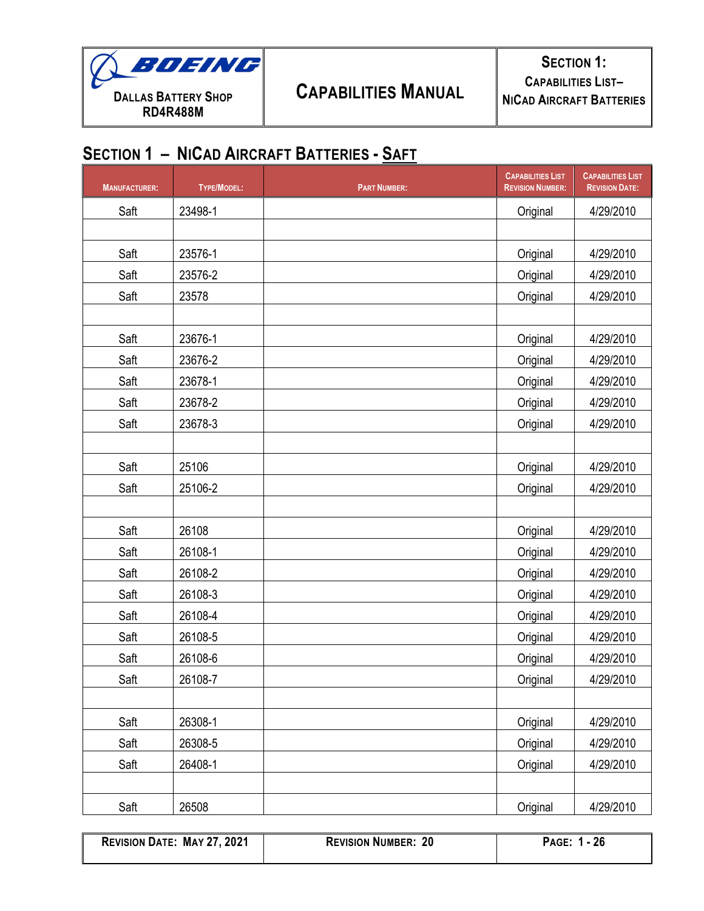## Section 1 – NiCad Aircraft Batteries - Saft

| Manufacturer: | Type/Model: | Part Number: | Capabilities List Revision Number: | Capabilities List Revision Date: |
|---|---|---|---|---|
| Saft | 23498-1 | | Original | 4/29/2010 |
| | | | | |
| Saft | 23576-1 | | Original | 4/29/2010 |
| Saft | 23576-2 | | Original | 4/29/2010 |
| Saft | 23578 | | Original | 4/29/2010 |
| | | | | |
| Saft | 23676-1 | | Original | 4/29/2010 |
| Saft | 23676-2 | | Original | 4/29/2010 |
| Saft | 23678-1 | | Original | 4/29/2010 |
| Saft | 23678-2 | | Original | 4/29/2010 |
| Saft | 23678-3 | | Original | 4/29/2010 |
| | | | | |
| Saft | 25106 | | Original | 4/29/2010 |
| Saft | 25106-2 | | Original | 4/29/2010 |
| | | | | |
| Saft | 26108 | | Original | 4/29/2010 |
| Saft | 26108-1 | | Original | 4/29/2010 |
| Saft | 26108-2 | | Original | 4/29/2010 |
| Saft | 26108-3 | | Original | 4/29/2010 |
| Saft | 26108-4 | | Original | 4/29/2010 |
| Saft | 26108-5 | | Original | 4/29/2010 |
| Saft | 26108-6 | | Original | 4/29/2010 |
| Saft | 26108-7 | | Original | 4/29/2010 |
| | | | | |
| Saft | 26308-1 | | Original | 4/29/2010 |
| Saft | 26308-5 | | Original | 4/29/2010 |
| Saft | 26408-1 | | Original | 4/29/2010 |
| | | | | |
| Saft | 26508 | | Original | 4/29/2010 |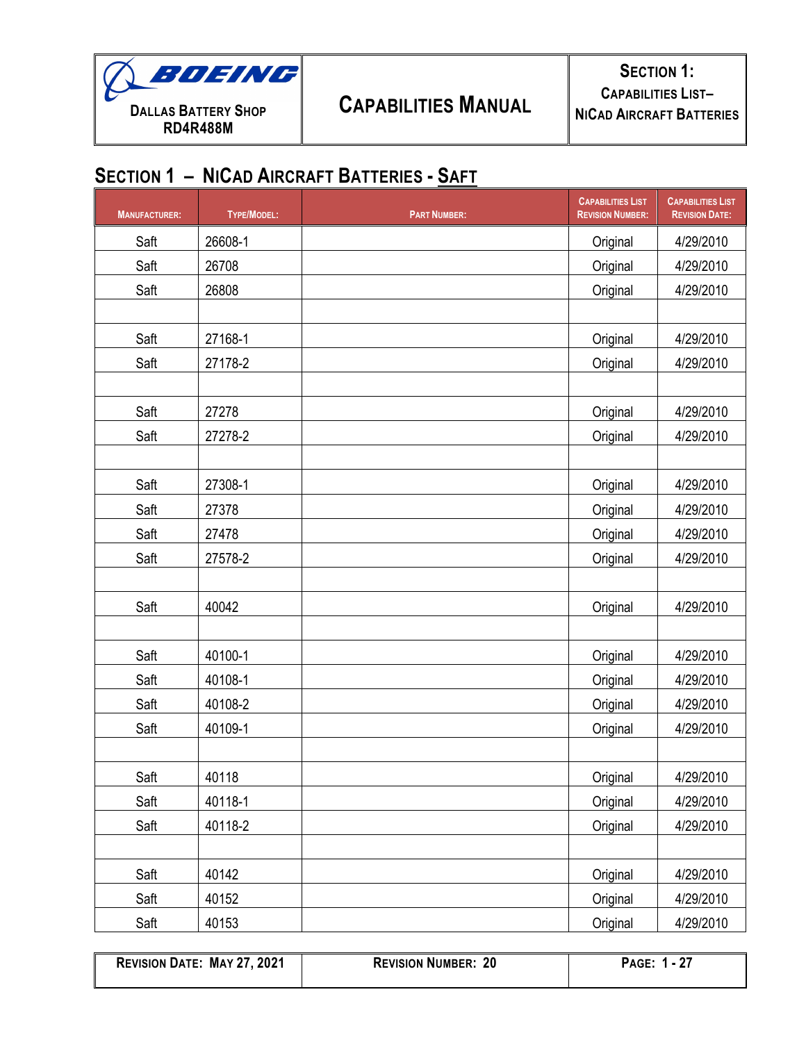## Section 1 – NiCad Aircraft Batteries - Saft

| Manufacturer: | Type/Model: | Part Number: | Capabilities List Revision Number: | Capabilities List Revision Date: |
|---|---|---|---|---|
| Saft | 26608-1 | | Original | 4/29/2010 |
| Saft | 26708 | | Original | 4/29/2010 |
| Saft | 26808 | | Original | 4/29/2010 |
| | | | | |
| Saft | 27168-1 | | Original | 4/29/2010 |
| Saft | 27178-2 | | Original | 4/29/2010 |
| | | | | |
| Saft | 27278 | | Original | 4/29/2010 |
| Saft | 27278-2 | | Original | 4/29/2010 |
| | | | | |
| Saft | 27308-1 | | Original | 4/29/2010 |
| Saft | 27378 | | Original | 4/29/2010 |
| Saft | 27478 | | Original | 4/29/2010 |
| Saft | 27578-2 | | Original | 4/29/2010 |
| | | | | |
| Saft | 40042 | | Original | 4/29/2010 |
| | | | | |
| Saft | 40100-1 | | Original | 4/29/2010 |
| Saft | 40108-1 | | Original | 4/29/2010 |
| Saft | 40108-2 | | Original | 4/29/2010 |
| Saft | 40109-1 | | Original | 4/29/2010 |
| | | | | |
| Saft | 40118 | | Original | 4/29/2010 |
| Saft | 40118-1 | | Original | 4/29/2010 |
| Saft | 40118-2 | | Original | 4/29/2010 |
| | | | | |
| Saft | 40142 | | Original | 4/29/2010 |
| Saft | 40152 | | Original | 4/29/2010 |
| Saft | 40153 | | Original | 4/29/2010 |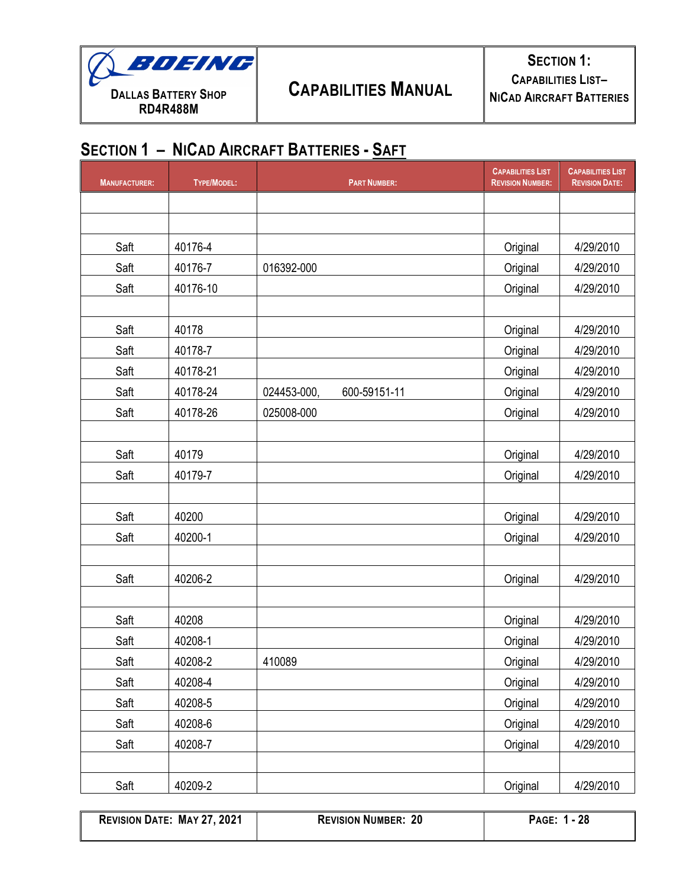## Section 1 – NiCad Aircraft Batteries - Saft

| Manufacturer: | Type/Model: | Part Number: | Capabilities List Revision Number: | Capabilities List Revision Date: |
|---|---|---|---|---|
| | | | | |
| | | | | |
| Saft | 40176-4 | | Original | 4/29/2010 |
| Saft | 40176-7 | 016392-000 | Original | 4/29/2010 |
| Saft | 40176-10 | | Original | 4/29/2010 |
| | | | | |
| Saft | 40178 | | Original | 4/29/2010 |
| Saft | 40178-7 | | Original | 4/29/2010 |
| Saft | 40178-21 | | Original | 4/29/2010 |
| Saft | 40178-24 | 024453-000, 600-59151-11 | Original | 4/29/2010 |
| Saft | 40178-26 | 025008-000 | Original | 4/29/2010 |
| | | | | |
| Saft | 40179 | | Original | 4/29/2010 |
| Saft | 40179-7 | | Original | 4/29/2010 |
| | | | | |
| Saft | 40200 | | Original | 4/29/2010 |
| Saft | 40200-1 | | Original | 4/29/2010 |
| | | | | |
| Saft | 40206-2 | | Original | 4/29/2010 |
| | | | | |
| Saft | 40208 | | Original | 4/29/2010 |
| Saft | 40208-1 | | Original | 4/29/2010 |
| Saft | 40208-2 | 410089 | Original | 4/29/2010 |
| Saft | 40208-4 | | Original | 4/29/2010 |
| Saft | 40208-5 | | Original | 4/29/2010 |
| Saft | 40208-6 | | Original | 4/29/2010 |
| Saft | 40208-7 | | Original | 4/29/2010 |
| | | | | |
| Saft | 40209-2 | | Original | 4/29/2010 |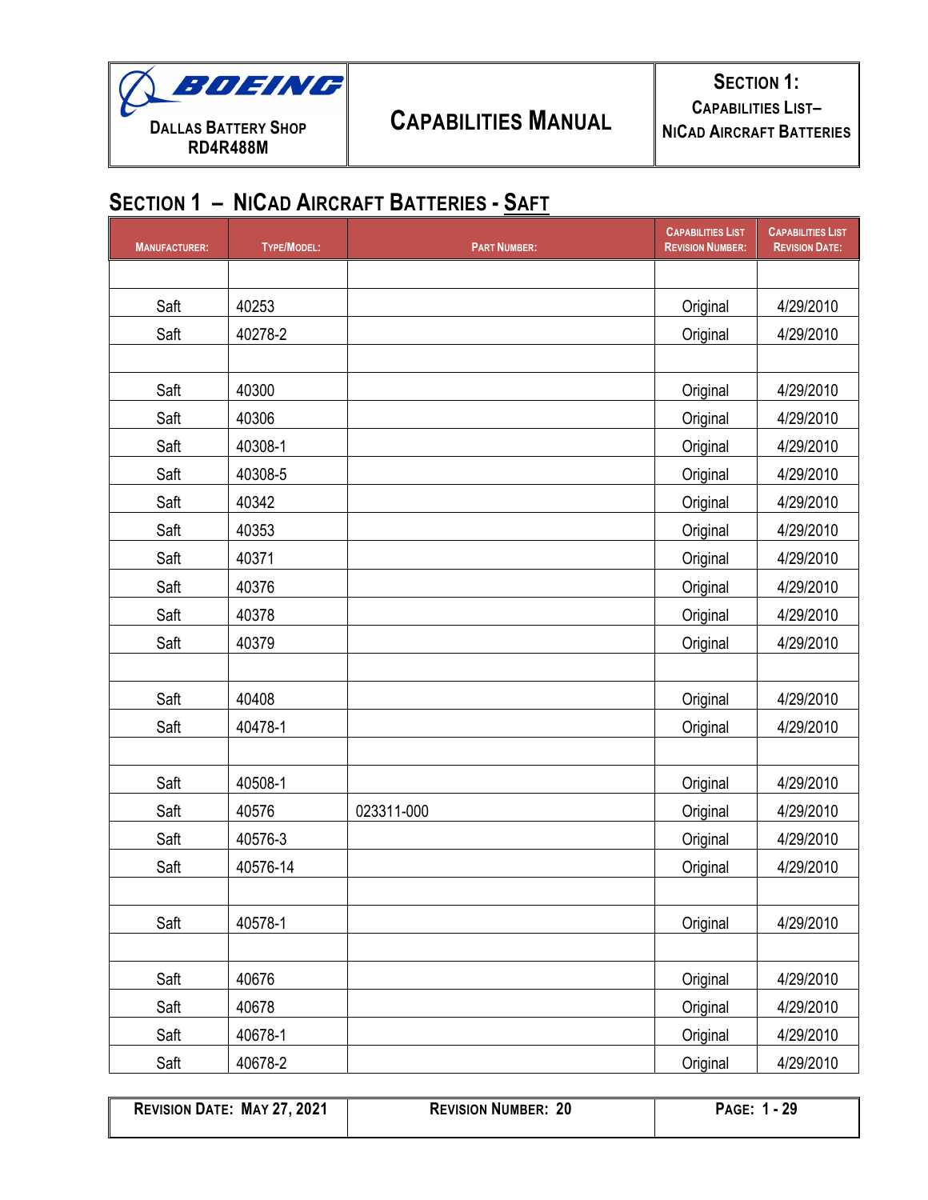## SECTION 1 – NICAD AIRCRAFT BATTERIES - SAFT

| MANUFACTURER: | TYPE/MODEL: | PART NUMBER: | CAPABILITIES LIST REVISION NUMBER: | CAPABILITIES LIST REVISION DATE: |
|---|---|---|---|---|
| | | | | |
| Saft | 40253 | | Original | 4/29/2010 |
| Saft | 40278-2 | | Original | 4/29/2010 |
| | | | | |
| Saft | 40300 | | Original | 4/29/2010 |
| Saft | 40306 | | Original | 4/29/2010 |
| Saft | 40308-1 | | Original | 4/29/2010 |
| Saft | 40308-5 | | Original | 4/29/2010 |
| Saft | 40342 | | Original | 4/29/2010 |
| Saft | 40353 | | Original | 4/29/2010 |
| Saft | 40371 | | Original | 4/29/2010 |
| Saft | 40376 | | Original | 4/29/2010 |
| Saft | 40378 | | Original | 4/29/2010 |
| Saft | 40379 | | Original | 4/29/2010 |
| | | | | |
| Saft | 40408 | | Original | 4/29/2010 |
| Saft | 40478-1 | | Original | 4/29/2010 |
| | | | | |
| Saft | 40508-1 | | Original | 4/29/2010 |
| Saft | 40576 | 023311-000 | Original | 4/29/2010 |
| Saft | 40576-3 | | Original | 4/29/2010 |
| Saft | 40576-14 | | Original | 4/29/2010 |
| | | | | |
| Saft | 40578-1 | | Original | 4/29/2010 |
| | | | | |
| Saft | 40676 | | Original | 4/29/2010 |
| Saft | 40678 | | Original | 4/29/2010 |
| Saft | 40678-1 | | Original | 4/29/2010 |
| Saft | 40678-2 | | Original | 4/29/2010 |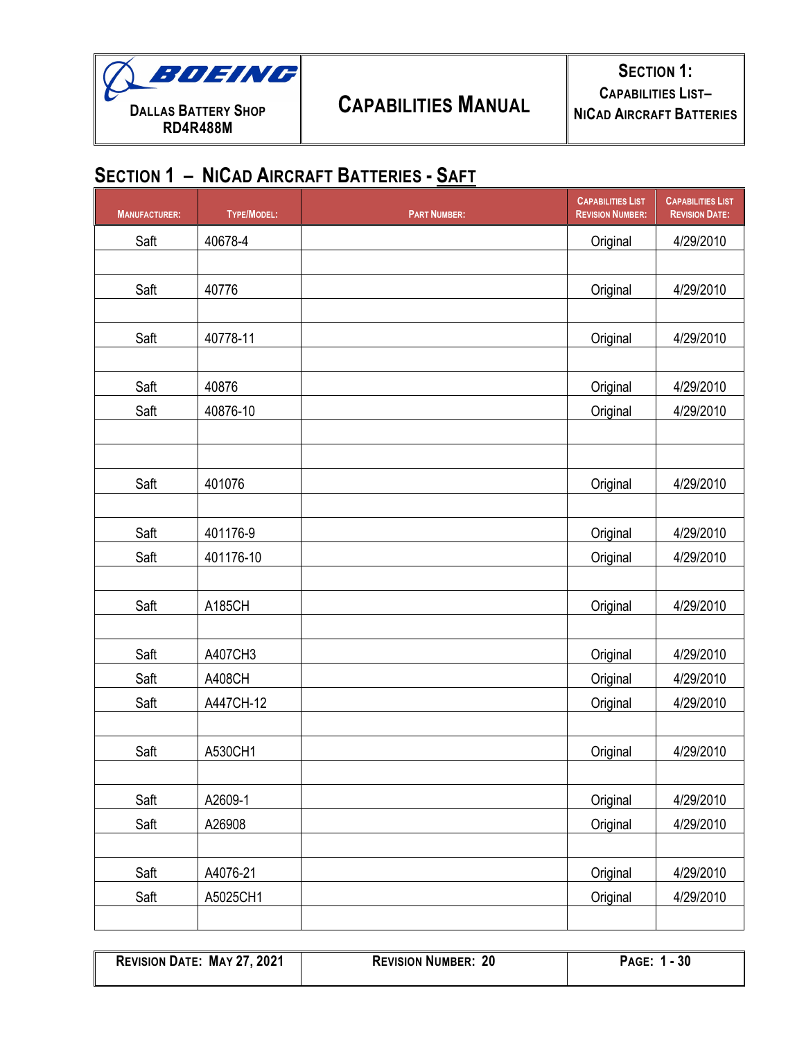## Section 1 – NiCad Aircraft Batteries - Saft

| Manufacturer: | Type/Model: | Part Number: | Capabilities List Revision Number: | Capabilities List Revision Date: |
|---|---|---|---|---|
| Saft | 40678-4 | | Original | 4/29/2010 |
| | | | | |
| Saft | 40776 | | Original | 4/29/2010 |
| | | | | |
| Saft | 40778-11 | | Original | 4/29/2010 |
| | | | | |
| Saft | 40876 | | Original | 4/29/2010 |
| Saft | 40876-10 | | Original | 4/29/2010 |
| | | | | |
| | | | | |
| Saft | 401076 | | Original | 4/29/2010 |
| | | | | |
| Saft | 401176-9 | | Original | 4/29/2010 |
| Saft | 401176-10 | | Original | 4/29/2010 |
| | | | | |
| Saft | A185CH | | Original | 4/29/2010 |
| | | | | |
| Saft | A407CH3 | | Original | 4/29/2010 |
| Saft | A408CH | | Original | 4/29/2010 |
| Saft | A447CH-12 | | Original | 4/29/2010 |
| | | | | |
| Saft | A530CH1 | | Original | 4/29/2010 |
| | | | | |
| Saft | A2609-1 | | Original | 4/29/2010 |
| Saft | A26908 | | Original | 4/29/2010 |
| | | | | |
| Saft | A4076-21 | | Original | 4/29/2010 |
| Saft | A5025CH1 | | Original | 4/29/2010 |
| | | | | |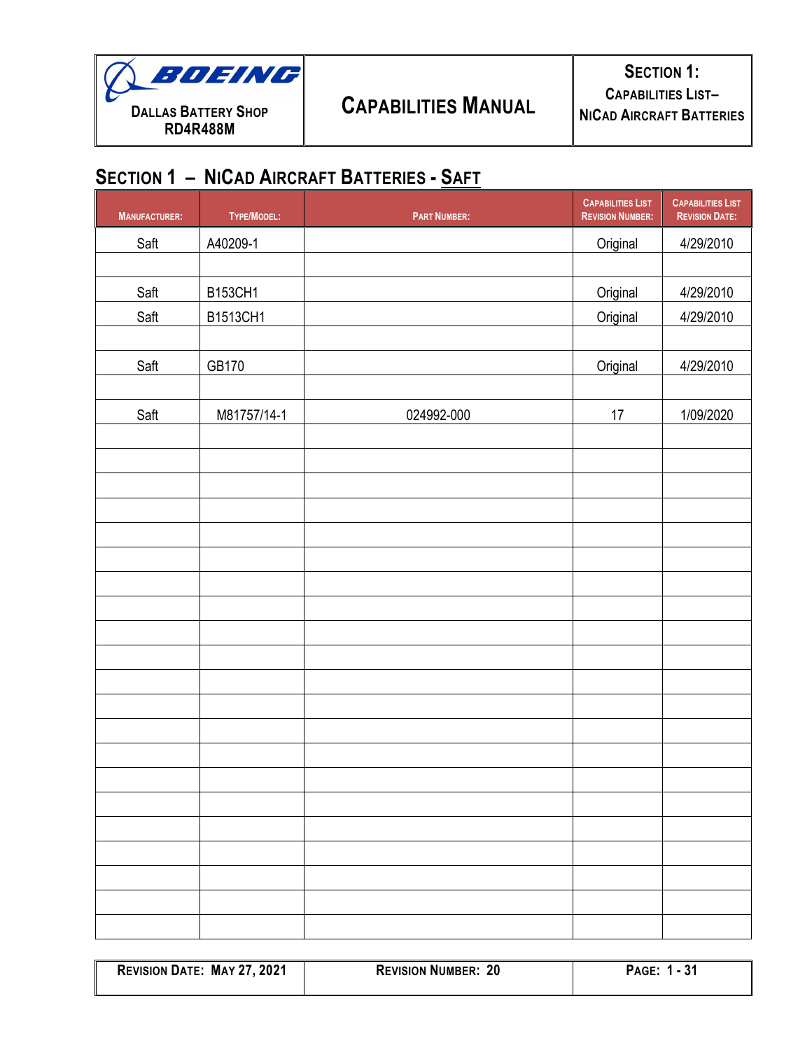## Section 1 – NiCad Aircraft Batteries - Saft

| Manufacturer: | Type/Model: | Part Number: | Capabilities List Revision Number: | Capabilities List Revision Date: |
|---|---|---|---|---|
| Saft | A40209-1 | | Original | 4/29/2010 |
| | | | | |
| Saft | B153CH1 | | Original | 4/29/2010 |
| Saft | B1513CH1 | | Original | 4/29/2010 |
| | | | | |
| Saft | GB170 | | Original | 4/29/2010 |
| | | | | |
| Saft | M81757/14-1 | 024992-000 | 17 | 1/09/2020 |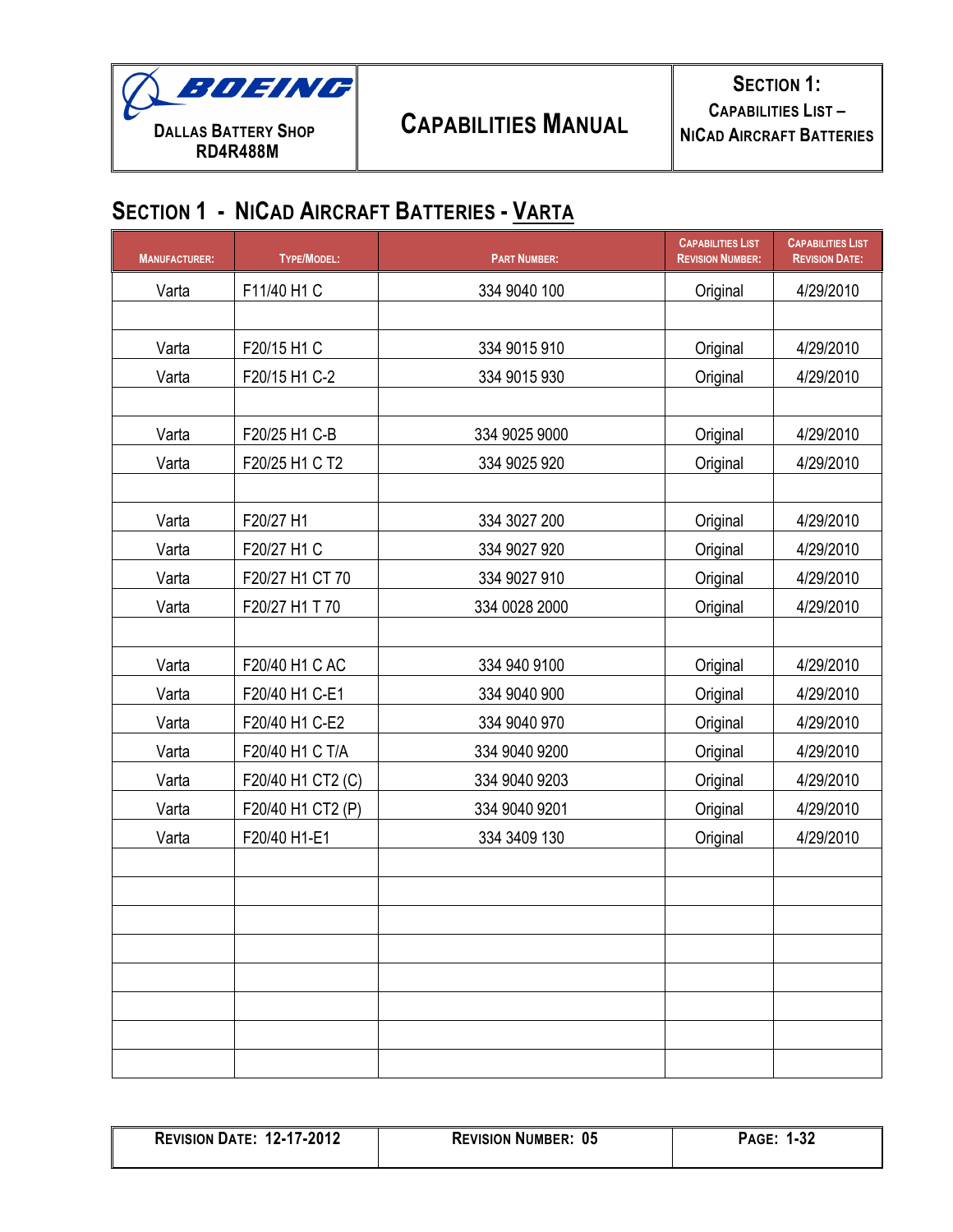## Section 1 - NiCad Aircraft Batteries - Varta

| Manufacturer: | Type/Model: | Part Number: | Capabilities List Revision Number: | Capabilities List Revision Date: |
|---|---|---|---|---|
| Varta | F11/40 H1 C | 334 9040 100 | Original | 4/29/2010 |
| | | | | |
| Varta | F20/15 H1 C | 334 9015 910 | Original | 4/29/2010 |
| Varta | F20/15 H1 C-2 | 334 9015 930 | Original | 4/29/2010 |
| | | | | |
| Varta | F20/25 H1 C-B | 334 9025 9000 | Original | 4/29/2010 |
| Varta | F20/25 H1 C T2 | 334 9025 920 | Original | 4/29/2010 |
| | | | | |
| Varta | F20/27 H1 | 334 3027 200 | Original | 4/29/2010 |
| Varta | F20/27 H1 C | 334 9027 920 | Original | 4/29/2010 |
| Varta | F20/27 H1 CT 70 | 334 9027 910 | Original | 4/29/2010 |
| Varta | F20/27 H1 T 70 | 334 0028 2000 | Original | 4/29/2010 |
| | | | | |
| Varta | F20/40 H1 C AC | 334 940 9100 | Original | 4/29/2010 |
| Varta | F20/40 H1 C-E1 | 334 9040 900 | Original | 4/29/2010 |
| Varta | F20/40 H1 C-E2 | 334 9040 970 | Original | 4/29/2010 |
| Varta | F20/40 H1 C T/A | 334 9040 9200 | Original | 4/29/2010 |
| Varta | F20/40 H1 CT2 (C) | 334 9040 9203 | Original | 4/29/2010 |
| Varta | F20/40 H1 CT2 (P) | 334 9040 9201 | Original | 4/29/2010 |
| Varta | F20/40 H1-E1 | 334 3409 130 | Original | 4/29/2010 |
| | | | | |
| | | | | |
| | | | | |
| | | | | |
| | | | | |
| | | | | |
| | | | | |
| | | | | |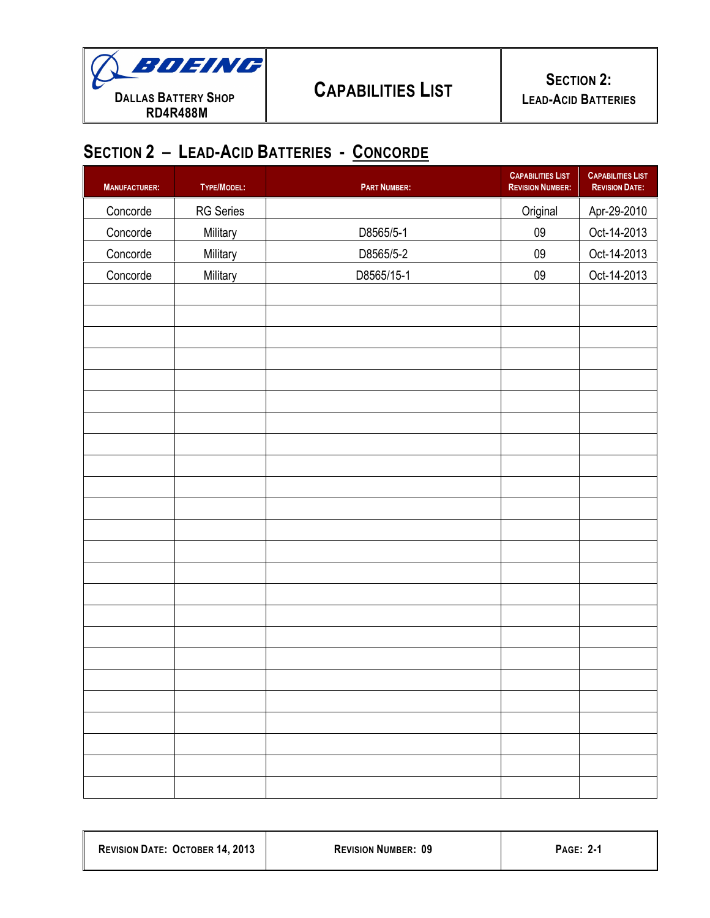# Section 2 – Lead-Acid Batteries - Concorde

| Manufacturer: | Type/Model: | Part Number: | Capabilities List Revision Number: | Capabilities List Revision Date: |
|---|---|---|---|---|
| Concorde | RG Series | | Original | Apr-29-2010 |
| Concorde | Military | D8565/5-1 | 09 | Oct-14-2013 |
| Concorde | Military | D8565/5-2 | 09 | Oct-14-2013 |
| Concorde | Military | D8565/15-1 | 09 | Oct-14-2013 |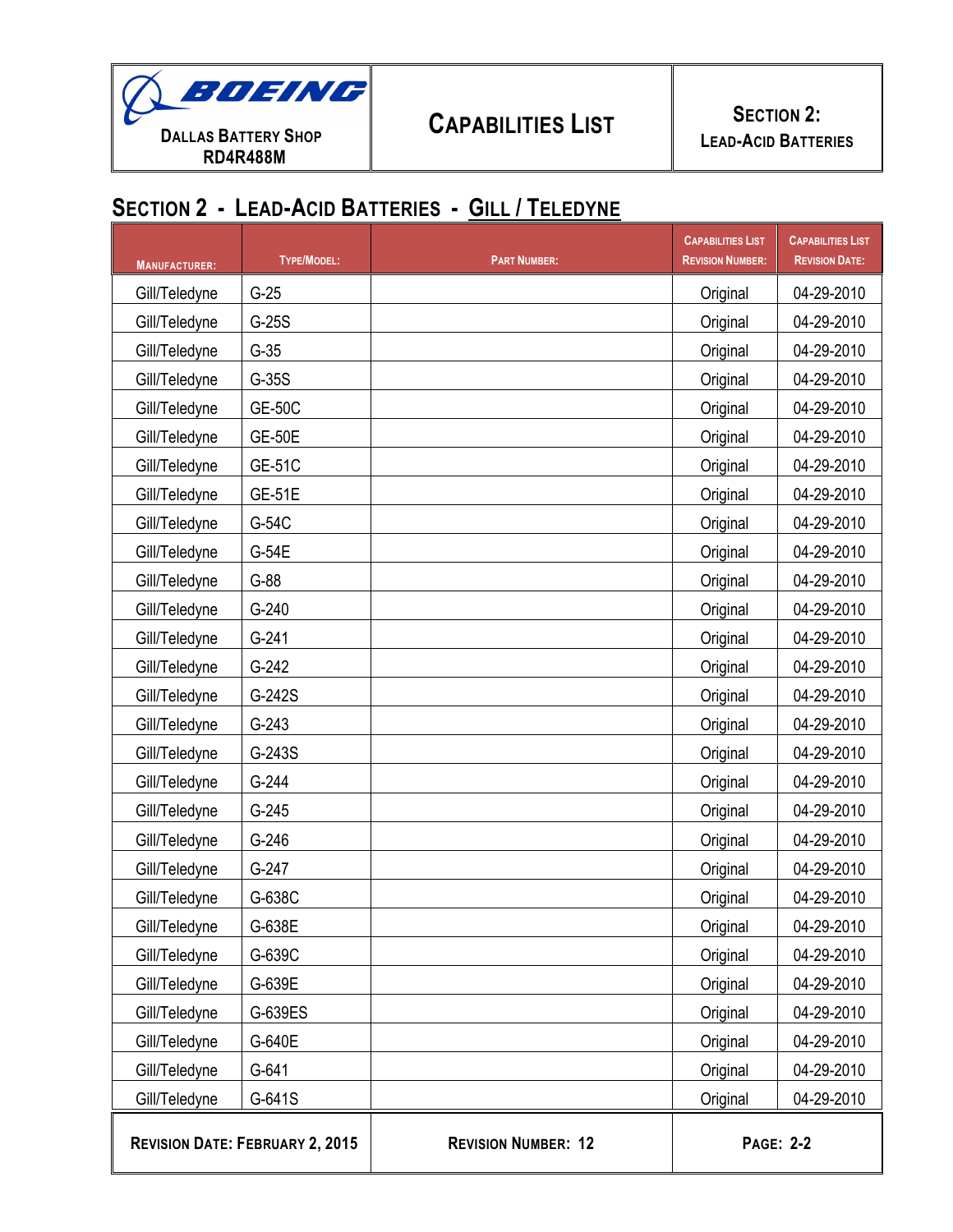## Section 2 - Lead-Acid Batteries - Gill / Teledyne

| Manufacturer: | Type/Model: | Part Number: | Capabilities List Revision Number: | Capabilities List Revision Date: |
|---|---|---|---|---|
| Gill/Teledyne | G-25 | | Original | 04-29-2010 |
| Gill/Teledyne | G-25S | | Original | 04-29-2010 |
| Gill/Teledyne | G-35 | | Original | 04-29-2010 |
| Gill/Teledyne | G-35S | | Original | 04-29-2010 |
| Gill/Teledyne | GE-50C | | Original | 04-29-2010 |
| Gill/Teledyne | GE-50E | | Original | 04-29-2010 |
| Gill/Teledyne | GE-51C | | Original | 04-29-2010 |
| Gill/Teledyne | GE-51E | | Original | 04-29-2010 |
| Gill/Teledyne | G-54C | | Original | 04-29-2010 |
| Gill/Teledyne | G-54E | | Original | 04-29-2010 |
| Gill/Teledyne | G-88 | | Original | 04-29-2010 |
| Gill/Teledyne | G-240 | | Original | 04-29-2010 |
| Gill/Teledyne | G-241 | | Original | 04-29-2010 |
| Gill/Teledyne | G-242 | | Original | 04-29-2010 |
| Gill/Teledyne | G-242S | | Original | 04-29-2010 |
| Gill/Teledyne | G-243 | | Original | 04-29-2010 |
| Gill/Teledyne | G-243S | | Original | 04-29-2010 |
| Gill/Teledyne | G-244 | | Original | 04-29-2010 |
| Gill/Teledyne | G-245 | | Original | 04-29-2010 |
| Gill/Teledyne | G-246 | | Original | 04-29-2010 |
| Gill/Teledyne | G-247 | | Original | 04-29-2010 |
| Gill/Teledyne | G-638C | | Original | 04-29-2010 |
| Gill/Teledyne | G-638E | | Original | 04-29-2010 |
| Gill/Teledyne | G-639C | | Original | 04-29-2010 |
| Gill/Teledyne | G-639E | | Original | 04-29-2010 |
| Gill/Teledyne | G-639ES | | Original | 04-29-2010 |
| Gill/Teledyne | G-640E | | Original | 04-29-2010 |
| Gill/Teledyne | G-641 | | Original | 04-29-2010 |
| Gill/Teledyne | G-641S | | Original | 04-29-2010 |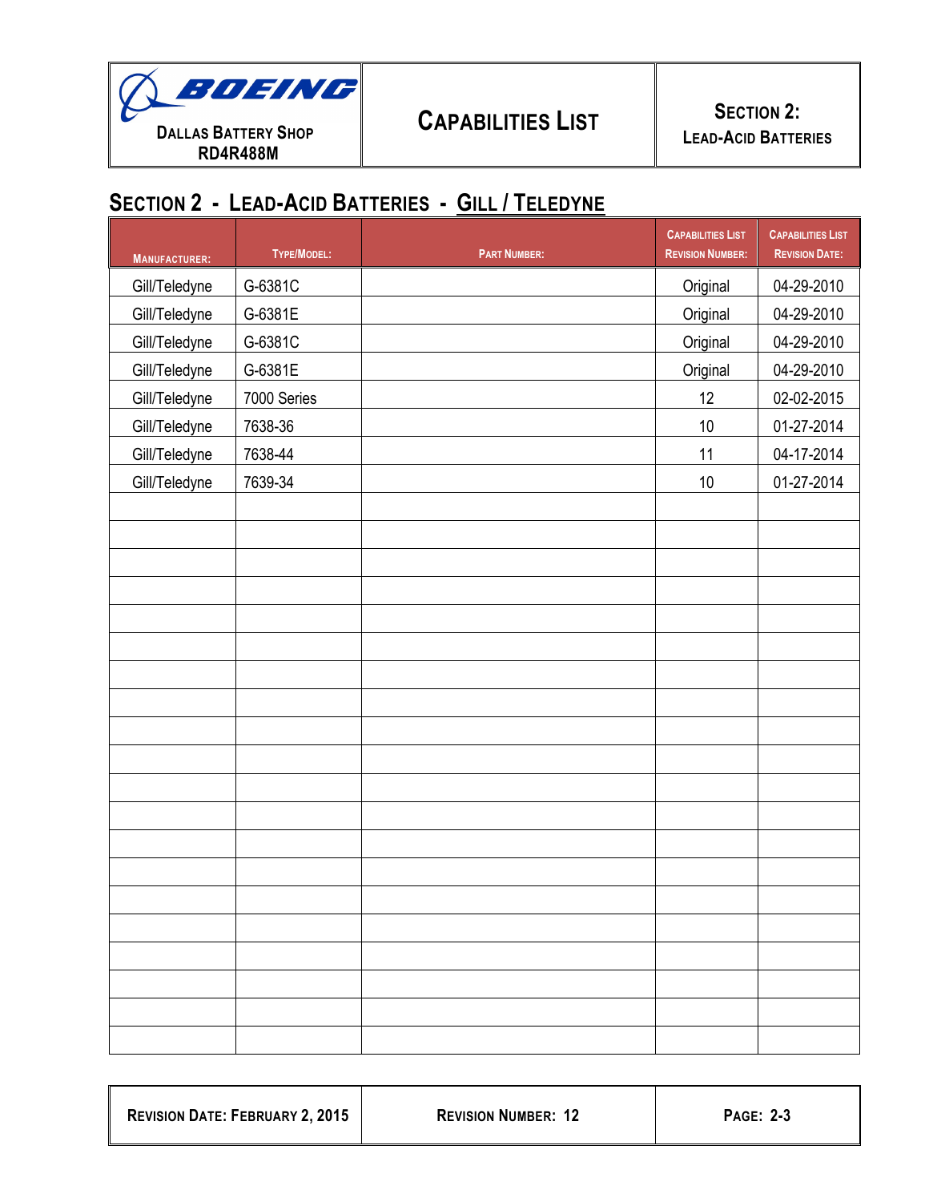## Section 2 - Lead-Acid Batteries - Gill / Teledyne

| Manufacturer: | Type/Model: | Part Number: | Capabilities List Revision Number: | Capabilities List Revision Date: |
|---|---|---|---|---|
| Gill/Teledyne | G-6381C | | Original | 04-29-2010 |
| Gill/Teledyne | G-6381E | | Original | 04-29-2010 |
| Gill/Teledyne | G-6381C | | Original | 04-29-2010 |
| Gill/Teledyne | G-6381E | | Original | 04-29-2010 |
| Gill/Teledyne | 7000 Series | | 12 | 02-02-2015 |
| Gill/Teledyne | 7638-36 | | 10 | 01-27-2014 |
| Gill/Teledyne | 7638-44 | | 11 | 04-17-2014 |
| Gill/Teledyne | 7639-34 | | 10 | 01-27-2014 |
| | | | | |
| | | | | |
| | | | | |
| | | | | |
| | | | | |
| | | | | |
| | | | | |
| | | | | |
| | | | | |
| | | | | |
| | | | | |
| | | | | |
| | | | | |
| | | | | |
| | | | | |
| | | | | |
| | | | | |
| | | | | |
| | | | | |
| | | | | |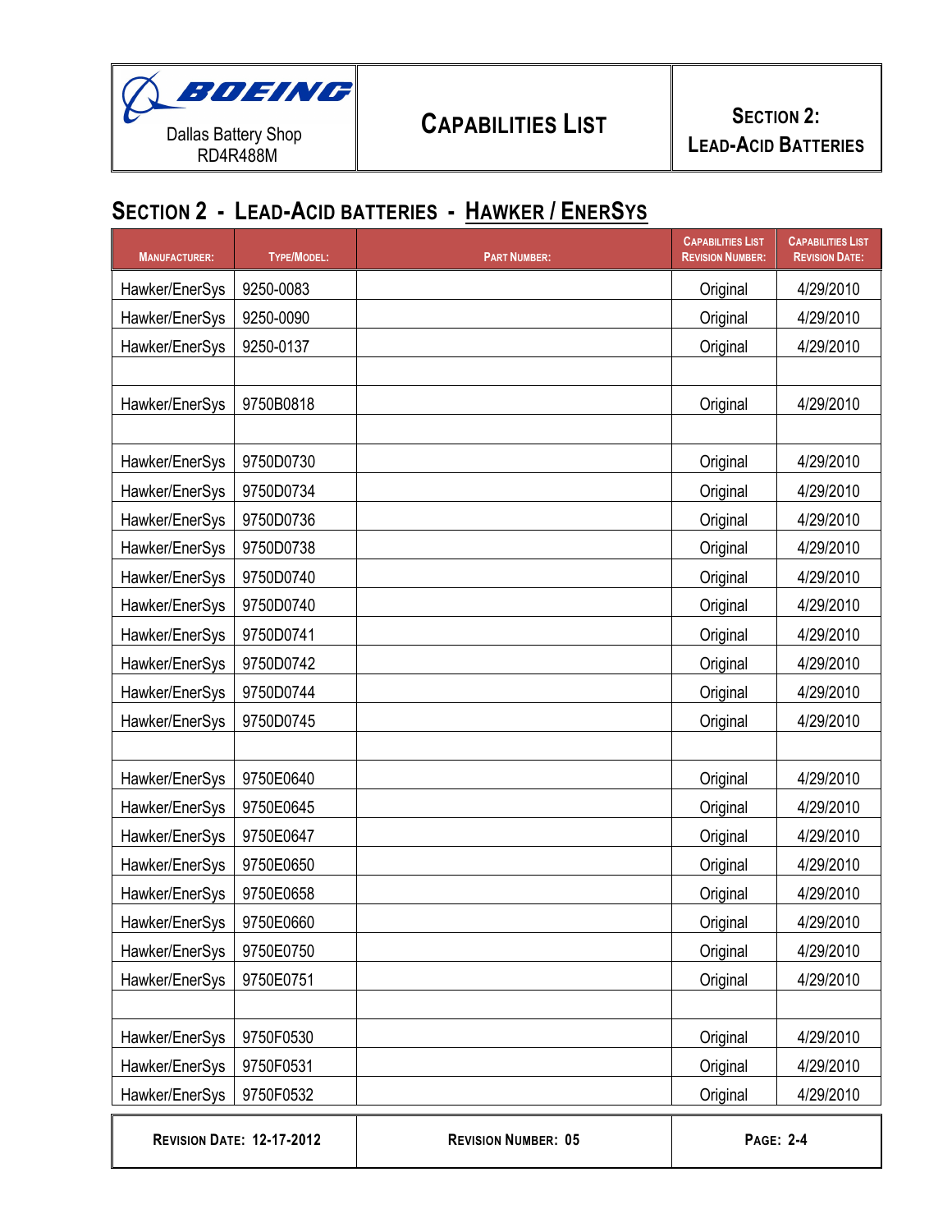## SECTION 2 - LEAD-ACID BATTERIES - HAWKER / ENERSYS

| MANUFACTURER: | TYPE/MODEL: | PART NUMBER: | CAPABILITIES LIST REVISION NUMBER: | CAPABILITIES LIST REVISION DATE: |
|---|---|---|---|---|
| Hawker/EnerSys | 9250-0083 | | Original | 4/29/2010 |
| Hawker/EnerSys | 9250-0090 | | Original | 4/29/2010 |
| Hawker/EnerSys | 9250-0137 | | Original | 4/29/2010 |
| | | | | |
| Hawker/EnerSys | 9750B0818 | | Original | 4/29/2010 |
| | | | | |
| Hawker/EnerSys | 9750D0730 | | Original | 4/29/2010 |
| Hawker/EnerSys | 9750D0734 | | Original | 4/29/2010 |
| Hawker/EnerSys | 9750D0736 | | Original | 4/29/2010 |
| Hawker/EnerSys | 9750D0738 | | Original | 4/29/2010 |
| Hawker/EnerSys | 9750D0740 | | Original | 4/29/2010 |
| Hawker/EnerSys | 9750D0740 | | Original | 4/29/2010 |
| Hawker/EnerSys | 9750D0741 | | Original | 4/29/2010 |
| Hawker/EnerSys | 9750D0742 | | Original | 4/29/2010 |
| Hawker/EnerSys | 9750D0744 | | Original | 4/29/2010 |
| Hawker/EnerSys | 9750D0745 | | Original | 4/29/2010 |
| | | | | |
| Hawker/EnerSys | 9750E0640 | | Original | 4/29/2010 |
| Hawker/EnerSys | 9750E0645 | | Original | 4/29/2010 |
| Hawker/EnerSys | 9750E0647 | | Original | 4/29/2010 |
| Hawker/EnerSys | 9750E0650 | | Original | 4/29/2010 |
| Hawker/EnerSys | 9750E0658 | | Original | 4/29/2010 |
| Hawker/EnerSys | 9750E0660 | | Original | 4/29/2010 |
| Hawker/EnerSys | 9750E0750 | | Original | 4/29/2010 |
| Hawker/EnerSys | 9750E0751 | | Original | 4/29/2010 |
| | | | | |
| Hawker/EnerSys | 9750F0530 | | Original | 4/29/2010 |
| Hawker/EnerSys | 9750F0531 | | Original | 4/29/2010 |
| Hawker/EnerSys | 9750F0532 | | Original | 4/29/2010 |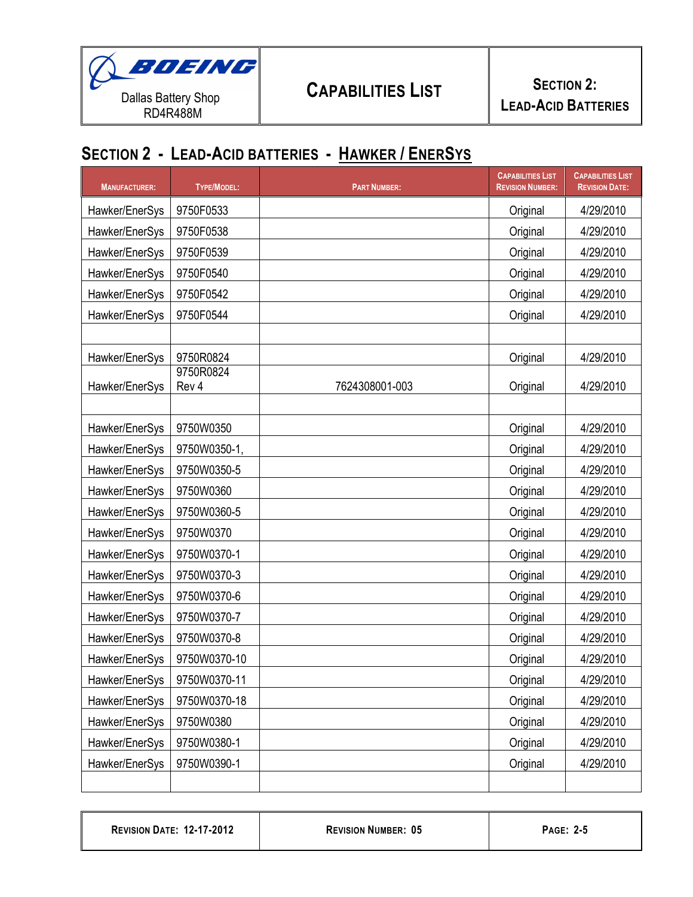## SECTION 2 - LEAD-ACID BATTERIES - HAWKER / ENERSYS

| MANUFACTURER: | TYPE/MODEL: | PART NUMBER: | CAPABILITIES LIST REVISION NUMBER: | CAPABILITIES LIST REVISION DATE: |
|---|---|---|---|---|
| Hawker/EnerSys | 9750F0533 | | Original | 4/29/2010 |
| Hawker/EnerSys | 9750F0538 | | Original | 4/29/2010 |
| Hawker/EnerSys | 9750F0539 | | Original | 4/29/2010 |
| Hawker/EnerSys | 9750F0540 | | Original | 4/29/2010 |
| Hawker/EnerSys | 9750F0542 | | Original | 4/29/2010 |
| Hawker/EnerSys | 9750F0544 | | Original | 4/29/2010 |
| | | | | |
| Hawker/EnerSys | 9750R0824 | | Original | 4/29/2010 |
| Hawker/EnerSys | 9750R0824 Rev 4 | 7624308001-003 | Original | 4/29/2010 |
| | | | | |
| Hawker/EnerSys | 9750W0350 | | Original | 4/29/2010 |
| Hawker/EnerSys | 9750W0350-1, | | Original | 4/29/2010 |
| Hawker/EnerSys | 9750W0350-5 | | Original | 4/29/2010 |
| Hawker/EnerSys | 9750W0360 | | Original | 4/29/2010 |
| Hawker/EnerSys | 9750W0360-5 | | Original | 4/29/2010 |
| Hawker/EnerSys | 9750W0370 | | Original | 4/29/2010 |
| Hawker/EnerSys | 9750W0370-1 | | Original | 4/29/2010 |
| Hawker/EnerSys | 9750W0370-3 | | Original | 4/29/2010 |
| Hawker/EnerSys | 9750W0370-6 | | Original | 4/29/2010 |
| Hawker/EnerSys | 9750W0370-7 | | Original | 4/29/2010 |
| Hawker/EnerSys | 9750W0370-8 | | Original | 4/29/2010 |
| Hawker/EnerSys | 9750W0370-10 | | Original | 4/29/2010 |
| Hawker/EnerSys | 9750W0370-11 | | Original | 4/29/2010 |
| Hawker/EnerSys | 9750W0370-18 | | Original | 4/29/2010 |
| Hawker/EnerSys | 9750W0380 | | Original | 4/29/2010 |
| Hawker/EnerSys | 9750W0380-1 | | Original | 4/29/2010 |
| Hawker/EnerSys | 9750W0390-1 | | Original | 4/29/2010 |
| | | | | |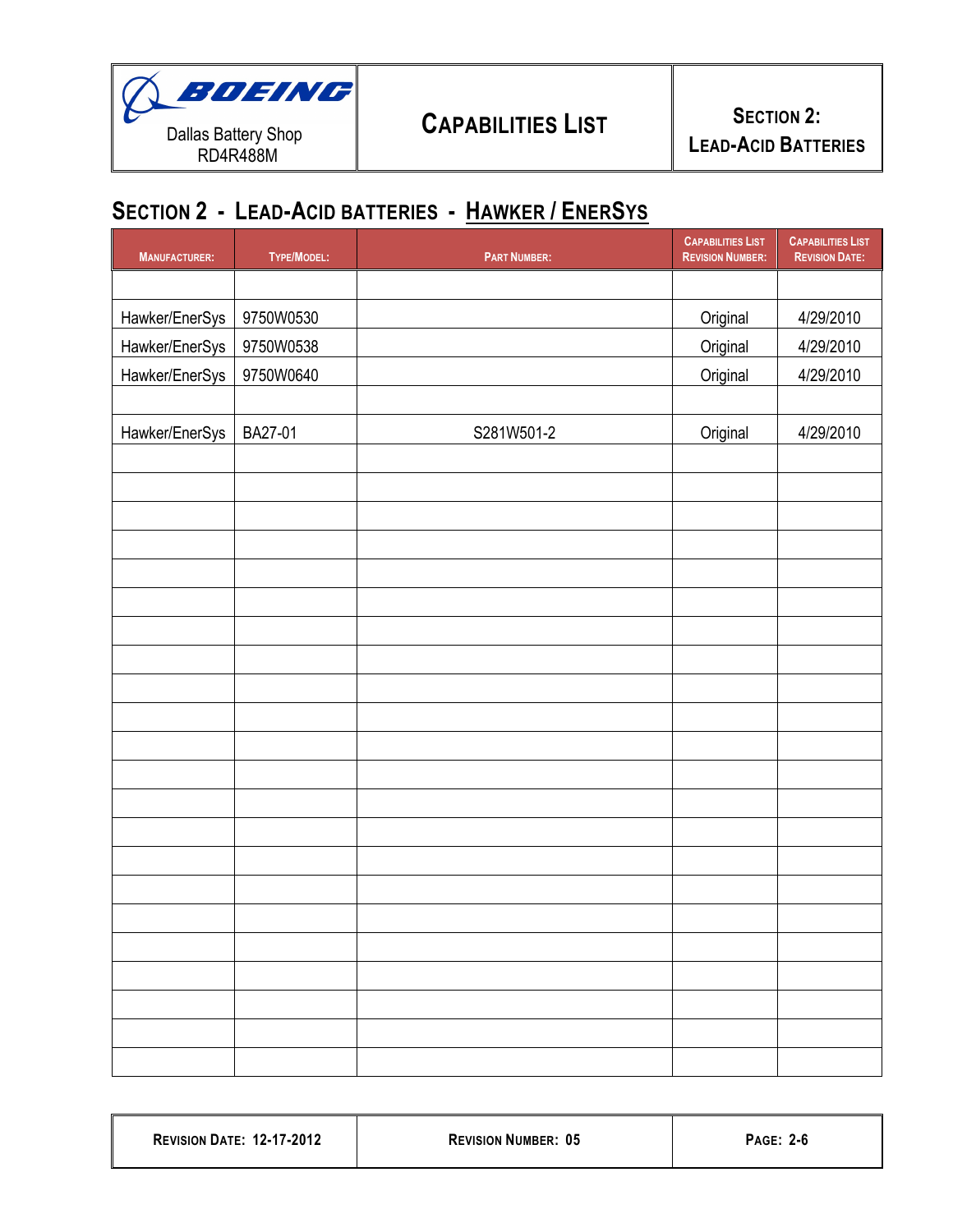| Boeing Dallas Battery Shop RD4R488M | CAPABILITIES LIST | SECTION 2: LEAD-ACID BATTERIES |
|---|---|---|

## SECTION 2 - LEAD-ACID BATTERIES - HAWKER / ENERSYS

| MANUFACTURER: | TYPE/MODEL: | PART NUMBER: | CAPABILITIES LIST REVISION NUMBER: | CAPABILITIES LIST REVISION DATE: |
|---|---|---|---|---|
| | | | | |
| Hawker/EnerSys | 9750W0530 | | Original | 4/29/2010 |
| Hawker/EnerSys | 9750W0538 | | Original | 4/29/2010 |
| Hawker/EnerSys | 9750W0640 | | Original | 4/29/2010 |
| | | | | |
| Hawker/EnerSys | BA27-01 | S281W501-2 | Original | 4/29/2010 |

| REVISION DATE: 12-17-2012 | REVISION NUMBER: 05 | PAGE: 2-6 |
|---|---|---|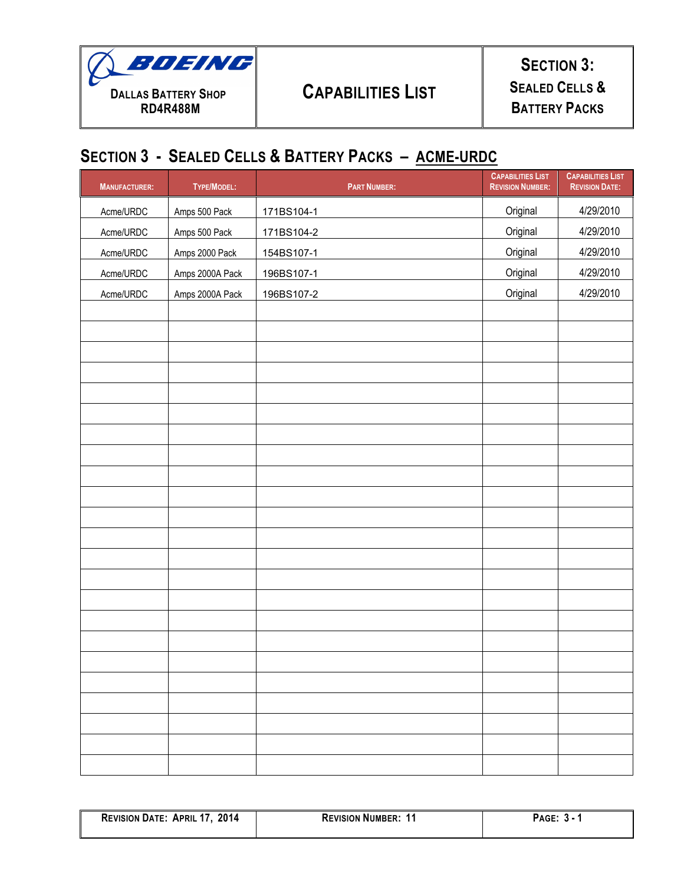# SECTION 3 - SEALED CELLS & BATTERY PACKS – ACME-URDC

| MANUFACTURER: | TYPE/MODEL: | PART NUMBER: | CAPABILITIES LIST REVISION NUMBER: | CAPABILITIES LIST REVISION DATE: |
|---|---|---|---|---|
| Acme/URDC | Amps 500 Pack | 171BS104-1 | Original | 4/29/2010 |
| Acme/URDC | Amps 500 Pack | 171BS104-2 | Original | 4/29/2010 |
| Acme/URDC | Amps 2000 Pack | 154BS107-1 | Original | 4/29/2010 |
| Acme/URDC | Amps 2000A Pack | 196BS107-1 | Original | 4/29/2010 |
| Acme/URDC | Amps 2000A Pack | 196BS107-2 | Original | 4/29/2010 |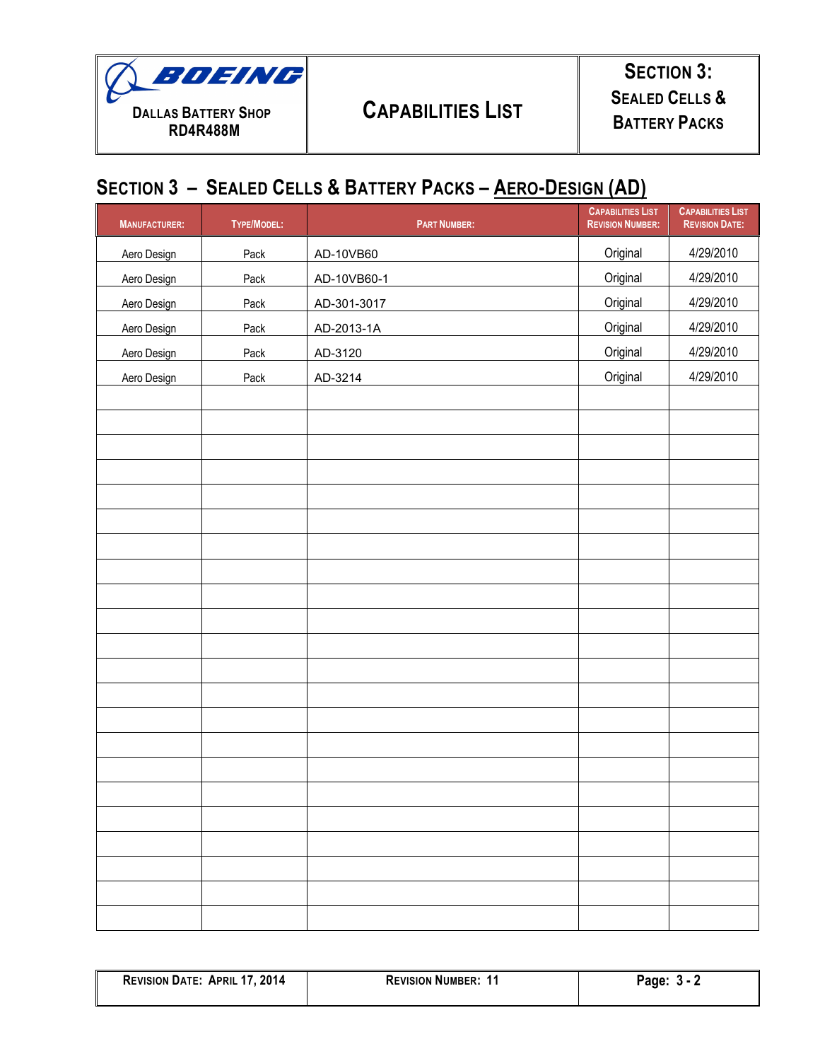## SECTION 3 – SEALED CELLS & BATTERY PACKS – AERO-DESIGN (AD)

| MANUFACTURER: | TYPE/MODEL: | PART NUMBER: | CAPABILITIES LIST REVISION NUMBER: | CAPABILITIES LIST REVISION DATE: |
|---|---|---|---|---|
| Aero Design | Pack | AD-10VB60 | Original | 4/29/2010 |
| Aero Design | Pack | AD-10VB60-1 | Original | 4/29/2010 |
| Aero Design | Pack | AD-301-3017 | Original | 4/29/2010 |
| Aero Design | Pack | AD-2013-1A | Original | 4/29/2010 |
| Aero Design | Pack | AD-3120 | Original | 4/29/2010 |
| Aero Design | Pack | AD-3214 | Original | 4/29/2010 |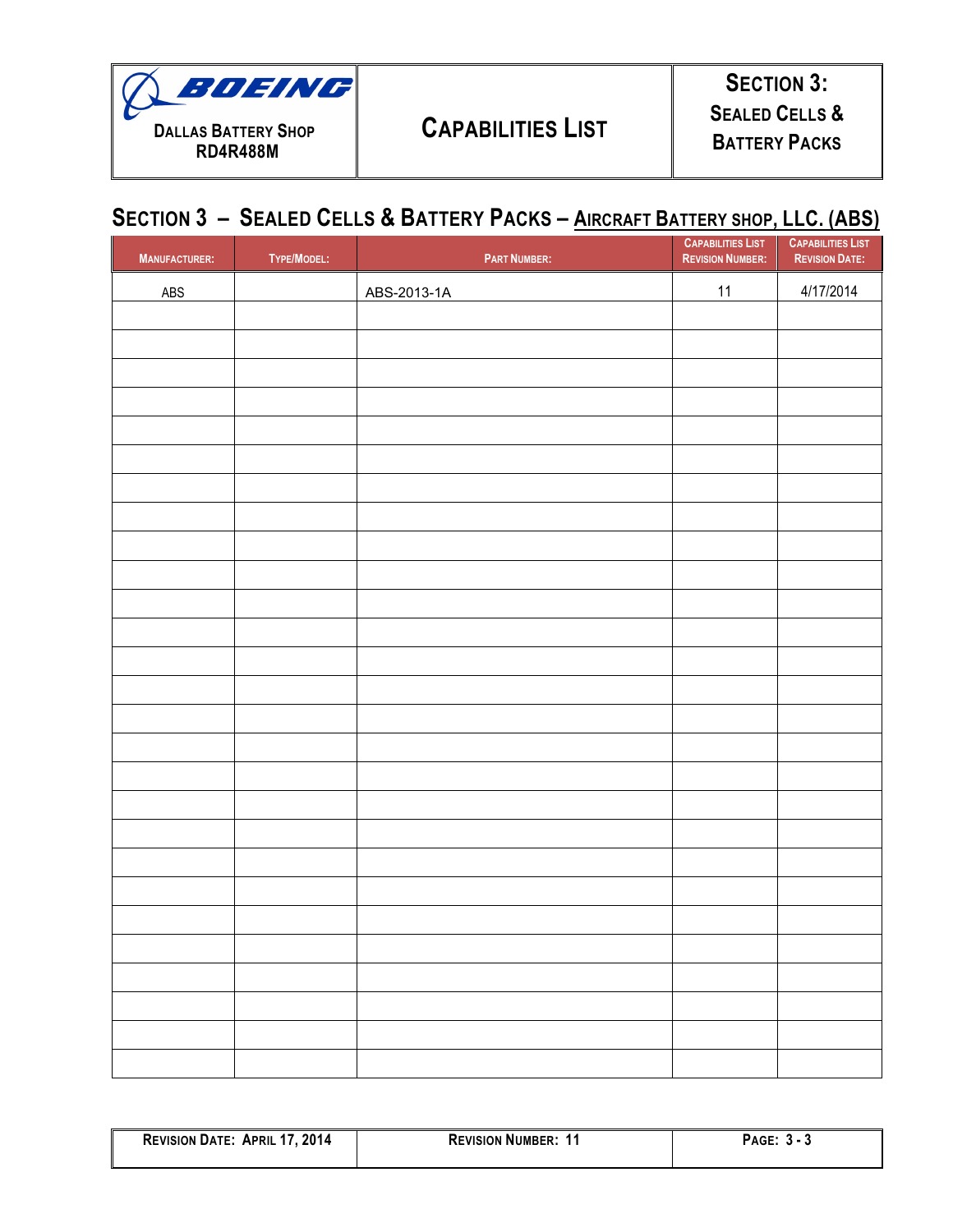| BOEING Dallas Battery Shop RD4R488M | Capabilities List | Section 3: Sealed Cells & Battery Packs |
|---|---|---|

## Section 3 – Sealed Cells & Battery Packs – Aircraft Battery shop, LLC. (ABS)

| Manufacturer: | Type/Model: | Part Number: | Capabilities List Revision Number: | Capabilities List Revision Date: |
|---|---|---|---|---|
| ABS | | ABS-2013-1A | 11 | 4/17/2014 |
| | | | | |
| | | | | |
| | | | | |
| | | | | |
| | | | | |
| | | | | |
| | | | | |
| | | | | |
| | | | | |
| | | | | |
| | | | | |
| | | | | |
| | | | | |
| | | | | |
| | | | | |
| | | | | |
| | | | | |
| | | | | |
| | | | | |
| | | | | |
| | | | | |
| | | | | |
| | | | | |
| | | | | |
| | | | | |
| | | | | |
| | | | | |
| | | | | |

| Revision Date: April 17, 2014 | Revision Number: 11 | Page: 3 - 3 |
|---|---|---|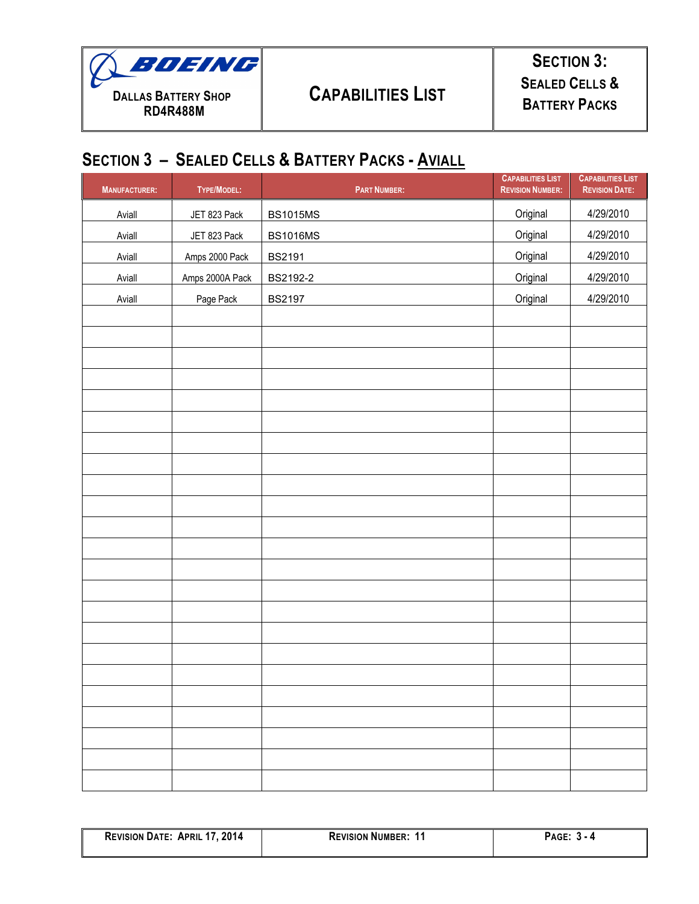| BOEING Dallas Battery Shop RD4R488M | Capabilities List | Section 3: Sealed Cells & Battery Packs |
|---|---|---|

## Section 3 – Sealed Cells & Battery Packs - Aviall

| Manufacturer: | Type/Model: | Part Number: | Capabilities List Revision Number: | Capabilities List Revision Date: |
|---|---|---|---|---|
| Aviall | JET 823 Pack | BS1015MS | Original | 4/29/2010 |
| Aviall | JET 823 Pack | BS1016MS | Original | 4/29/2010 |
| Aviall | Amps 2000 Pack | BS2191 | Original | 4/29/2010 |
| Aviall | Amps 2000A Pack | BS2192-2 | Original | 4/29/2010 |
| Aviall | Page Pack | BS2197 | Original | 4/29/2010 |

| Revision Date: April 17, 2014 | Revision Number: 11 | Page: 3 - 4 |
|---|---|---|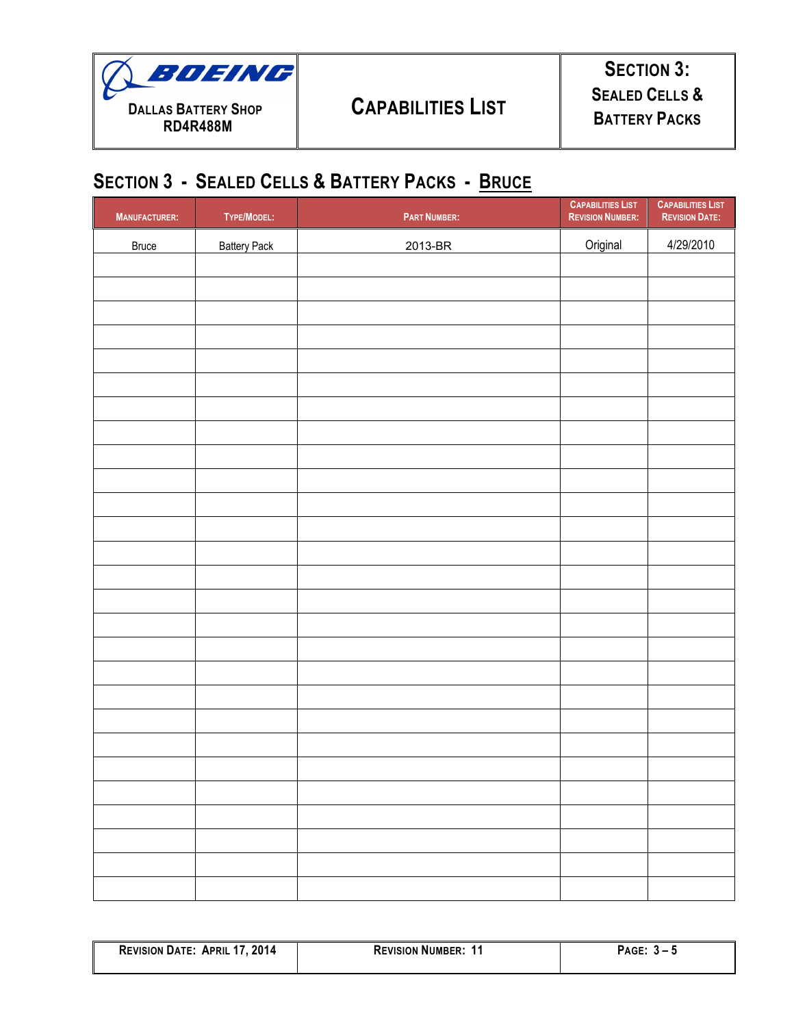## SECTION 3 - SEALED CELLS & BATTERY PACKS - BRUCE

| MANUFACTURER: | TYPE/MODEL: | PART NUMBER: | CAPABILITIES LIST REVISION NUMBER: | CAPABILITIES LIST REVISION DATE: |
|---|---|---|---|---|
| Bruce | Battery Pack | 2013-BR | Original | 4/29/2010 |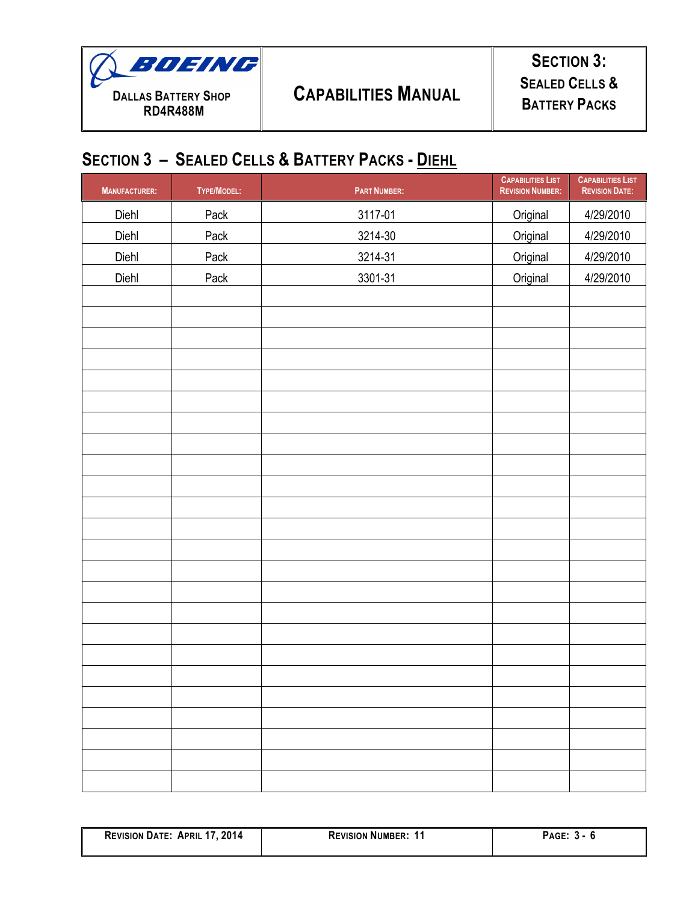## Section 3 – Sealed Cells & Battery Packs - Diehl

| Manufacturer: | Type/Model: | Part Number: | Capabilities List Revision Number: | Capabilities List Revision Date: |
|---|---|---|---|---|
| Diehl | Pack | 3117-01 | Original | 4/29/2010 |
| Diehl | Pack | 3214-30 | Original | 4/29/2010 |
| Diehl | Pack | 3214-31 | Original | 4/29/2010 |
| Diehl | Pack | 3301-31 | Original | 4/29/2010 |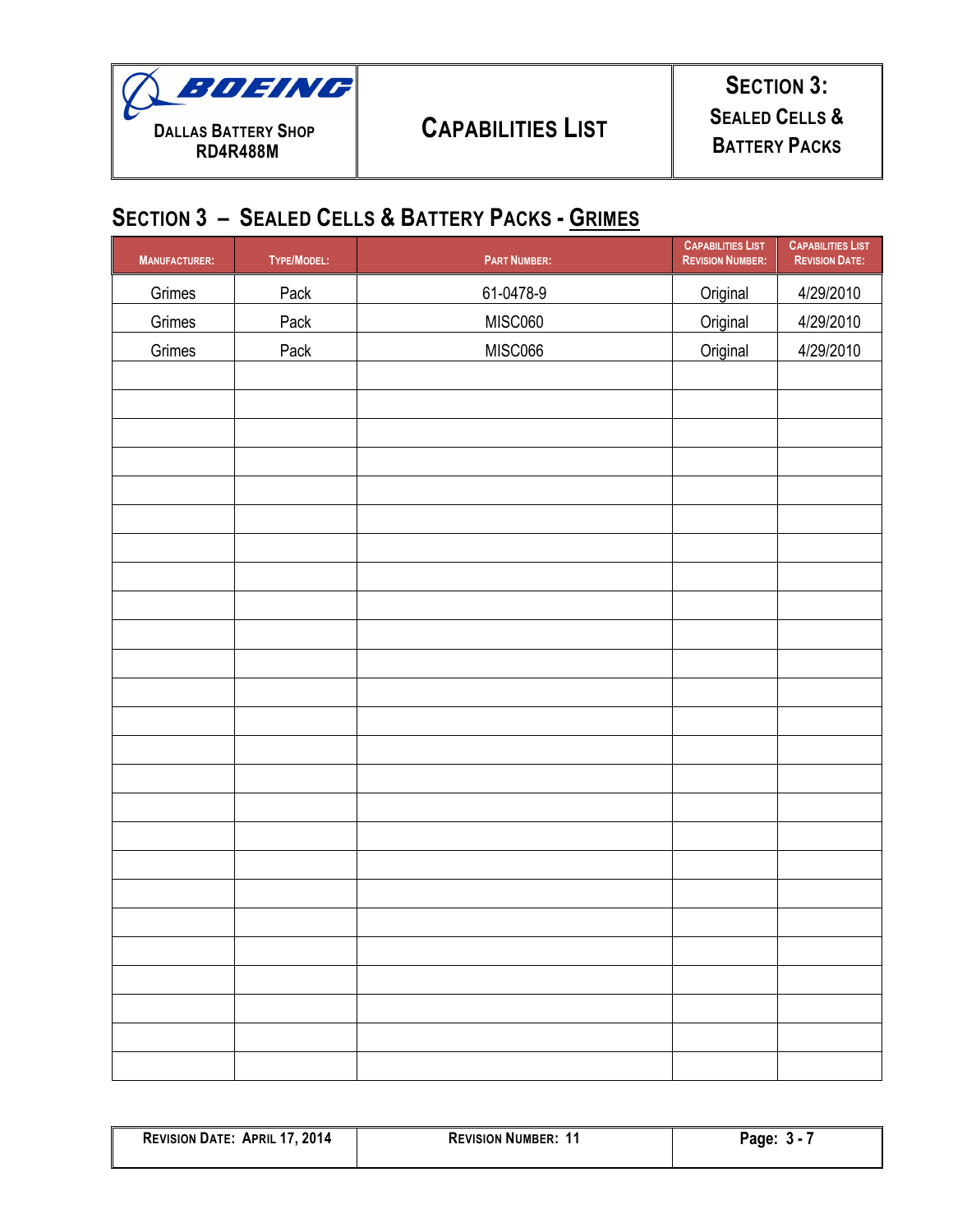## Section 3 – Sealed Cells & Battery Packs - Grimes

| Manufacturer: | Type/Model: | Part Number: | Capabilities List Revision Number: | Capabilities List Revision Date: |
|---|---|---|---|---|
| Grimes | Pack | 61-0478-9 | Original | 4/29/2010 |
| Grimes | Pack | MISC060 | Original | 4/29/2010 |
| Grimes | Pack | MISC066 | Original | 4/29/2010 |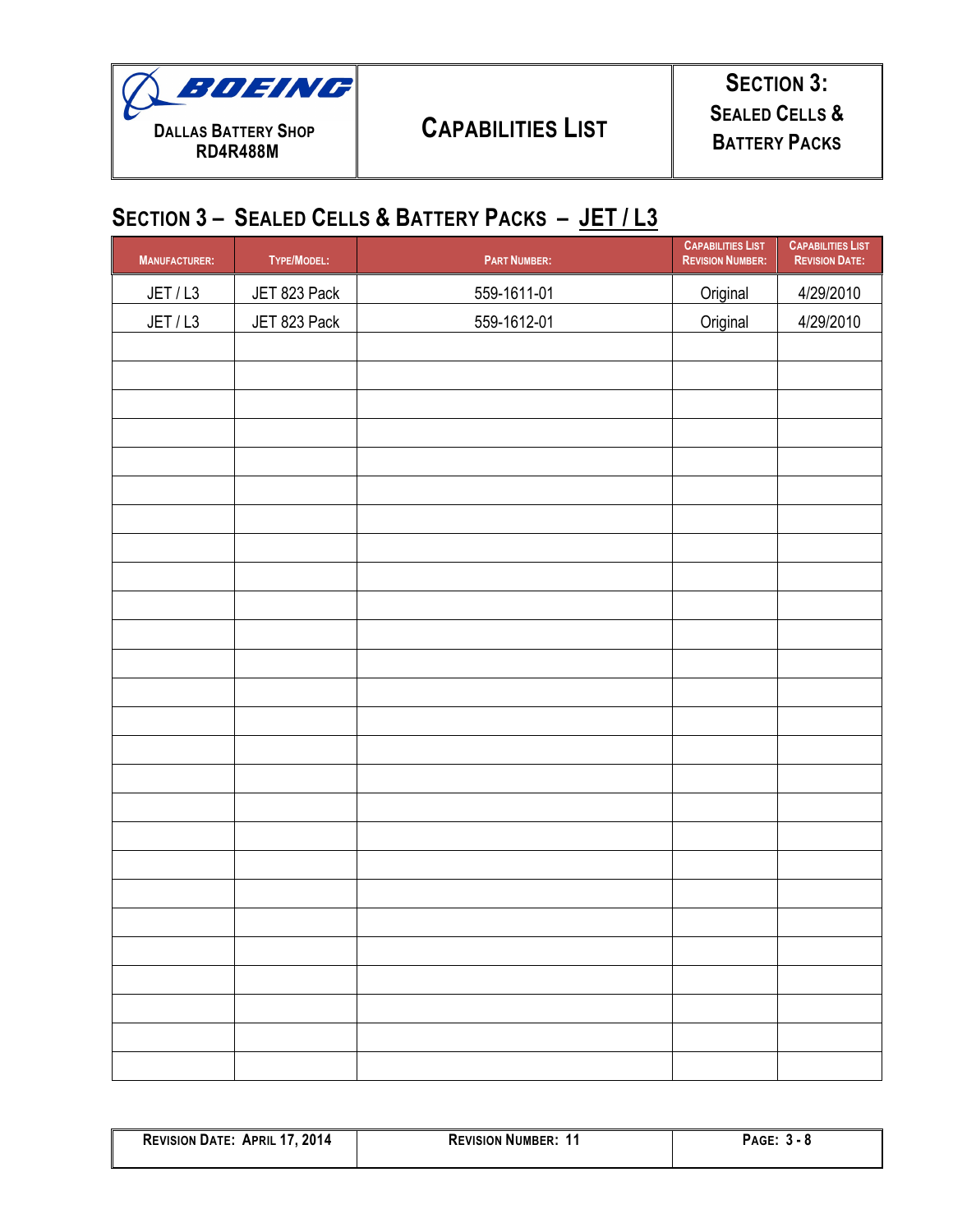## SECTION 3 – SEALED CELLS & BATTERY PACKS – JET / L3

| MANUFACTURER: | TYPE/MODEL: | PART NUMBER: | CAPABILITIES LIST REVISION NUMBER: | CAPABILITIES LIST REVISION DATE: |
|---|---|---|---|---|
| JET / L3 | JET 823 Pack | 559-1611-01 | Original | 4/29/2010 |
| JET / L3 | JET 823 Pack | 559-1612-01 | Original | 4/29/2010 |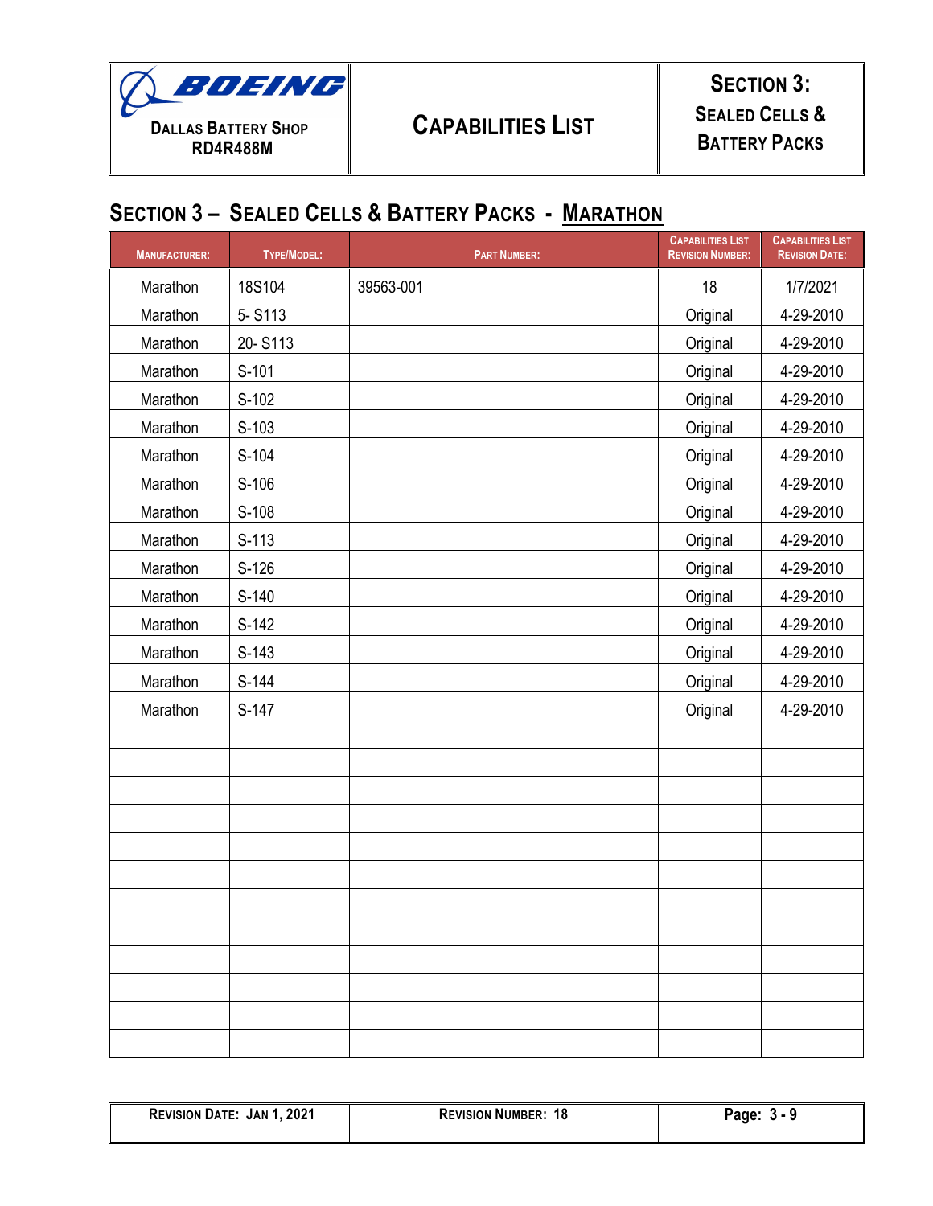| BOEING<br>DALLAS BATTERY SHOP<br>RD4R488M | CAPABILITIES LIST | SECTION 3:<br>SEALED CELLS & BATTERY PACKS |
|---|---|---|

## SECTION 3 – SEALED CELLS & BATTERY PACKS - MARATHON

| MANUFACTURER: | TYPE/MODEL: | PART NUMBER: | CAPABILITIES LIST REVISION NUMBER: | CAPABILITIES LIST REVISION DATE: |
|---|---|---|---|---|
| Marathon | 18S104 | 39563-001 | 18 | 1/7/2021 |
| Marathon | 5- S113 | | Original | 4-29-2010 |
| Marathon | 20- S113 | | Original | 4-29-2010 |
| Marathon | S-101 | | Original | 4-29-2010 |
| Marathon | S-102 | | Original | 4-29-2010 |
| Marathon | S-103 | | Original | 4-29-2010 |
| Marathon | S-104 | | Original | 4-29-2010 |
| Marathon | S-106 | | Original | 4-29-2010 |
| Marathon | S-108 | | Original | 4-29-2010 |
| Marathon | S-113 | | Original | 4-29-2010 |
| Marathon | S-126 | | Original | 4-29-2010 |
| Marathon | S-140 | | Original | 4-29-2010 |
| Marathon | S-142 | | Original | 4-29-2010 |
| Marathon | S-143 | | Original | 4-29-2010 |
| Marathon | S-144 | | Original | 4-29-2010 |
| Marathon | S-147 | | Original | 4-29-2010 |
| | | | | |
| | | | | |
| | | | | |
| | | | | |
| | | | | |
| | | | | |
| | | | | |
| | | | | |
| | | | | |
| | | | | |
| | | | | |
| | | | | |

| REVISION DATE: JAN 1, 2021 | REVISION NUMBER: 18 | Page: 3 - 9 |
|---|---|---|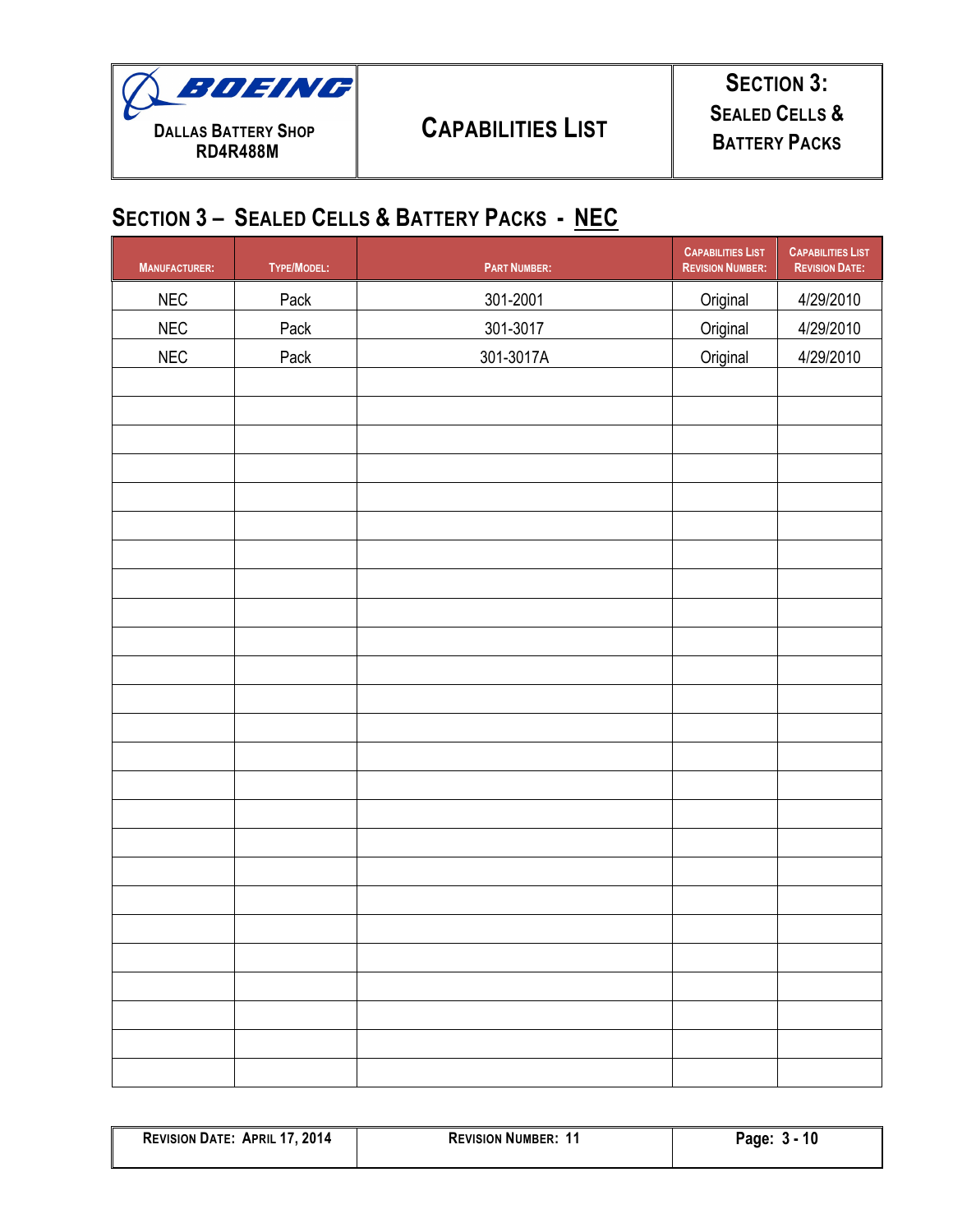## Section 3 – Sealed Cells & Battery Packs - NEC

| Manufacturer: | Type/Model: | Part Number: | Capabilities List Revision Number: | Capabilities List Revision Date: |
|---|---|---|---|---|
| NEC | Pack | 301-2001 | Original | 4/29/2010 |
| NEC | Pack | 301-3017 | Original | 4/29/2010 |
| NEC | Pack | 301-3017A | Original | 4/29/2010 |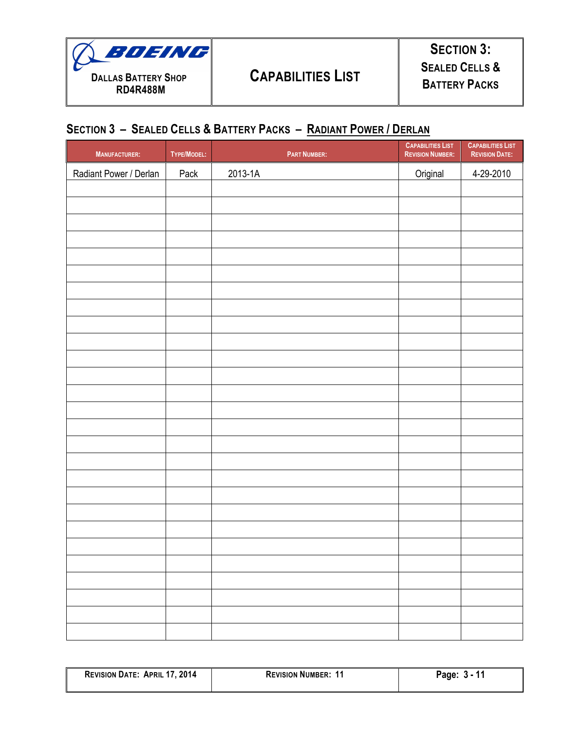| BOEING<br>Dallas Battery Shop<br>RD4R488M | Capabilities List | Section 3:<br>Sealed Cells & Battery Packs |
|---|---|---|

## Section 3 – Sealed Cells & Battery Packs – Radiant Power / Derlan

| Manufacturer: | Type/Model: | Part Number: | Capabilities List Revision Number: | Capabilities List Revision Date: |
|---|---|---|---|---|
| Radiant Power / Derlan | Pack | 2013-1A | Original | 4-29-2010 |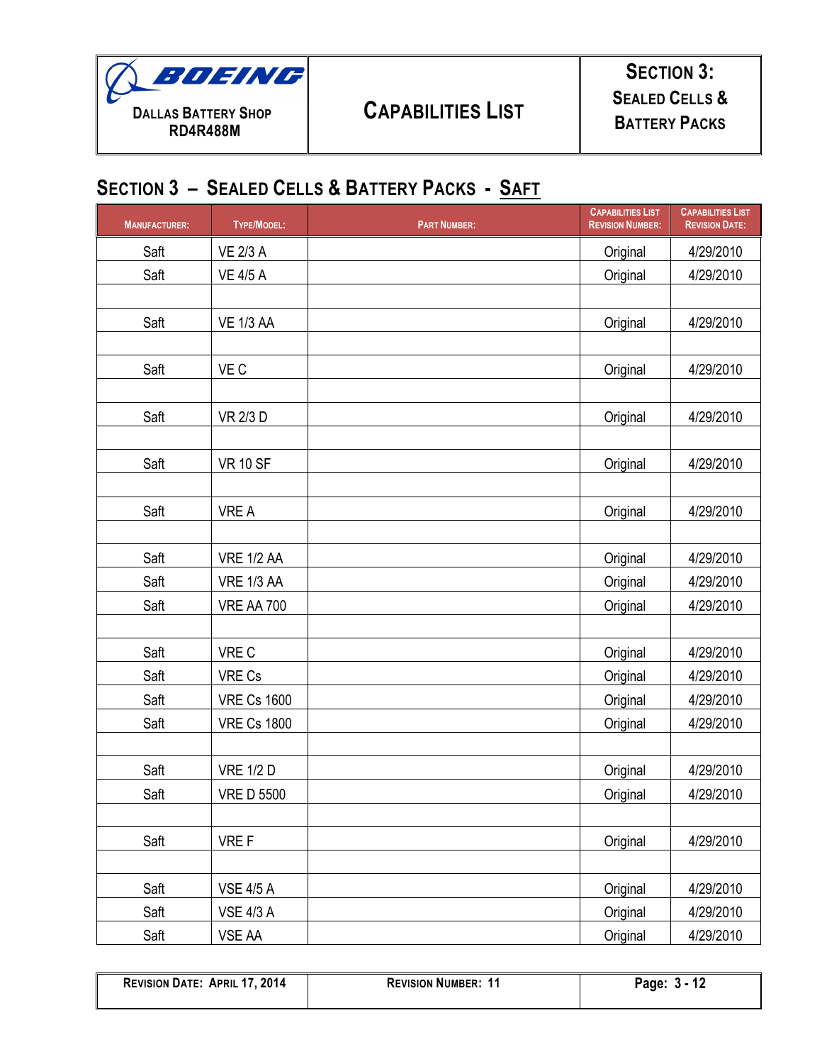## SECTION 3 – SEALED CELLS & BATTERY PACKS - SAFT

| MANUFACTURER: | TYPE/MODEL: | PART NUMBER: | CAPABILITIES LIST REVISION NUMBER: | CAPABILITIES LIST REVISION DATE: |
|---|---|---|---|---|
| Saft | VE 2/3 A | | Original | 4/29/2010 |
| Saft | VE 4/5 A | | Original | 4/29/2010 |
| | | | | |
| Saft | VE 1/3 AA | | Original | 4/29/2010 |
| | | | | |
| Saft | VE C | | Original | 4/29/2010 |
| | | | | |
| Saft | VR 2/3 D | | Original | 4/29/2010 |
| | | | | |
| Saft | VR 10 SF | | Original | 4/29/2010 |
| | | | | |
| Saft | VRE A | | Original | 4/29/2010 |
| | | | | |
| Saft | VRE 1/2 AA | | Original | 4/29/2010 |
| Saft | VRE 1/3 AA | | Original | 4/29/2010 |
| Saft | VRE AA 700 | | Original | 4/29/2010 |
| | | | | |
| Saft | VRE C | | Original | 4/29/2010 |
| Saft | VRE Cs | | Original | 4/29/2010 |
| Saft | VRE Cs 1600 | | Original | 4/29/2010 |
| Saft | VRE Cs 1800 | | Original | 4/29/2010 |
| | | | | |
| Saft | VRE 1/2 D | | Original | 4/29/2010 |
| Saft | VRE D 5500 | | Original | 4/29/2010 |
| | | | | |
| Saft | VRE F | | Original | 4/29/2010 |
| | | | | |
| Saft | VSE 4/5 A | | Original | 4/29/2010 |
| Saft | VSE 4/3 A | | Original | 4/29/2010 |
| Saft | VSE AA | | Original | 4/29/2010 |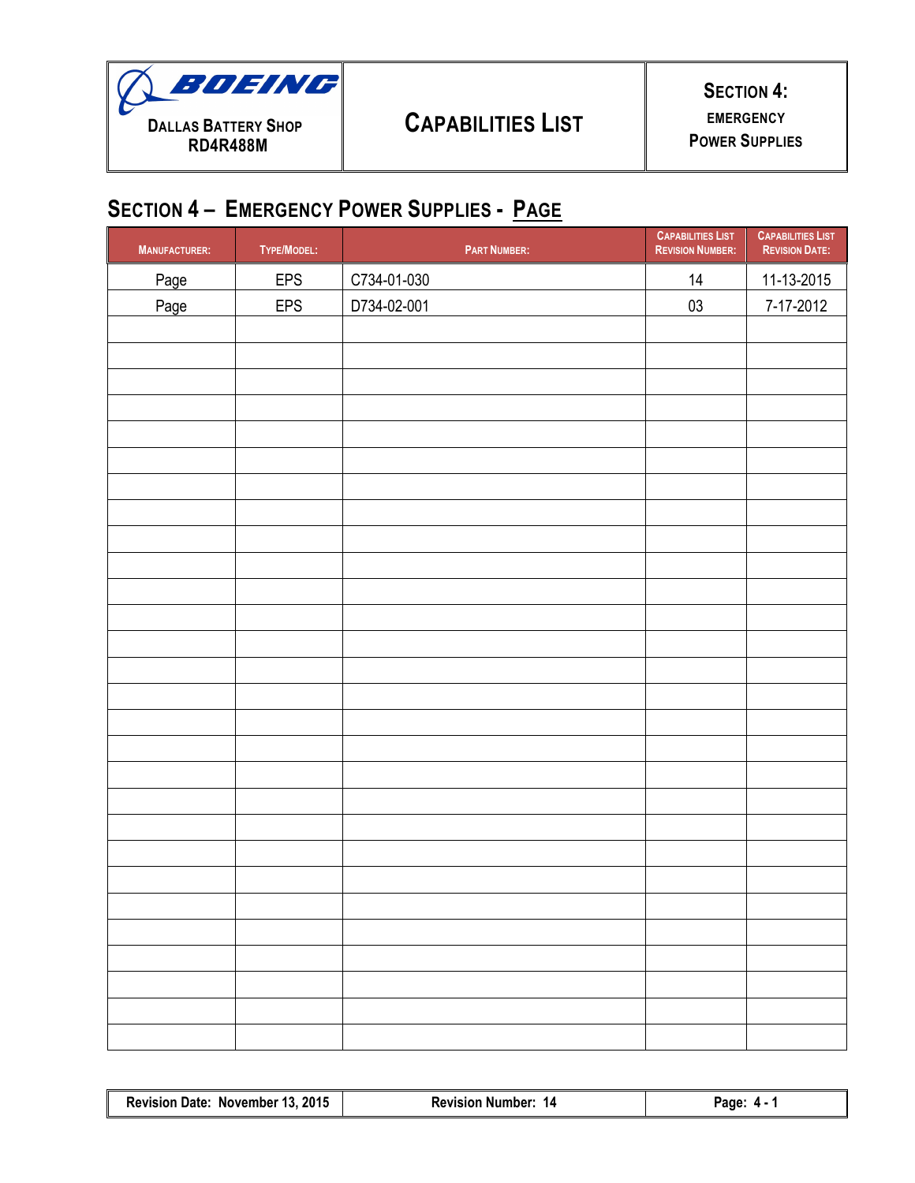## Section 4 – Emergency Power Supplies - Page

| Manufacturer: | Type/Model: | Part Number: | Capabilities List Revision Number: | Capabilities List Revision Date: |
|---|---|---|---|---|
| Page | EPS | C734-01-030 | 14 | 11-13-2015 |
| Page | EPS | D734-02-001 | 03 | 7-17-2012 |